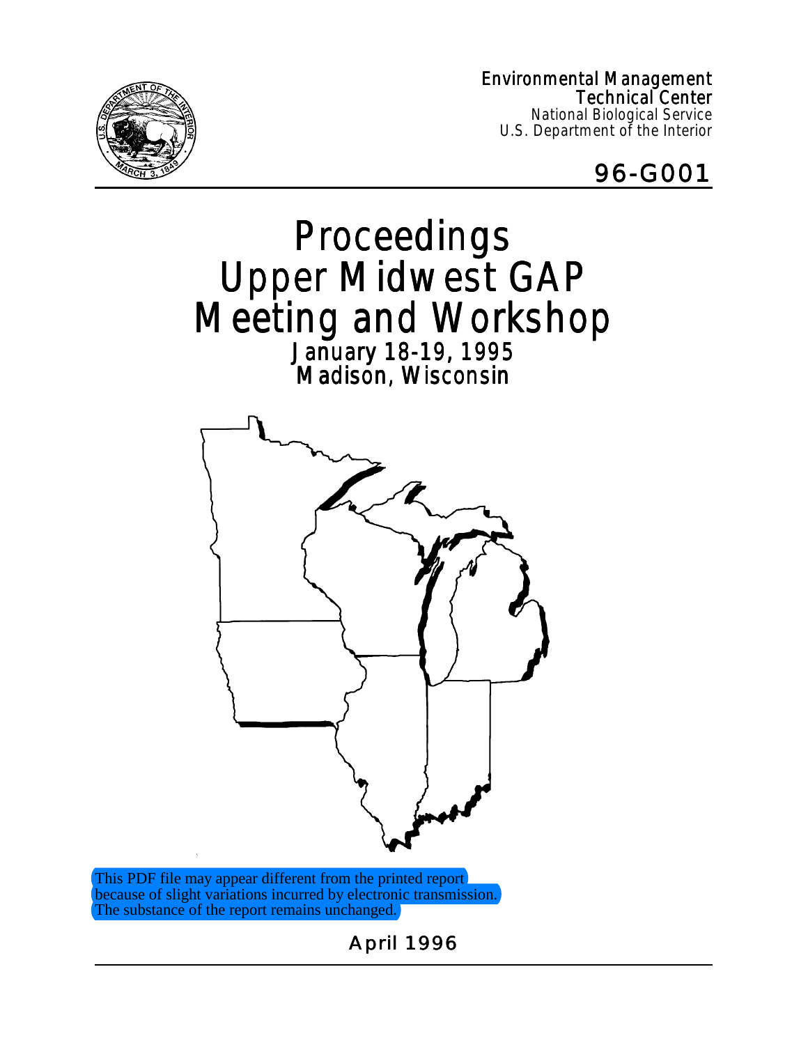Environmental Management
Technical Center
National Biological Service
U.S. Department of the Interior

96-G001

# Proceedings Upper Midwest GAP Meeting and Workshop

## January 18-19, 1995
## Madison, Wisconsin

This PDF file may appear different from the printed report because of slight variations incurred by electronic transmission. The substance of the report remains unchanged.

April 1996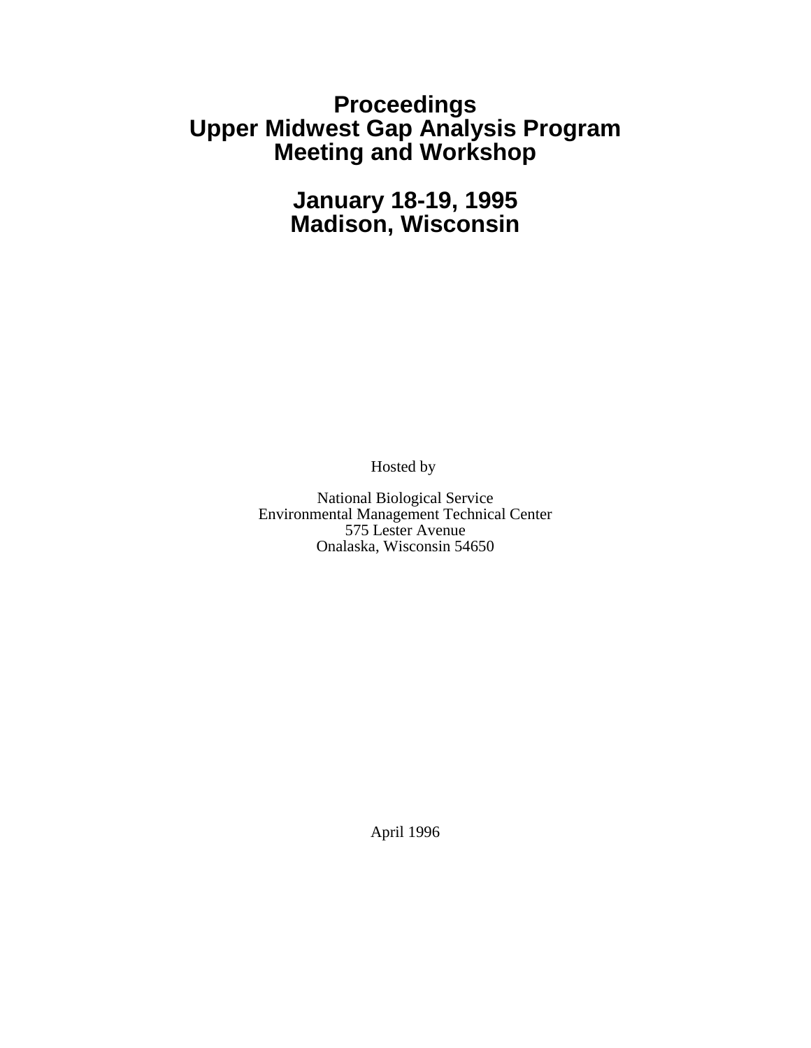# Proceedings
# Upper Midwest Gap Analysis Program
# Meeting and Workshop

## January 18-19, 1995
## Madison, Wisconsin

Hosted by

National Biological Service
Environmental Management Technical Center
575 Lester Avenue
Onalaska, Wisconsin 54650

April 1996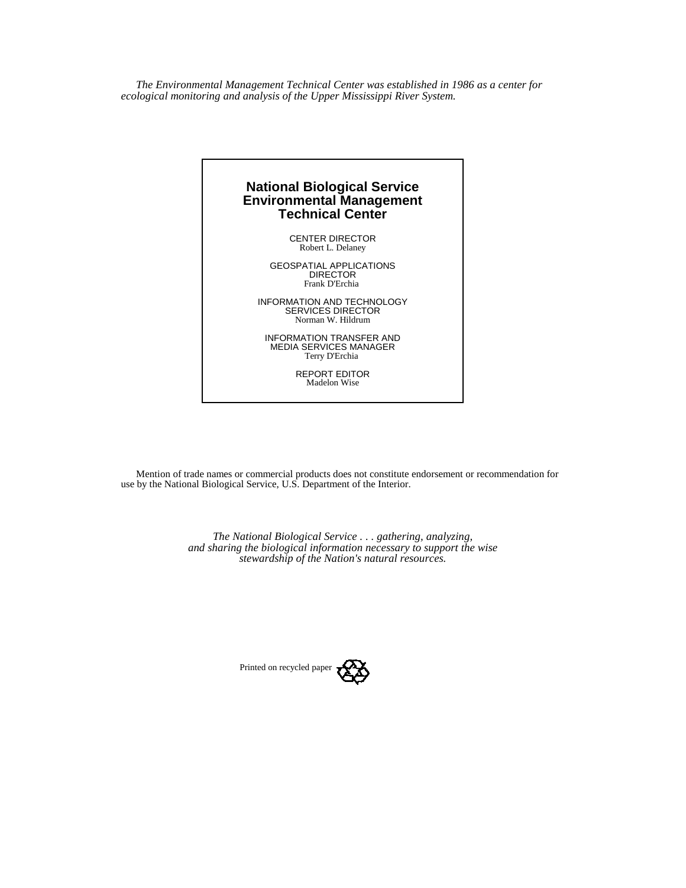*The Environmental Management Technical Center was established in 1986 as a center for ecological monitoring and analysis of the Upper Mississippi River System.*

**National Biological Service**
**Environmental Management**
**Technical Center**

CENTER DIRECTOR
Robert L. Delaney

GEOSPATIAL APPLICATIONS DIRECTOR
Frank D'Erchia

INFORMATION AND TECHNOLOGY SERVICES DIRECTOR
Norman W. Hildrum

INFORMATION TRANSFER AND MEDIA SERVICES MANAGER
Terry D'Erchia

REPORT EDITOR
Madelon Wise

Mention of trade names or commercial products does not constitute endorsement or recommendation for use by the National Biological Service, U.S. Department of the Interior.

*The National Biological Service . . . gathering, analyzing, and sharing the biological information necessary to support the wise stewardship of the Nation's natural resources.*

Printed on recycled paper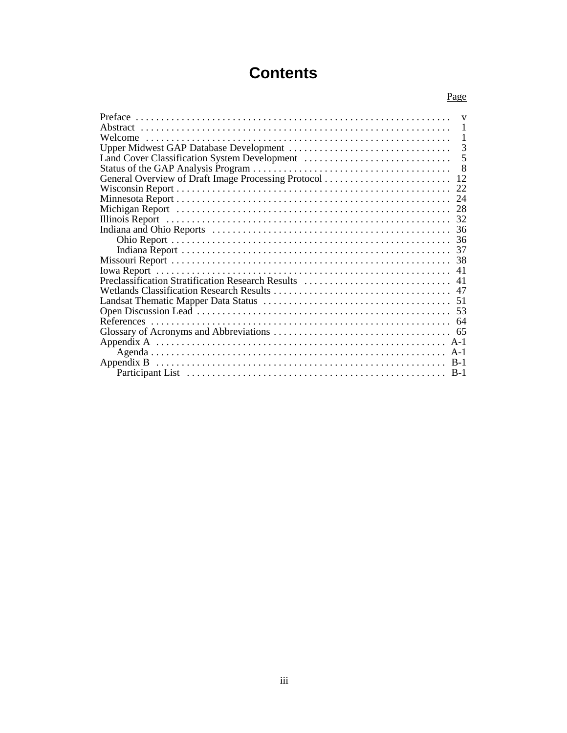# Contents

| | Page |
|---|---|
| Preface | v |
| Abstract | 1 |
| Welcome | 1 |
| Upper Midwest GAP Database Development | 3 |
| Land Cover Classification System Development | 5 |
| Status of the GAP Analysis Program | 8 |
| General Overview of Draft Image Processing Protocol | 12 |
| Wisconsin Report | 22 |
| Minnesota Report | 24 |
| Michigan Report | 28 |
| Illinois Report | 32 |
| Indiana and Ohio Reports | 36 |
| Ohio Report | 36 |
| Indiana Report | 37 |
| Missouri Report | 38 |
| Iowa Report | 41 |
| Preclassification Stratification Research Results | 41 |
| Wetlands Classification Research Results | 47 |
| Landsat Thematic Mapper Data Status | 51 |
| Open Discussion Lead | 53 |
| References | 64 |
| Glossary of Acronyms and Abbreviations | 65 |
| Appendix A | A-1 |
| Agenda | A-1 |
| Appendix B | B-1 |
| Participant List | B-1 |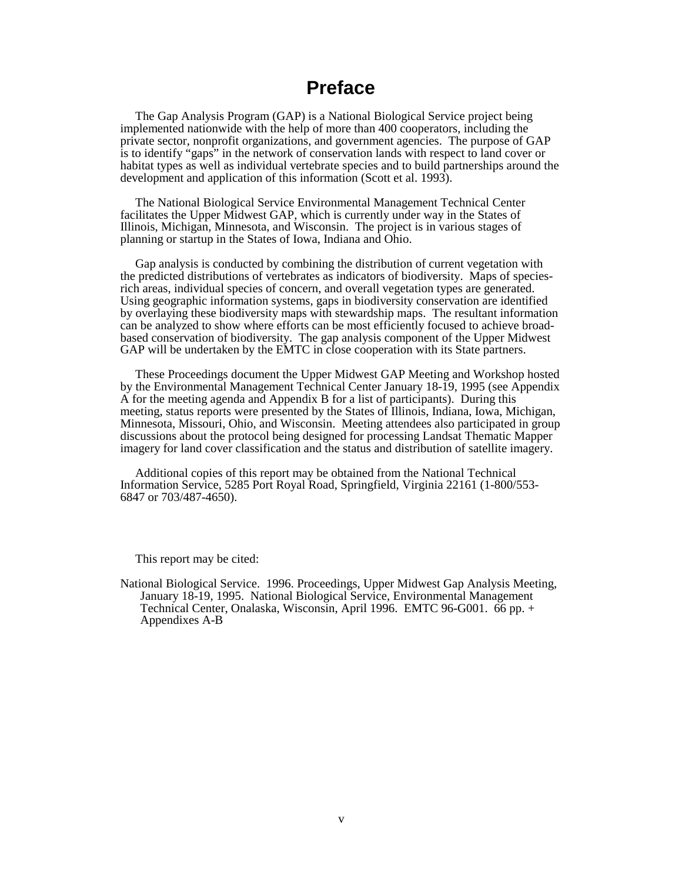# Preface

The Gap Analysis Program (GAP) is a National Biological Service project being implemented nationwide with the help of more than 400 cooperators, including the private sector, nonprofit organizations, and government agencies. The purpose of GAP is to identify "gaps" in the network of conservation lands with respect to land cover or habitat types as well as individual vertebrate species and to build partnerships around the development and application of this information (Scott et al. 1993).

The National Biological Service Environmental Management Technical Center facilitates the Upper Midwest GAP, which is currently under way in the States of Illinois, Michigan, Minnesota, and Wisconsin. The project is in various stages of planning or startup in the States of Iowa, Indiana and Ohio.

Gap analysis is conducted by combining the distribution of current vegetation with the predicted distributions of vertebrates as indicators of biodiversity. Maps of species-rich areas, individual species of concern, and overall vegetation types are generated. Using geographic information systems, gaps in biodiversity conservation are identified by overlaying these biodiversity maps with stewardship maps. The resultant information can be analyzed to show where efforts can be most efficiently focused to achieve broad-based conservation of biodiversity. The gap analysis component of the Upper Midwest GAP will be undertaken by the EMTC in close cooperation with its State partners.

These Proceedings document the Upper Midwest GAP Meeting and Workshop hosted by the Environmental Management Technical Center January 18-19, 1995 (see Appendix A for the meeting agenda and Appendix B for a list of participants). During this meeting, status reports were presented by the States of Illinois, Indiana, Iowa, Michigan, Minnesota, Missouri, Ohio, and Wisconsin. Meeting attendees also participated in group discussions about the protocol being designed for processing Landsat Thematic Mapper imagery for land cover classification and the status and distribution of satellite imagery.

Additional copies of this report may be obtained from the National Technical Information Service, 5285 Port Royal Road, Springfield, Virginia 22161 (1-800/553-6847 or 703/487-4650).

This report may be cited:

National Biological Service. 1996. Proceedings, Upper Midwest Gap Analysis Meeting, January 18-19, 1995. National Biological Service, Environmental Management Technical Center, Onalaska, Wisconsin, April 1996. EMTC 96-G001. 66 pp. + Appendixes A-B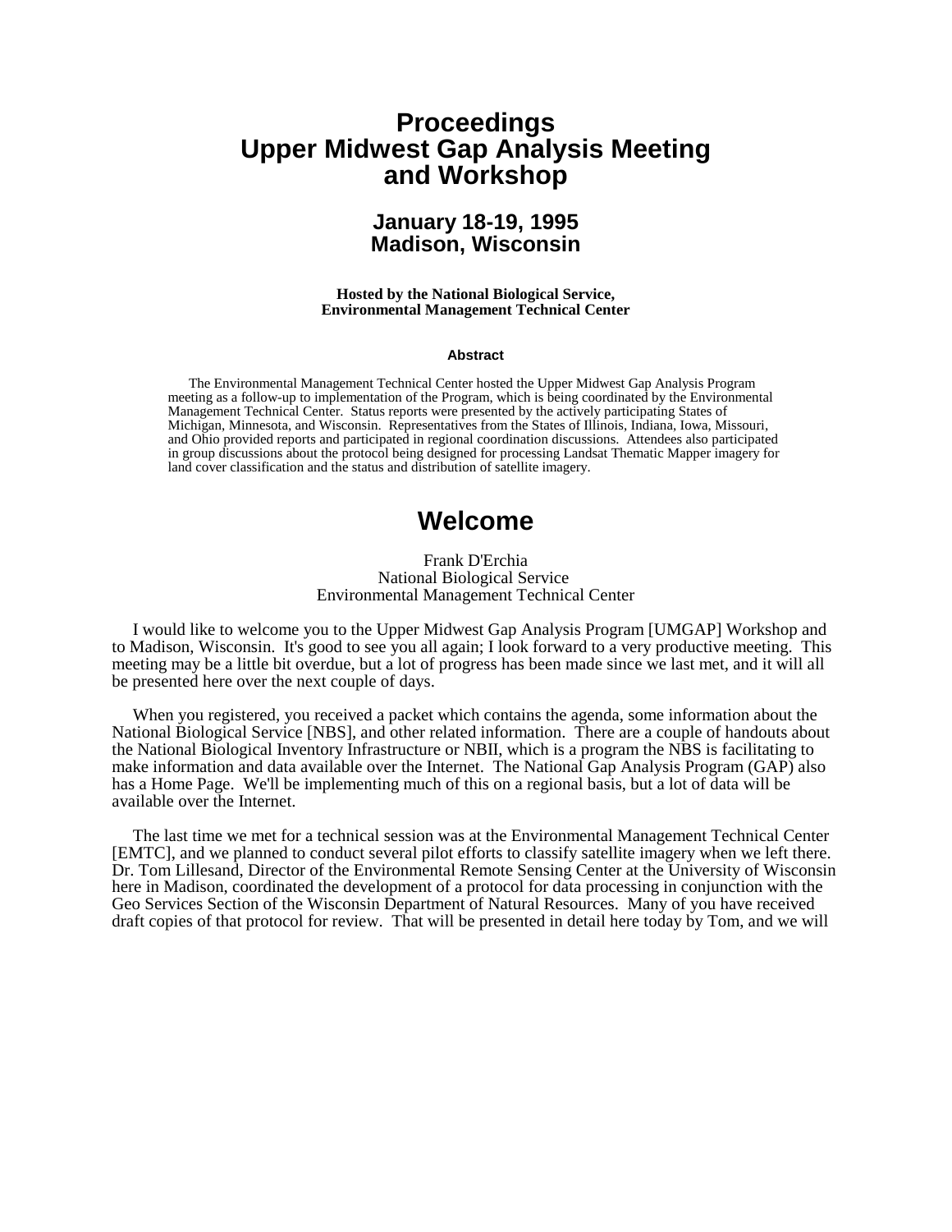# Proceedings
# Upper Midwest Gap Analysis Meeting and Workshop

## January 18-19, 1995
## Madison, Wisconsin

**Hosted by the National Biological Service,**
**Environmental Management Technical Center**

#### Abstract

The Environmental Management Technical Center hosted the Upper Midwest Gap Analysis Program meeting as a follow-up to implementation of the Program, which is being coordinated by the Environmental Management Technical Center. Status reports were presented by the actively participating States of Michigan, Minnesota, and Wisconsin. Representatives from the States of Illinois, Indiana, Iowa, Missouri, and Ohio provided reports and participated in regional coordination discussions. Attendees also participated in group discussions about the protocol being designed for processing Landsat Thematic Mapper imagery for land cover classification and the status and distribution of satellite imagery.

# Welcome

Frank D'Erchia
National Biological Service
Environmental Management Technical Center

I would like to welcome you to the Upper Midwest Gap Analysis Program [UMGAP] Workshop and to Madison, Wisconsin. It's good to see you all again; I look forward to a very productive meeting. This meeting may be a little bit overdue, but a lot of progress has been made since we last met, and it will all be presented here over the next couple of days.

When you registered, you received a packet which contains the agenda, some information about the National Biological Service [NBS], and other related information. There are a couple of handouts about the National Biological Inventory Infrastructure or NBII, which is a program the NBS is facilitating to make information and data available over the Internet. The National Gap Analysis Program (GAP) also has a Home Page. We'll be implementing much of this on a regional basis, but a lot of data will be available over the Internet.

The last time we met for a technical session was at the Environmental Management Technical Center [EMTC], and we planned to conduct several pilot efforts to classify satellite imagery when we left there. Dr. Tom Lillesand, Director of the Environmental Remote Sensing Center at the University of Wisconsin here in Madison, coordinated the development of a protocol for data processing in conjunction with the Geo Services Section of the Wisconsin Department of Natural Resources. Many of you have received draft copies of that protocol for review. That will be presented in detail here today by Tom, and we will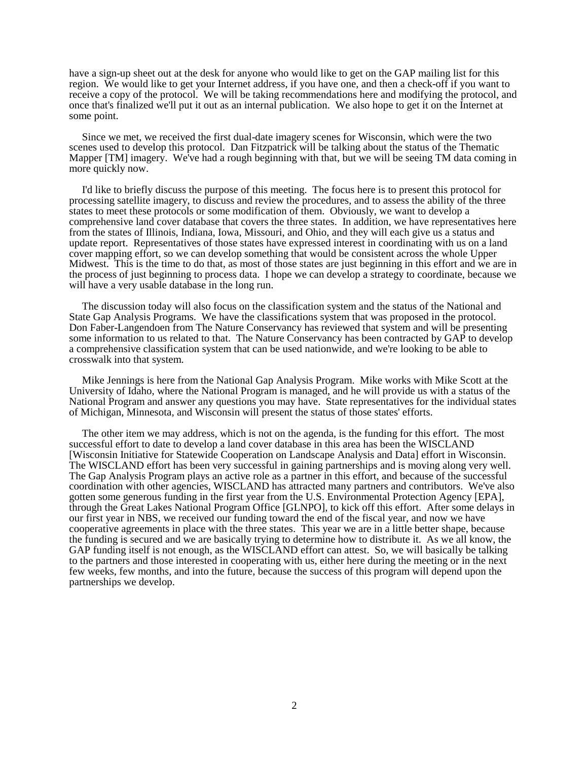have a sign-up sheet out at the desk for anyone who would like to get on the GAP mailing list for this region. We would like to get your Internet address, if you have one, and then a check-off if you want to receive a copy of the protocol. We will be taking recommendations here and modifying the protocol, and once that's finalized we'll put it out as an internal publication. We also hope to get it on the Internet at some point.

Since we met, we received the first dual-date imagery scenes for Wisconsin, which were the two scenes used to develop this protocol. Dan Fitzpatrick will be talking about the status of the Thematic Mapper [TM] imagery. We've had a rough beginning with that, but we will be seeing TM data coming in more quickly now.

I'd like to briefly discuss the purpose of this meeting. The focus here is to present this protocol for processing satellite imagery, to discuss and review the procedures, and to assess the ability of the three states to meet these protocols or some modification of them. Obviously, we want to develop a comprehensive land cover database that covers the three states. In addition, we have representatives here from the states of Illinois, Indiana, Iowa, Missouri, and Ohio, and they will each give us a status and update report. Representatives of those states have expressed interest in coordinating with us on a land cover mapping effort, so we can develop something that would be consistent across the whole Upper Midwest. This is the time to do that, as most of those states are just beginning in this effort and we are in the process of just beginning to process data. I hope we can develop a strategy to coordinate, because we will have a very usable database in the long run.

The discussion today will also focus on the classification system and the status of the National and State Gap Analysis Programs. We have the classifications system that was proposed in the protocol. Don Faber-Langendoen from The Nature Conservancy has reviewed that system and will be presenting some information to us related to that. The Nature Conservancy has been contracted by GAP to develop a comprehensive classification system that can be used nationwide, and we're looking to be able to crosswalk into that system.

Mike Jennings is here from the National Gap Analysis Program. Mike works with Mike Scott at the University of Idaho, where the National Program is managed, and he will provide us with a status of the National Program and answer any questions you may have. State representatives for the individual states of Michigan, Minnesota, and Wisconsin will present the status of those states' efforts.

The other item we may address, which is not on the agenda, is the funding for this effort. The most successful effort to date to develop a land cover database in this area has been the WISCLAND [Wisconsin Initiative for Statewide Cooperation on Landscape Analysis and Data] effort in Wisconsin. The WISCLAND effort has been very successful in gaining partnerships and is moving along very well. The Gap Analysis Program plays an active role as a partner in this effort, and because of the successful coordination with other agencies, WISCLAND has attracted many partners and contributors. We've also gotten some generous funding in the first year from the U.S. Environmental Protection Agency [EPA], through the Great Lakes National Program Office [GLNPO], to kick off this effort. After some delays in our first year in NBS, we received our funding toward the end of the fiscal year, and now we have cooperative agreements in place with the three states. This year we are in a little better shape, because the funding is secured and we are basically trying to determine how to distribute it. As we all know, the GAP funding itself is not enough, as the WISCLAND effort can attest. So, we will basically be talking to the partners and those interested in cooperating with us, either here during the meeting or in the next few weeks, few months, and into the future, because the success of this program will depend upon the partnerships we develop.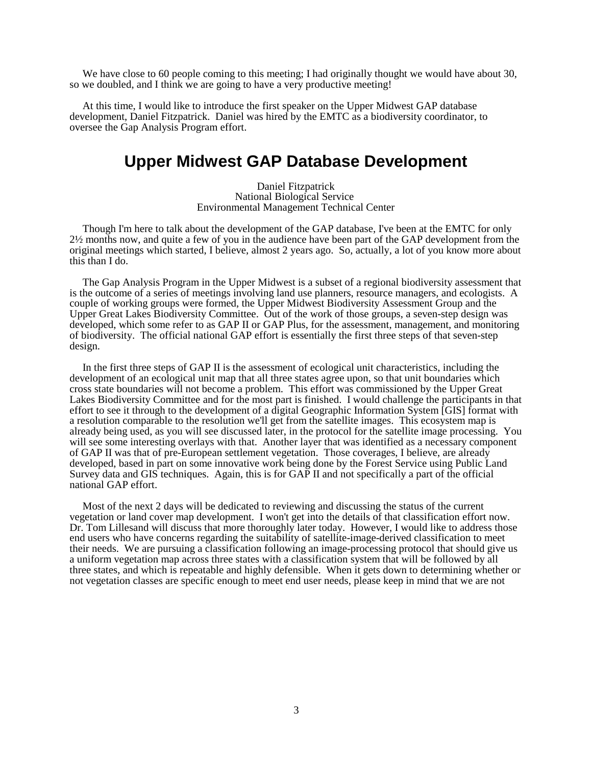We have close to 60 people coming to this meeting; I had originally thought we would have about 30, so we doubled, and I think we are going to have a very productive meeting!

At this time, I would like to introduce the first speaker on the Upper Midwest GAP database development, Daniel Fitzpatrick. Daniel was hired by the EMTC as a biodiversity coordinator, to oversee the Gap Analysis Program effort.

## Upper Midwest GAP Database Development

Daniel Fitzpatrick
National Biological Service
Environmental Management Technical Center

Though I'm here to talk about the development of the GAP database, I've been at the EMTC for only 2½ months now, and quite a few of you in the audience have been part of the GAP development from the original meetings which started, I believe, almost 2 years ago. So, actually, a lot of you know more about this than I do.

The Gap Analysis Program in the Upper Midwest is a subset of a regional biodiversity assessment that is the outcome of a series of meetings involving land use planners, resource managers, and ecologists. A couple of working groups were formed, the Upper Midwest Biodiversity Assessment Group and the Upper Great Lakes Biodiversity Committee. Out of the work of those groups, a seven-step design was developed, which some refer to as GAP II or GAP Plus, for the assessment, management, and monitoring of biodiversity. The official national GAP effort is essentially the first three steps of that seven-step design.

In the first three steps of GAP II is the assessment of ecological unit characteristics, including the development of an ecological unit map that all three states agree upon, so that unit boundaries which cross state boundaries will not become a problem. This effort was commissioned by the Upper Great Lakes Biodiversity Committee and for the most part is finished. I would challenge the participants in that effort to see it through to the development of a digital Geographic Information System [GIS] format with a resolution comparable to the resolution we'll get from the satellite images. This ecosystem map is already being used, as you will see discussed later, in the protocol for the satellite image processing. You will see some interesting overlays with that. Another layer that was identified as a necessary component of GAP II was that of pre-European settlement vegetation. Those coverages, I believe, are already developed, based in part on some innovative work being done by the Forest Service using Public Land Survey data and GIS techniques. Again, this is for GAP II and not specifically a part of the official national GAP effort.

Most of the next 2 days will be dedicated to reviewing and discussing the status of the current vegetation or land cover map development. I won't get into the details of that classification effort now. Dr. Tom Lillesand will discuss that more thoroughly later today. However, I would like to address those end users who have concerns regarding the suitability of satellite-image-derived classification to meet their needs. We are pursuing a classification following an image-processing protocol that should give us a uniform vegetation map across three states with a classification system that will be followed by all three states, and which is repeatable and highly defensible. When it gets down to determining whether or not vegetation classes are specific enough to meet end user needs, please keep in mind that we are not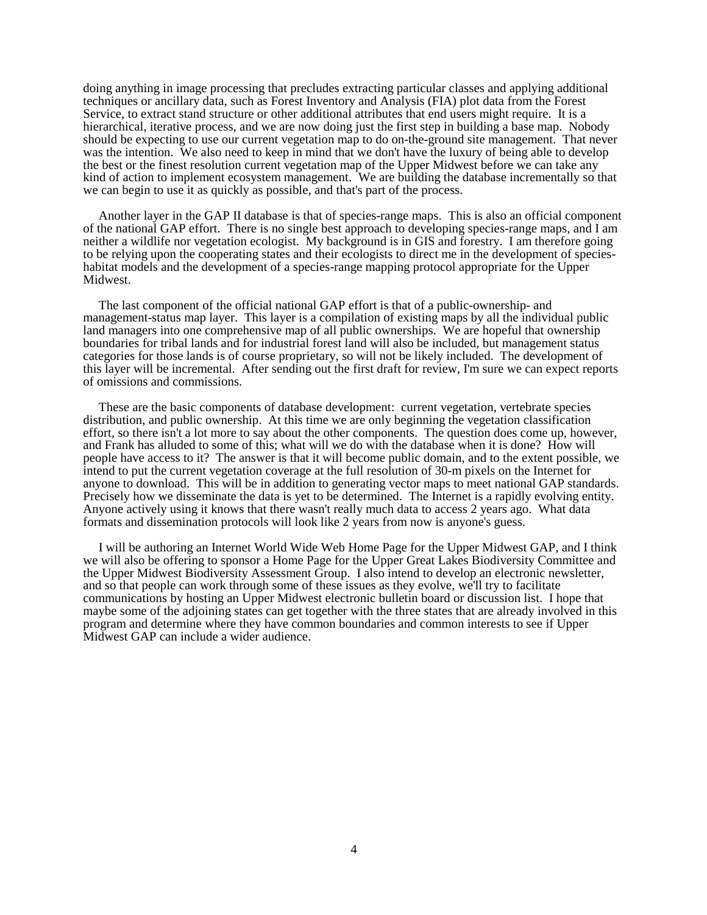doing anything in image processing that precludes extracting particular classes and applying additional techniques or ancillary data, such as Forest Inventory and Analysis (FIA) plot data from the Forest Service, to extract stand structure or other additional attributes that end users might require. It is a hierarchical, iterative process, and we are now doing just the first step in building a base map. Nobody should be expecting to use our current vegetation map to do on-the-ground site management. That never was the intention. We also need to keep in mind that we don't have the luxury of being able to develop the best or the finest resolution current vegetation map of the Upper Midwest before we can take any kind of action to implement ecosystem management. We are building the database incrementally so that we can begin to use it as quickly as possible, and that's part of the process.

Another layer in the GAP II database is that of species-range maps. This is also an official component of the national GAP effort. There is no single best approach to developing species-range maps, and I am neither a wildlife nor vegetation ecologist. My background is in GIS and forestry. I am therefore going to be relying upon the cooperating states and their ecologists to direct me in the development of species-habitat models and the development of a species-range mapping protocol appropriate for the Upper Midwest.

The last component of the official national GAP effort is that of a public-ownership- and management-status map layer. This layer is a compilation of existing maps by all the individual public land managers into one comprehensive map of all public ownerships. We are hopeful that ownership boundaries for tribal lands and for industrial forest land will also be included, but management status categories for those lands is of course proprietary, so will not be likely included. The development of this layer will be incremental. After sending out the first draft for review, I'm sure we can expect reports of omissions and commissions.

These are the basic components of database development: current vegetation, vertebrate species distribution, and public ownership. At this time we are only beginning the vegetation classification effort, so there isn't a lot more to say about the other components. The question does come up, however, and Frank has alluded to some of this; what will we do with the database when it is done? How will people have access to it? The answer is that it will become public domain, and to the extent possible, we intend to put the current vegetation coverage at the full resolution of 30-m pixels on the Internet for anyone to download. This will be in addition to generating vector maps to meet national GAP standards. Precisely how we disseminate the data is yet to be determined. The Internet is a rapidly evolving entity. Anyone actively using it knows that there wasn't really much data to access 2 years ago. What data formats and dissemination protocols will look like 2 years from now is anyone's guess.

I will be authoring an Internet World Wide Web Home Page for the Upper Midwest GAP, and I think we will also be offering to sponsor a Home Page for the Upper Great Lakes Biodiversity Committee and the Upper Midwest Biodiversity Assessment Group. I also intend to develop an electronic newsletter, and so that people can work through some of these issues as they evolve, we'll try to facilitate communications by hosting an Upper Midwest electronic bulletin board or discussion list. I hope that maybe some of the adjoining states can get together with the three states that are already involved in this program and determine where they have common boundaries and common interests to see if Upper Midwest GAP can include a wider audience.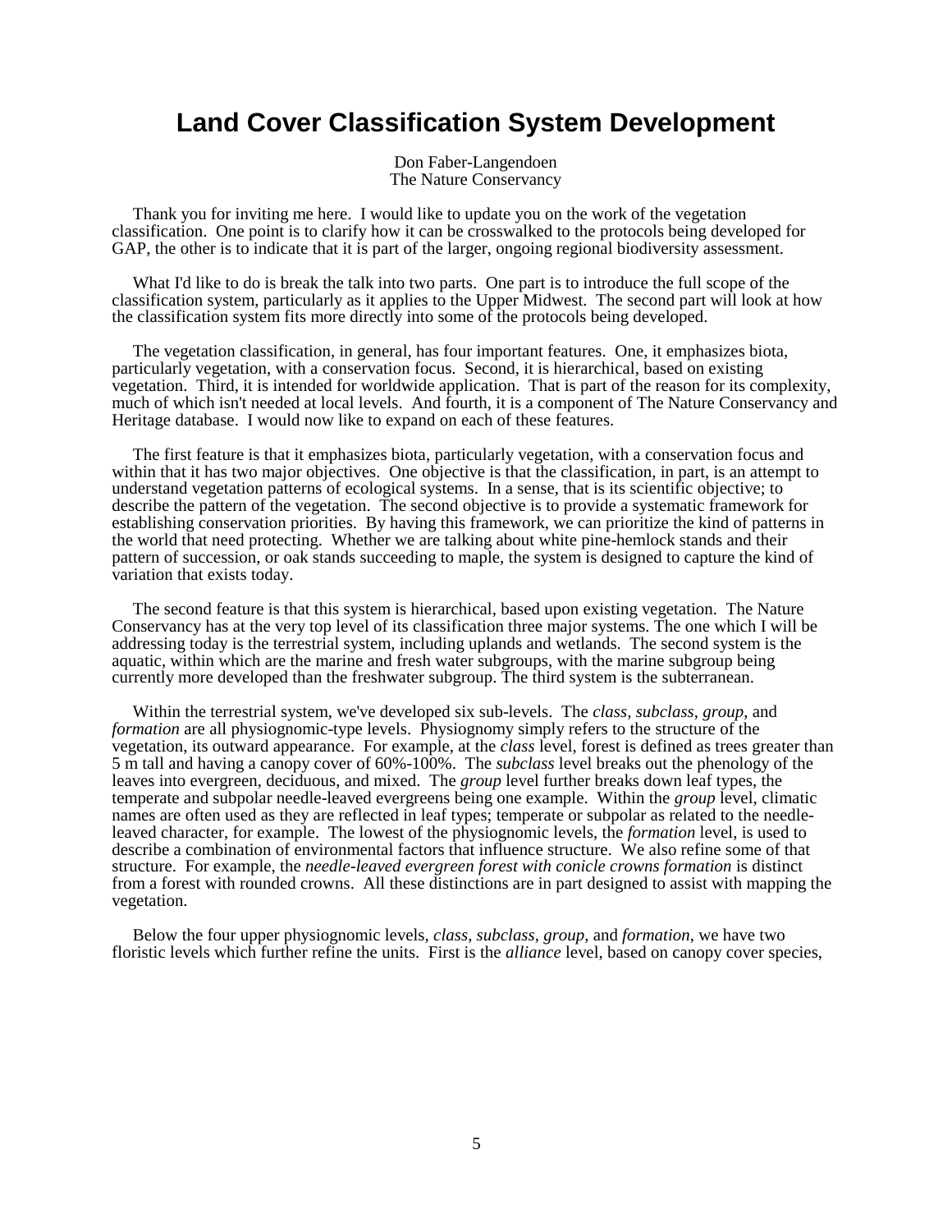# Land Cover Classification System Development

Don Faber-Langendoen
The Nature Conservancy

Thank you for inviting me here. I would like to update you on the work of the vegetation classification. One point is to clarify how it can be crosswalked to the protocols being developed for GAP, the other is to indicate that it is part of the larger, ongoing regional biodiversity assessment.

What I'd like to do is break the talk into two parts. One part is to introduce the full scope of the classification system, particularly as it applies to the Upper Midwest. The second part will look at how the classification system fits more directly into some of the protocols being developed.

The vegetation classification, in general, has four important features. One, it emphasizes biota, particularly vegetation, with a conservation focus. Second, it is hierarchical, based on existing vegetation. Third, it is intended for worldwide application. That is part of the reason for its complexity, much of which isn't needed at local levels. And fourth, it is a component of The Nature Conservancy and Heritage database. I would now like to expand on each of these features.

The first feature is that it emphasizes biota, particularly vegetation, with a conservation focus and within that it has two major objectives. One objective is that the classification, in part, is an attempt to understand vegetation patterns of ecological systems. In a sense, that is its scientific objective; to describe the pattern of the vegetation. The second objective is to provide a systematic framework for establishing conservation priorities. By having this framework, we can prioritize the kind of patterns in the world that need protecting. Whether we are talking about white pine-hemlock stands and their pattern of succession, or oak stands succeeding to maple, the system is designed to capture the kind of variation that exists today.

The second feature is that this system is hierarchical, based upon existing vegetation. The Nature Conservancy has at the very top level of its classification three major systems. The one which I will be addressing today is the terrestrial system, including uplands and wetlands. The second system is the aquatic, within which are the marine and fresh water subgroups, with the marine subgroup being currently more developed than the freshwater subgroup. The third system is the subterranean.

Within the terrestrial system, we've developed six sub-levels. The *class*, *subclass*, *group*, and *formation* are all physiognomic-type levels. Physiognomy simply refers to the structure of the vegetation, its outward appearance. For example, at the *class* level, forest is defined as trees greater than 5 m tall and having a canopy cover of 60%-100%. The *subclass* level breaks out the phenology of the leaves into evergreen, deciduous, and mixed. The *group* level further breaks down leaf types, the temperate and subpolar needle-leaved evergreens being one example. Within the *group* level, climatic names are often used as they are reflected in leaf types; temperate or subpolar as related to the needle-leaved character, for example. The lowest of the physiognomic levels, the *formation* level, is used to describe a combination of environmental factors that influence structure. We also refine some of that structure. For example, the *needle-leaved evergreen forest with conicle crowns formation* is distinct from a forest with rounded crowns. All these distinctions are in part designed to assist with mapping the vegetation.

Below the four upper physiognomic levels, *class*, *subclass*, *group*, and *formation*, we have two floristic levels which further refine the units. First is the *alliance* level, based on canopy cover species,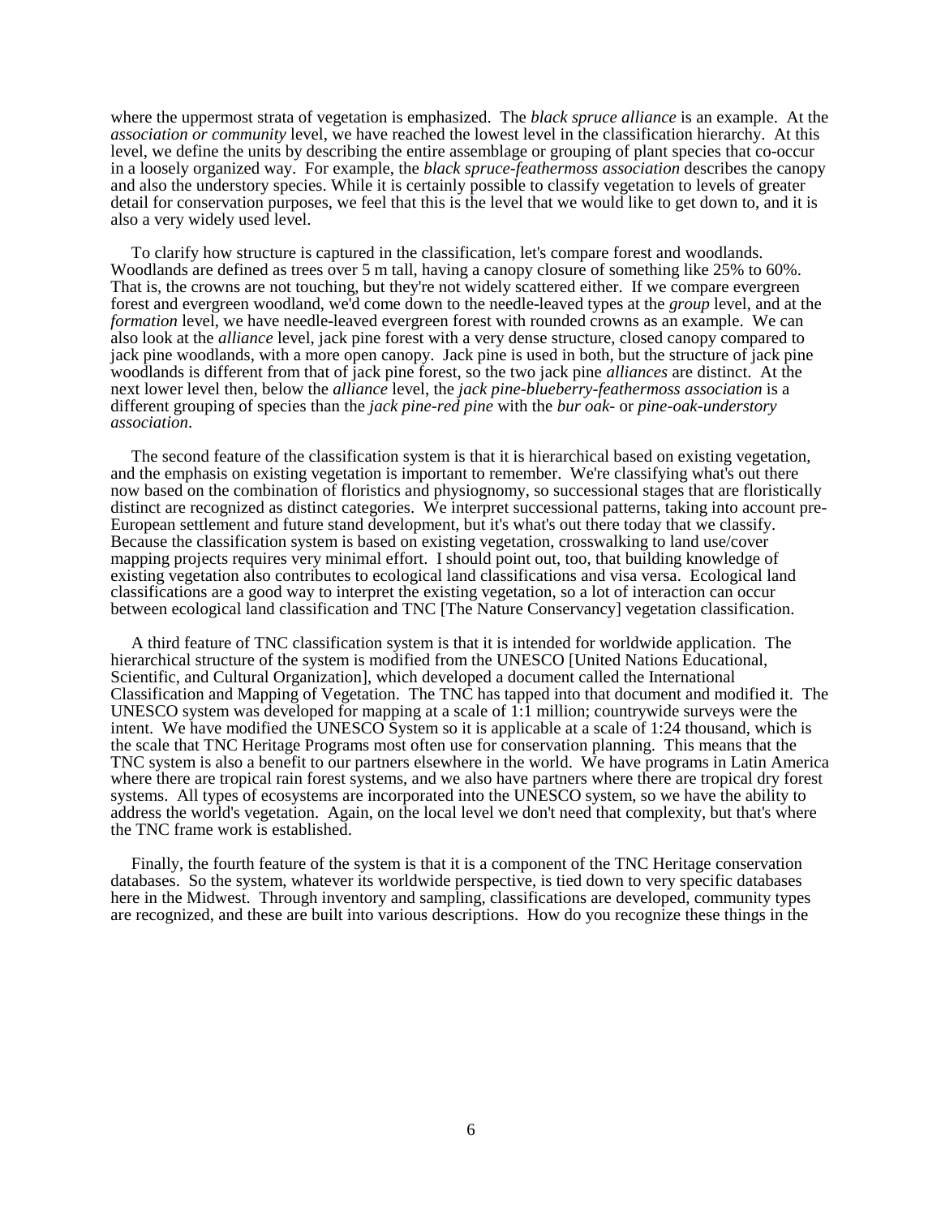where the uppermost strata of vegetation is emphasized. The *black spruce alliance* is an example. At the *association or community* level, we have reached the lowest level in the classification hierarchy. At this level, we define the units by describing the entire assemblage or grouping of plant species that co-occur in a loosely organized way. For example, the *black spruce-feathermoss association* describes the canopy and also the understory species. While it is certainly possible to classify vegetation to levels of greater detail for conservation purposes, we feel that this is the level that we would like to get down to, and it is also a very widely used level.

To clarify how structure is captured in the classification, let's compare forest and woodlands. Woodlands are defined as trees over 5 m tall, having a canopy closure of something like 25% to 60%. That is, the crowns are not touching, but they're not widely scattered either. If we compare evergreen forest and evergreen woodland, we'd come down to the needle-leaved types at the *group* level, and at the *formation* level, we have needle-leaved evergreen forest with rounded crowns as an example. We can also look at the *alliance* level, jack pine forest with a very dense structure, closed canopy compared to jack pine woodlands, with a more open canopy. Jack pine is used in both, but the structure of jack pine woodlands is different from that of jack pine forest, so the two jack pine *alliances* are distinct. At the next lower level then, below the *alliance* level, the *jack pine-blueberry-feathermoss association* is a different grouping of species than the *jack pine-red pine* with the *bur oak-* or *pine-oak-understory association*.

The second feature of the classification system is that it is hierarchical based on existing vegetation, and the emphasis on existing vegetation is important to remember. We're classifying what's out there now based on the combination of floristics and physiognomy, so successional stages that are floristically distinct are recognized as distinct categories. We interpret successional patterns, taking into account pre-European settlement and future stand development, but it's what's out there today that we classify. Because the classification system is based on existing vegetation, crosswalking to land use/cover mapping projects requires very minimal effort. I should point out, too, that building knowledge of existing vegetation also contributes to ecological land classifications and visa versa. Ecological land classifications are a good way to interpret the existing vegetation, so a lot of interaction can occur between ecological land classification and TNC [The Nature Conservancy] vegetation classification.

A third feature of TNC classification system is that it is intended for worldwide application. The hierarchical structure of the system is modified from the UNESCO [United Nations Educational, Scientific, and Cultural Organization], which developed a document called the International Classification and Mapping of Vegetation. The TNC has tapped into that document and modified it. The UNESCO system was developed for mapping at a scale of 1:1 million; countrywide surveys were the intent. We have modified the UNESCO System so it is applicable at a scale of 1:24 thousand, which is the scale that TNC Heritage Programs most often use for conservation planning. This means that the TNC system is also a benefit to our partners elsewhere in the world. We have programs in Latin America where there are tropical rain forest systems, and we also have partners where there are tropical dry forest systems. All types of ecosystems are incorporated into the UNESCO system, so we have the ability to address the world's vegetation. Again, on the local level we don't need that complexity, but that's where the TNC frame work is established.

Finally, the fourth feature of the system is that it is a component of the TNC Heritage conservation databases. So the system, whatever its worldwide perspective, is tied down to very specific databases here in the Midwest. Through inventory and sampling, classifications are developed, community types are recognized, and these are built into various descriptions. How do you recognize these things in the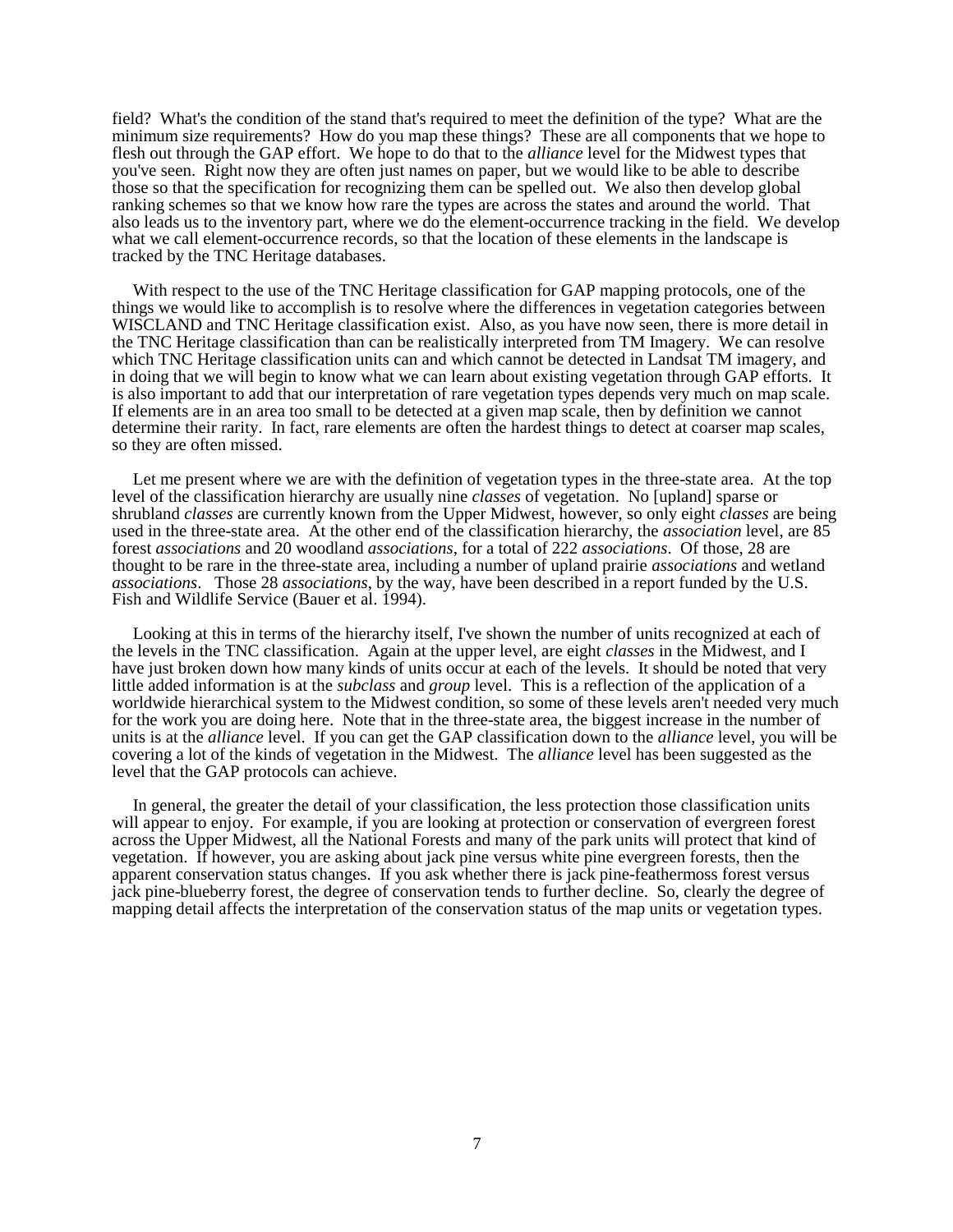field? What's the condition of the stand that's required to meet the definition of the type? What are the minimum size requirements? How do you map these things? These are all components that we hope to flesh out through the GAP effort. We hope to do that to the *alliance* level for the Midwest types that you've seen. Right now they are often just names on paper, but we would like to be able to describe those so that the specification for recognizing them can be spelled out. We also then develop global ranking schemes so that we know how rare the types are across the states and around the world. That also leads us to the inventory part, where we do the element-occurrence tracking in the field. We develop what we call element-occurrence records, so that the location of these elements in the landscape is tracked by the TNC Heritage databases.

With respect to the use of the TNC Heritage classification for GAP mapping protocols, one of the things we would like to accomplish is to resolve where the differences in vegetation categories between WISCLAND and TNC Heritage classification exist. Also, as you have now seen, there is more detail in the TNC Heritage classification than can be realistically interpreted from TM Imagery. We can resolve which TNC Heritage classification units can and which cannot be detected in Landsat TM imagery, and in doing that we will begin to know what we can learn about existing vegetation through GAP efforts. It is also important to add that our interpretation of rare vegetation types depends very much on map scale. If elements are in an area too small to be detected at a given map scale, then by definition we cannot determine their rarity. In fact, rare elements are often the hardest things to detect at coarser map scales, so they are often missed.

Let me present where we are with the definition of vegetation types in the three-state area. At the top level of the classification hierarchy are usually nine *classes* of vegetation. No [upland] sparse or shrubland *classes* are currently known from the Upper Midwest, however, so only eight *classes* are being used in the three-state area. At the other end of the classification hierarchy, the *association* level, are 85 forest *associations* and 20 woodland *associations*, for a total of 222 *associations*. Of those, 28 are thought to be rare in the three-state area, including a number of upland prairie *associations* and wetland *associations*. Those 28 *associations*, by the way, have been described in a report funded by the U.S. Fish and Wildlife Service (Bauer et al. 1994).

Looking at this in terms of the hierarchy itself, I've shown the number of units recognized at each of the levels in the TNC classification. Again at the upper level, are eight *classes* in the Midwest, and I have just broken down how many kinds of units occur at each of the levels. It should be noted that very little added information is at the *subclass* and *group* level. This is a reflection of the application of a worldwide hierarchical system to the Midwest condition, so some of these levels aren't needed very much for the work you are doing here. Note that in the three-state area, the biggest increase in the number of units is at the *alliance* level. If you can get the GAP classification down to the *alliance* level, you will be covering a lot of the kinds of vegetation in the Midwest. The *alliance* level has been suggested as the level that the GAP protocols can achieve.

In general, the greater the detail of your classification, the less protection those classification units will appear to enjoy. For example, if you are looking at protection or conservation of evergreen forest across the Upper Midwest, all the National Forests and many of the park units will protect that kind of vegetation. If however, you are asking about jack pine versus white pine evergreen forests, then the apparent conservation status changes. If you ask whether there is jack pine-feathermoss forest versus jack pine-blueberry forest, the degree of conservation tends to further decline. So, clearly the degree of mapping detail affects the interpretation of the conservation status of the map units or vegetation types.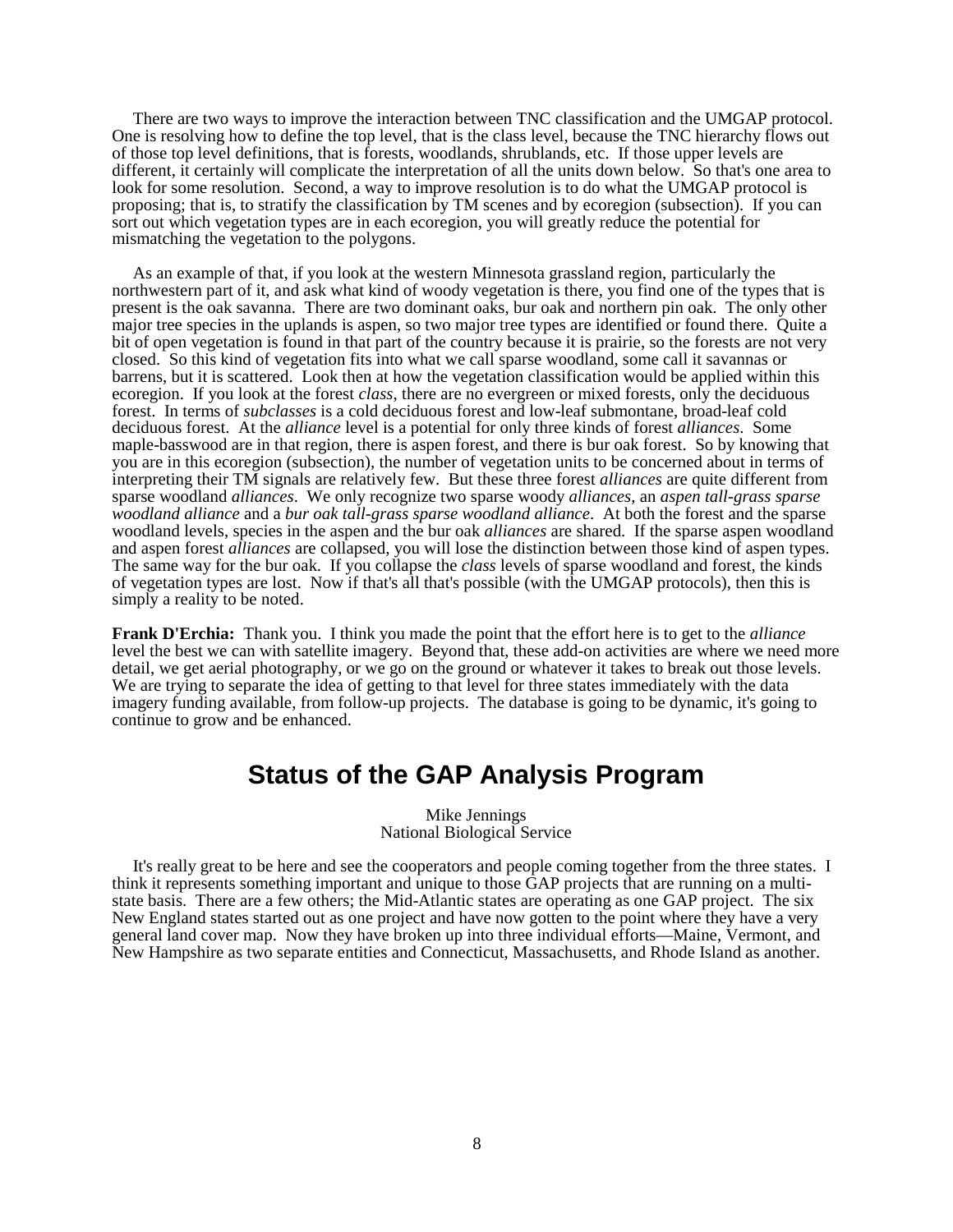There are two ways to improve the interaction between TNC classification and the UMGAP protocol. One is resolving how to define the top level, that is the class level, because the TNC hierarchy flows out of those top level definitions, that is forests, woodlands, shrublands, etc. If those upper levels are different, it certainly will complicate the interpretation of all the units down below. So that's one area to look for some resolution. Second, a way to improve resolution is to do what the UMGAP protocol is proposing; that is, to stratify the classification by TM scenes and by ecoregion (subsection). If you can sort out which vegetation types are in each ecoregion, you will greatly reduce the potential for mismatching the vegetation to the polygons.

As an example of that, if you look at the western Minnesota grassland region, particularly the northwestern part of it, and ask what kind of woody vegetation is there, you find one of the types that is present is the oak savanna. There are two dominant oaks, bur oak and northern pin oak. The only other major tree species in the uplands is aspen, so two major tree types are identified or found there. Quite a bit of open vegetation is found in that part of the country because it is prairie, so the forests are not very closed. So this kind of vegetation fits into what we call sparse woodland, some call it savannas or barrens, but it is scattered. Look then at how the vegetation classification would be applied within this ecoregion. If you look at the forest *class*, there are no evergreen or mixed forests, only the deciduous forest. In terms of *subclasses* is a cold deciduous forest and low-leaf submontane, broad-leaf cold deciduous forest. At the *alliance* level is a potential for only three kinds of forest *alliances*. Some maple-basswood are in that region, there is aspen forest, and there is bur oak forest. So by knowing that you are in this ecoregion (subsection), the number of vegetation units to be concerned about in terms of interpreting their TM signals are relatively few. But these three forest *alliances* are quite different from sparse woodland *alliances*. We only recognize two sparse woody *alliances*, an *aspen tall-grass sparse woodland alliance* and a *bur oak tall-grass sparse woodland alliance*. At both the forest and the sparse woodland levels, species in the aspen and the bur oak *alliances* are shared. If the sparse aspen woodland and aspen forest *alliances* are collapsed, you will lose the distinction between those kind of aspen types. The same way for the bur oak. If you collapse the *class* levels of sparse woodland and forest, the kinds of vegetation types are lost. Now if that's all that's possible (with the UMGAP protocols), then this is simply a reality to be noted.

**Frank D'Erchia:** Thank you. I think you made the point that the effort here is to get to the *alliance* level the best we can with satellite imagery. Beyond that, these add-on activities are where we need more detail, we get aerial photography, or we go on the ground or whatever it takes to break out those levels. We are trying to separate the idea of getting to that level for three states immediately with the data imagery funding available, from follow-up projects. The database is going to be dynamic, it's going to continue to grow and be enhanced.

# Status of the GAP Analysis Program

Mike Jennings
National Biological Service

It's really great to be here and see the cooperators and people coming together from the three states. I think it represents something important and unique to those GAP projects that are running on a multi-state basis. There are a few others; the Mid-Atlantic states are operating as one GAP project. The six New England states started out as one project and have now gotten to the point where they have a very general land cover map. Now they have broken up into three individual efforts—Maine, Vermont, and New Hampshire as two separate entities and Connecticut, Massachusetts, and Rhode Island as another.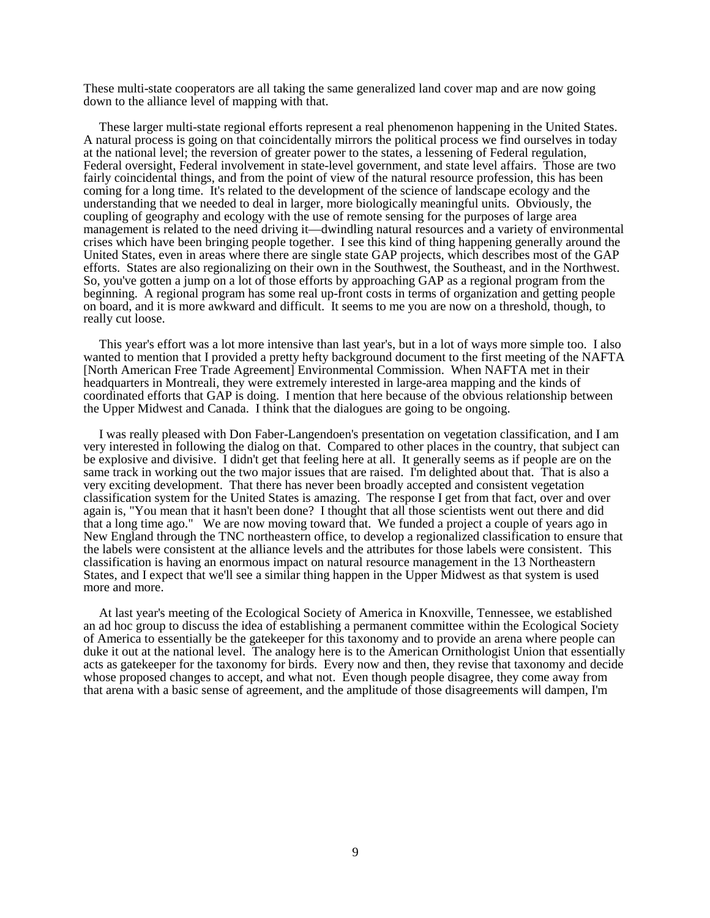These multi-state cooperators are all taking the same generalized land cover map and are now going down to the alliance level of mapping with that.

These larger multi-state regional efforts represent a real phenomenon happening in the United States. A natural process is going on that coincidentally mirrors the political process we find ourselves in today at the national level; the reversion of greater power to the states, a lessening of Federal regulation, Federal oversight, Federal involvement in state-level government, and state level affairs. Those are two fairly coincidental things, and from the point of view of the natural resource profession, this has been coming for a long time. It's related to the development of the science of landscape ecology and the understanding that we needed to deal in larger, more biologically meaningful units. Obviously, the coupling of geography and ecology with the use of remote sensing for the purposes of large area management is related to the need driving it—dwindling natural resources and a variety of environmental crises which have been bringing people together. I see this kind of thing happening generally around the United States, even in areas where there are single state GAP projects, which describes most of the GAP efforts. States are also regionalizing on their own in the Southwest, the Southeast, and in the Northwest. So, you've gotten a jump on a lot of those efforts by approaching GAP as a regional program from the beginning. A regional program has some real up-front costs in terms of organization and getting people on board, and it is more awkward and difficult. It seems to me you are now on a threshold, though, to really cut loose.

This year's effort was a lot more intensive than last year's, but in a lot of ways more simple too. I also wanted to mention that I provided a pretty hefty background document to the first meeting of the NAFTA [North American Free Trade Agreement] Environmental Commission. When NAFTA met in their headquarters in Montreali, they were extremely interested in large-area mapping and the kinds of coordinated efforts that GAP is doing. I mention that here because of the obvious relationship between the Upper Midwest and Canada. I think that the dialogues are going to be ongoing.

I was really pleased with Don Faber-Langendoen's presentation on vegetation classification, and I am very interested in following the dialog on that. Compared to other places in the country, that subject can be explosive and divisive. I didn't get that feeling here at all. It generally seems as if people are on the same track in working out the two major issues that are raised. I'm delighted about that. That is also a very exciting development. That there has never been broadly accepted and consistent vegetation classification system for the United States is amazing. The response I get from that fact, over and over again is, "You mean that it hasn't been done? I thought that all those scientists went out there and did that a long time ago." We are now moving toward that. We funded a project a couple of years ago in New England through the TNC northeastern office, to develop a regionalized classification to ensure that the labels were consistent at the alliance levels and the attributes for those labels were consistent. This classification is having an enormous impact on natural resource management in the 13 Northeastern States, and I expect that we'll see a similar thing happen in the Upper Midwest as that system is used more and more.

At last year's meeting of the Ecological Society of America in Knoxville, Tennessee, we established an ad hoc group to discuss the idea of establishing a permanent committee within the Ecological Society of America to essentially be the gatekeeper for this taxonomy and to provide an arena where people can duke it out at the national level. The analogy here is to the American Ornithologist Union that essentially acts as gatekeeper for the taxonomy for birds. Every now and then, they revise that taxonomy and decide whose proposed changes to accept, and what not. Even though people disagree, they come away from that arena with a basic sense of agreement, and the amplitude of those disagreements will dampen, I'm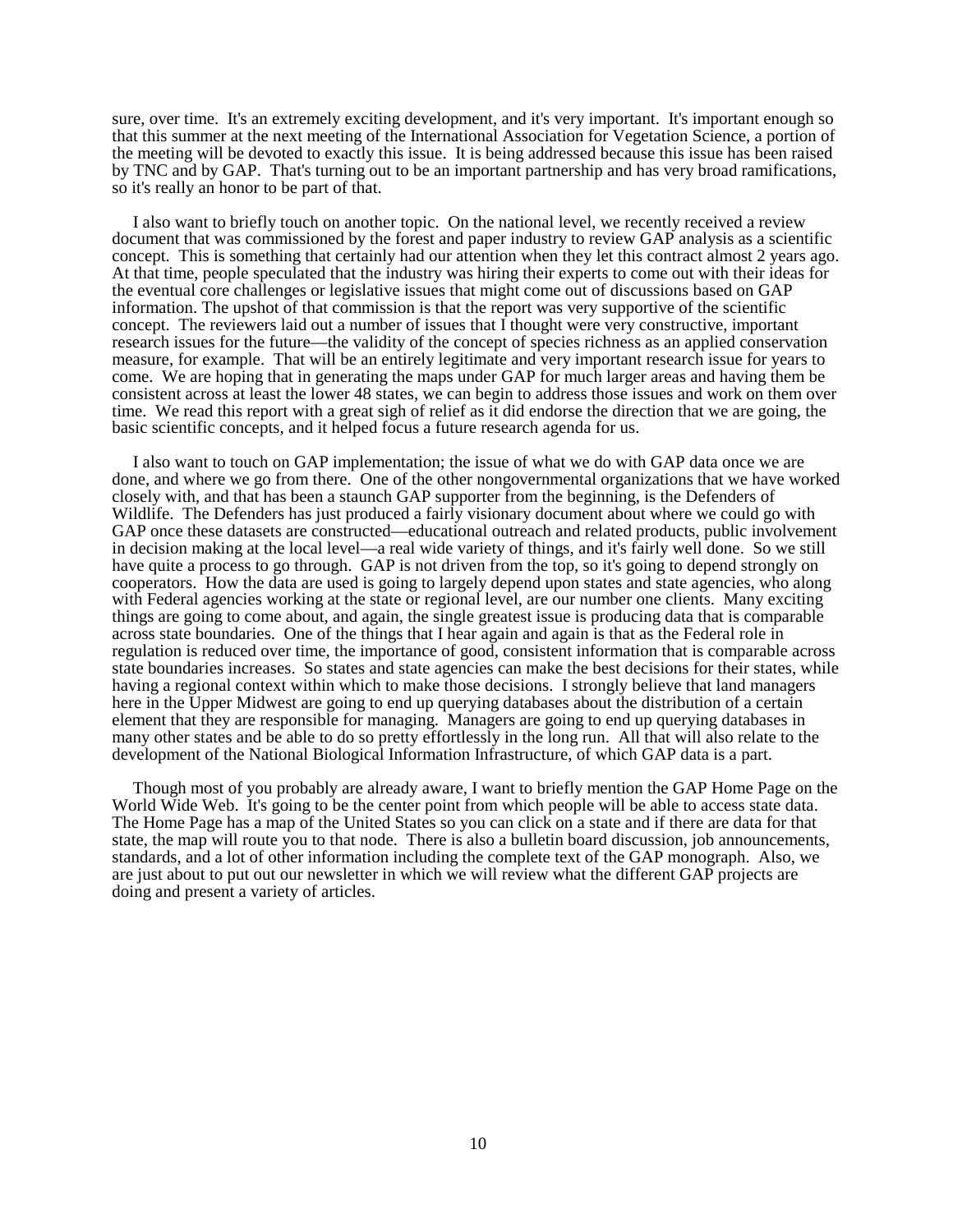sure, over time. It's an extremely exciting development, and it's very important. It's important enough so that this summer at the next meeting of the International Association for Vegetation Science, a portion of the meeting will be devoted to exactly this issue. It is being addressed because this issue has been raised by TNC and by GAP. That's turning out to be an important partnership and has very broad ramifications, so it's really an honor to be part of that.

I also want to briefly touch on another topic. On the national level, we recently received a review document that was commissioned by the forest and paper industry to review GAP analysis as a scientific concept. This is something that certainly had our attention when they let this contract almost 2 years ago. At that time, people speculated that the industry was hiring their experts to come out with their ideas for the eventual core challenges or legislative issues that might come out of discussions based on GAP information. The upshot of that commission is that the report was very supportive of the scientific concept. The reviewers laid out a number of issues that I thought were very constructive, important research issues for the future—the validity of the concept of species richness as an applied conservation measure, for example. That will be an entirely legitimate and very important research issue for years to come. We are hoping that in generating the maps under GAP for much larger areas and having them be consistent across at least the lower 48 states, we can begin to address those issues and work on them over time. We read this report with a great sigh of relief as it did endorse the direction that we are going, the basic scientific concepts, and it helped focus a future research agenda for us.

I also want to touch on GAP implementation; the issue of what we do with GAP data once we are done, and where we go from there. One of the other nongovernmental organizations that we have worked closely with, and that has been a staunch GAP supporter from the beginning, is the Defenders of Wildlife. The Defenders has just produced a fairly visionary document about where we could go with GAP once these datasets are constructed—educational outreach and related products, public involvement in decision making at the local level—a real wide variety of things, and it's fairly well done. So we still have quite a process to go through. GAP is not driven from the top, so it's going to depend strongly on cooperators. How the data are used is going to largely depend upon states and state agencies, who along with Federal agencies working at the state or regional level, are our number one clients. Many exciting things are going to come about, and again, the single greatest issue is producing data that is comparable across state boundaries. One of the things that I hear again and again is that as the Federal role in regulation is reduced over time, the importance of good, consistent information that is comparable across state boundaries increases. So states and state agencies can make the best decisions for their states, while having a regional context within which to make those decisions. I strongly believe that land managers here in the Upper Midwest are going to end up querying databases about the distribution of a certain element that they are responsible for managing. Managers are going to end up querying databases in many other states and be able to do so pretty effortlessly in the long run. All that will also relate to the development of the National Biological Information Infrastructure, of which GAP data is a part.

Though most of you probably are already aware, I want to briefly mention the GAP Home Page on the World Wide Web. It's going to be the center point from which people will be able to access state data. The Home Page has a map of the United States so you can click on a state and if there are data for that state, the map will route you to that node. There is also a bulletin board discussion, job announcements, standards, and a lot of other information including the complete text of the GAP monograph. Also, we are just about to put out our newsletter in which we will review what the different GAP projects are doing and present a variety of articles.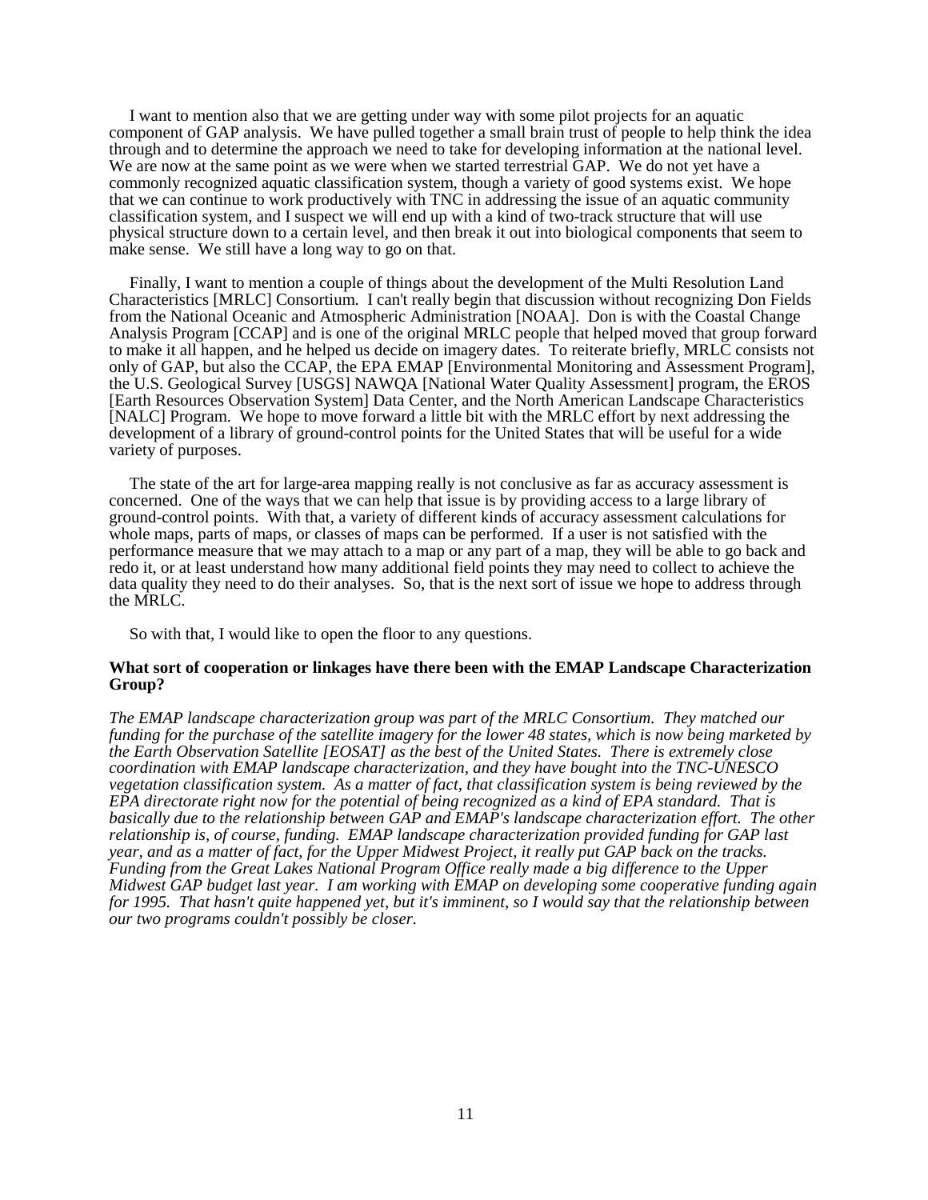I want to mention also that we are getting under way with some pilot projects for an aquatic component of GAP analysis. We have pulled together a small brain trust of people to help think the idea through and to determine the approach we need to take for developing information at the national level. We are now at the same point as we were when we started terrestrial GAP. We do not yet have a commonly recognized aquatic classification system, though a variety of good systems exist. We hope that we can continue to work productively with TNC in addressing the issue of an aquatic community classification system, and I suspect we will end up with a kind of two-track structure that will use physical structure down to a certain level, and then break it out into biological components that seem to make sense. We still have a long way to go on that.

Finally, I want to mention a couple of things about the development of the Multi Resolution Land Characteristics [MRLC] Consortium. I can't really begin that discussion without recognizing Don Fields from the National Oceanic and Atmospheric Administration [NOAA]. Don is with the Coastal Change Analysis Program [CCAP] and is one of the original MRLC people that helped moved that group forward to make it all happen, and he helped us decide on imagery dates. To reiterate briefly, MRLC consists not only of GAP, but also the CCAP, the EPA EMAP [Environmental Monitoring and Assessment Program], the U.S. Geological Survey [USGS] NAWQA [National Water Quality Assessment] program, the EROS [Earth Resources Observation System] Data Center, and the North American Landscape Characteristics [NALC] Program. We hope to move forward a little bit with the MRLC effort by next addressing the development of a library of ground-control points for the United States that will be useful for a wide variety of purposes.

The state of the art for large-area mapping really is not conclusive as far as accuracy assessment is concerned. One of the ways that we can help that issue is by providing access to a large library of ground-control points. With that, a variety of different kinds of accuracy assessment calculations for whole maps, parts of maps, or classes of maps can be performed. If a user is not satisfied with the performance measure that we may attach to a map or any part of a map, they will be able to go back and redo it, or at least understand how many additional field points they may need to collect to achieve the data quality they need to do their analyses. So, that is the next sort of issue we hope to address through the MRLC.

So with that, I would like to open the floor to any questions.

**What sort of cooperation or linkages have there been with the EMAP Landscape Characterization Group?**

*The EMAP landscape characterization group was part of the MRLC Consortium. They matched our funding for the purchase of the satellite imagery for the lower 48 states, which is now being marketed by the Earth Observation Satellite [EOSAT] as the best of the United States. There is extremely close coordination with EMAP landscape characterization, and they have bought into the TNC-UNESCO vegetation classification system. As a matter of fact, that classification system is being reviewed by the EPA directorate right now for the potential of being recognized as a kind of EPA standard. That is basically due to the relationship between GAP and EMAP's landscape characterization effort. The other relationship is, of course, funding. EMAP landscape characterization provided funding for GAP last year, and as a matter of fact, for the Upper Midwest Project, it really put GAP back on the tracks. Funding from the Great Lakes National Program Office really made a big difference to the Upper Midwest GAP budget last year. I am working with EMAP on developing some cooperative funding again for 1995. That hasn't quite happened yet, but it's imminent, so I would say that the relationship between our two programs couldn't possibly be closer.*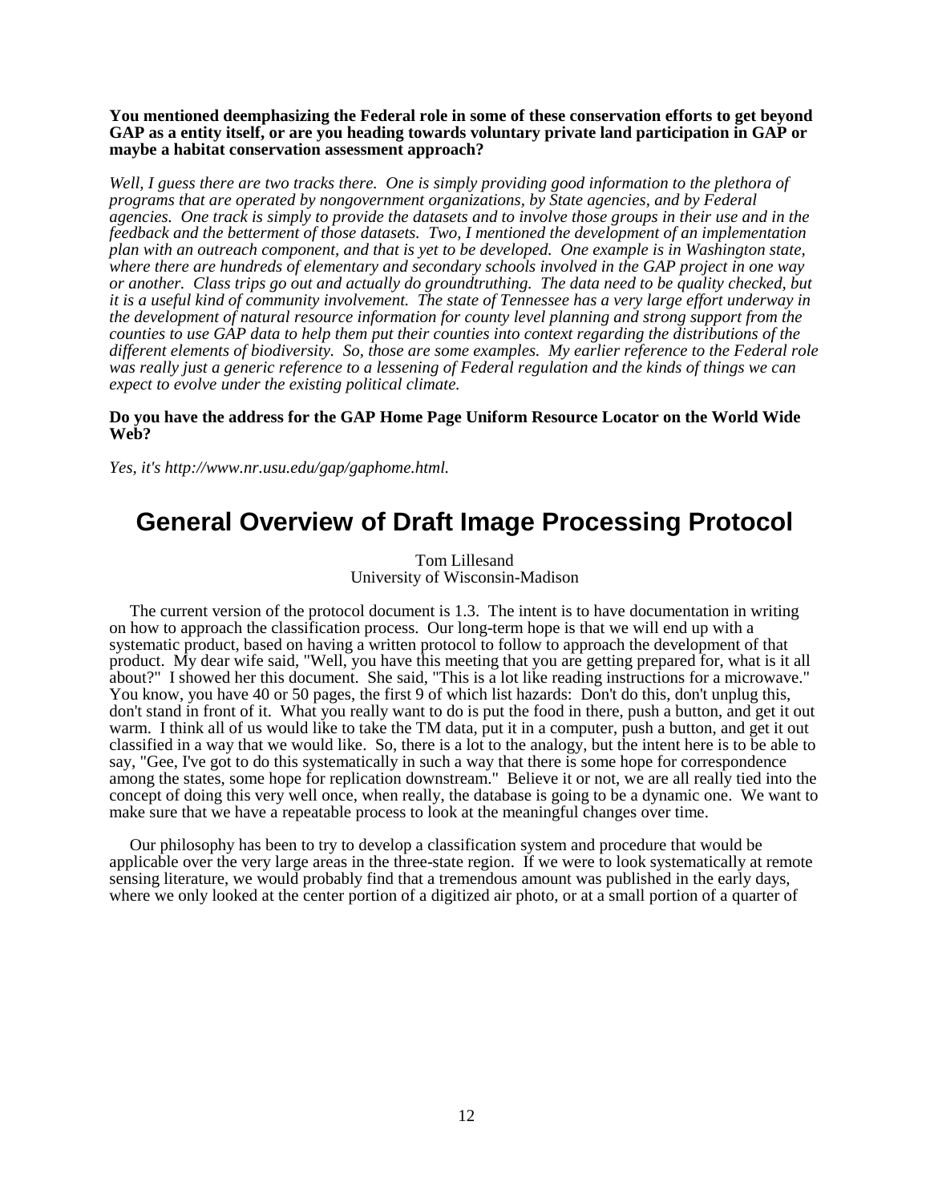**You mentioned deemphasizing the Federal role in some of these conservation efforts to get beyond GAP as a entity itself, or are you heading towards voluntary private land participation in GAP or maybe a habitat conservation assessment approach?**

*Well, I guess there are two tracks there. One is simply providing good information to the plethora of programs that are operated by nongovernment organizations, by State agencies, and by Federal agencies. One track is simply to provide the datasets and to involve those groups in their use and in the feedback and the betterment of those datasets. Two, I mentioned the development of an implementation plan with an outreach component, and that is yet to be developed. One example is in Washington state, where there are hundreds of elementary and secondary schools involved in the GAP project in one way or another. Class trips go out and actually do groundtruthing. The data need to be quality checked, but it is a useful kind of community involvement. The state of Tennessee has a very large effort underway in the development of natural resource information for county level planning and strong support from the counties to use GAP data to help them put their counties into context regarding the distributions of the different elements of biodiversity. So, those are some examples. My earlier reference to the Federal role was really just a generic reference to a lessening of Federal regulation and the kinds of things we can expect to evolve under the existing political climate.*

**Do you have the address for the GAP Home Page Uniform Resource Locator on the World Wide Web?**

*Yes, it's http://www.nr.usu.edu/gap/gaphome.html.*

# General Overview of Draft Image Processing Protocol

Tom Lillesand
University of Wisconsin-Madison

The current version of the protocol document is 1.3. The intent is to have documentation in writing on how to approach the classification process. Our long-term hope is that we will end up with a systematic product, based on having a written protocol to follow to approach the development of that product. My dear wife said, "Well, you have this meeting that you are getting prepared for, what is it all about?" I showed her this document. She said, "This is a lot like reading instructions for a microwave." You know, you have 40 or 50 pages, the first 9 of which list hazards: Don't do this, don't unplug this, don't stand in front of it. What you really want to do is put the food in there, push a button, and get it out warm. I think all of us would like to take the TM data, put it in a computer, push a button, and get it out classified in a way that we would like. So, there is a lot to the analogy, but the intent here is to be able to say, "Gee, I've got to do this systematically in such a way that there is some hope for correspondence among the states, some hope for replication downstream." Believe it or not, we are all really tied into the concept of doing this very well once, when really, the database is going to be a dynamic one. We want to make sure that we have a repeatable process to look at the meaningful changes over time.

Our philosophy has been to try to develop a classification system and procedure that would be applicable over the very large areas in the three-state region. If we were to look systematically at remote sensing literature, we would probably find that a tremendous amount was published in the early days, where we only looked at the center portion of a digitized air photo, or at a small portion of a quarter of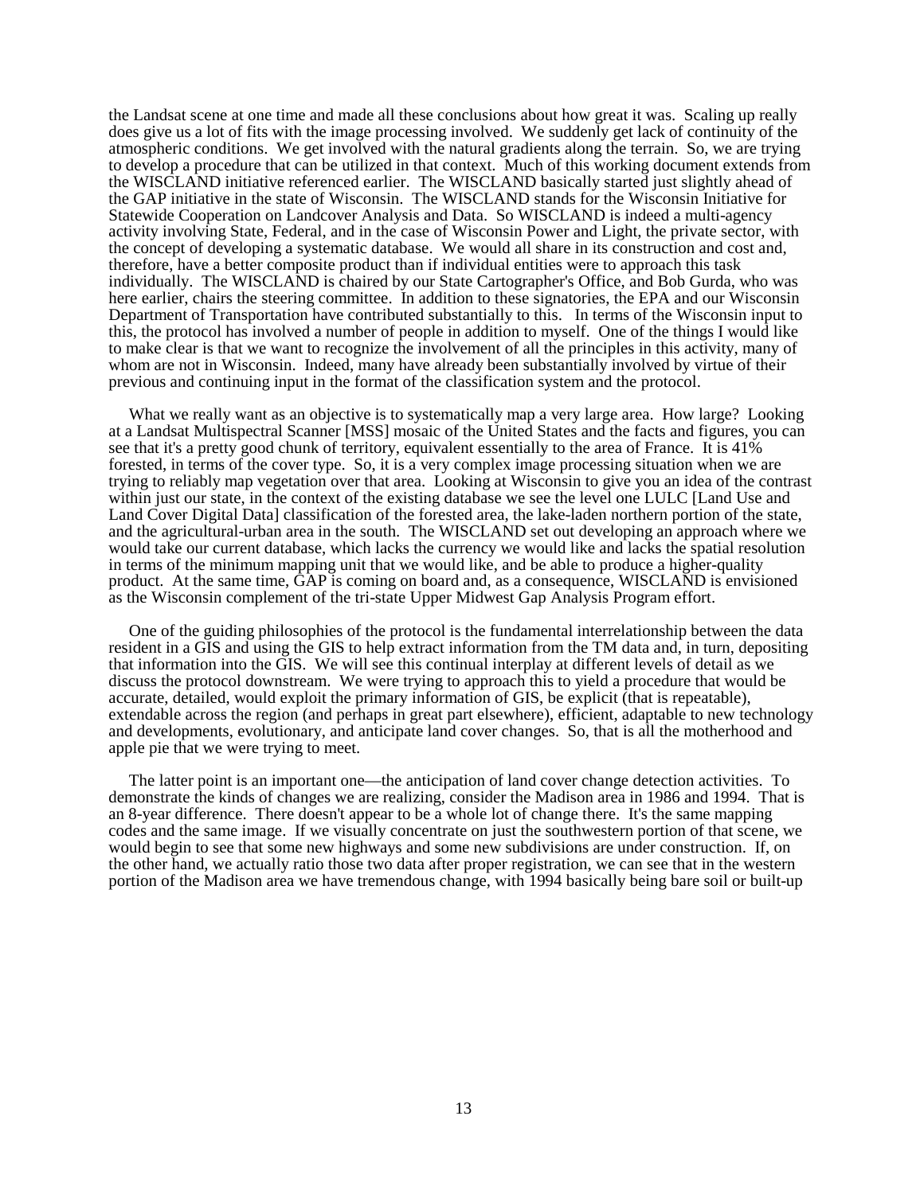the Landsat scene at one time and made all these conclusions about how great it was. Scaling up really does give us a lot of fits with the image processing involved. We suddenly get lack of continuity of the atmospheric conditions. We get involved with the natural gradients along the terrain. So, we are trying to develop a procedure that can be utilized in that context. Much of this working document extends from the WISCLAND initiative referenced earlier. The WISCLAND basically started just slightly ahead of the GAP initiative in the state of Wisconsin. The WISCLAND stands for the Wisconsin Initiative for Statewide Cooperation on Landcover Analysis and Data. So WISCLAND is indeed a multi-agency activity involving State, Federal, and in the case of Wisconsin Power and Light, the private sector, with the concept of developing a systematic database. We would all share in its construction and cost and, therefore, have a better composite product than if individual entities were to approach this task individually. The WISCLAND is chaired by our State Cartographer's Office, and Bob Gurda, who was here earlier, chairs the steering committee. In addition to these signatories, the EPA and our Wisconsin Department of Transportation have contributed substantially to this. In terms of the Wisconsin input to this, the protocol has involved a number of people in addition to myself. One of the things I would like to make clear is that we want to recognize the involvement of all the principles in this activity, many of whom are not in Wisconsin. Indeed, many have already been substantially involved by virtue of their previous and continuing input in the format of the classification system and the protocol.

What we really want as an objective is to systematically map a very large area. How large? Looking at a Landsat Multispectral Scanner [MSS] mosaic of the United States and the facts and figures, you can see that it's a pretty good chunk of territory, equivalent essentially to the area of France. It is 41% forested, in terms of the cover type. So, it is a very complex image processing situation when we are trying to reliably map vegetation over that area. Looking at Wisconsin to give you an idea of the contrast within just our state, in the context of the existing database we see the level one LULC [Land Use and Land Cover Digital Data] classification of the forested area, the lake-laden northern portion of the state, and the agricultural-urban area in the south. The WISCLAND set out developing an approach where we would take our current database, which lacks the currency we would like and lacks the spatial resolution in terms of the minimum mapping unit that we would like, and be able to produce a higher-quality product. At the same time, GAP is coming on board and, as a consequence, WISCLAND is envisioned as the Wisconsin complement of the tri-state Upper Midwest Gap Analysis Program effort.

One of the guiding philosophies of the protocol is the fundamental interrelationship between the data resident in a GIS and using the GIS to help extract information from the TM data and, in turn, depositing that information into the GIS. We will see this continual interplay at different levels of detail as we discuss the protocol downstream. We were trying to approach this to yield a procedure that would be accurate, detailed, would exploit the primary information of GIS, be explicit (that is repeatable), extendable across the region (and perhaps in great part elsewhere), efficient, adaptable to new technology and developments, evolutionary, and anticipate land cover changes. So, that is all the motherhood and apple pie that we were trying to meet.

The latter point is an important one—the anticipation of land cover change detection activities. To demonstrate the kinds of changes we are realizing, consider the Madison area in 1986 and 1994. That is an 8-year difference. There doesn't appear to be a whole lot of change there. It's the same mapping codes and the same image. If we visually concentrate on just the southwestern portion of that scene, we would begin to see that some new highways and some new subdivisions are under construction. If, on the other hand, we actually ratio those two data after proper registration, we can see that in the western portion of the Madison area we have tremendous change, with 1994 basically being bare soil or built-up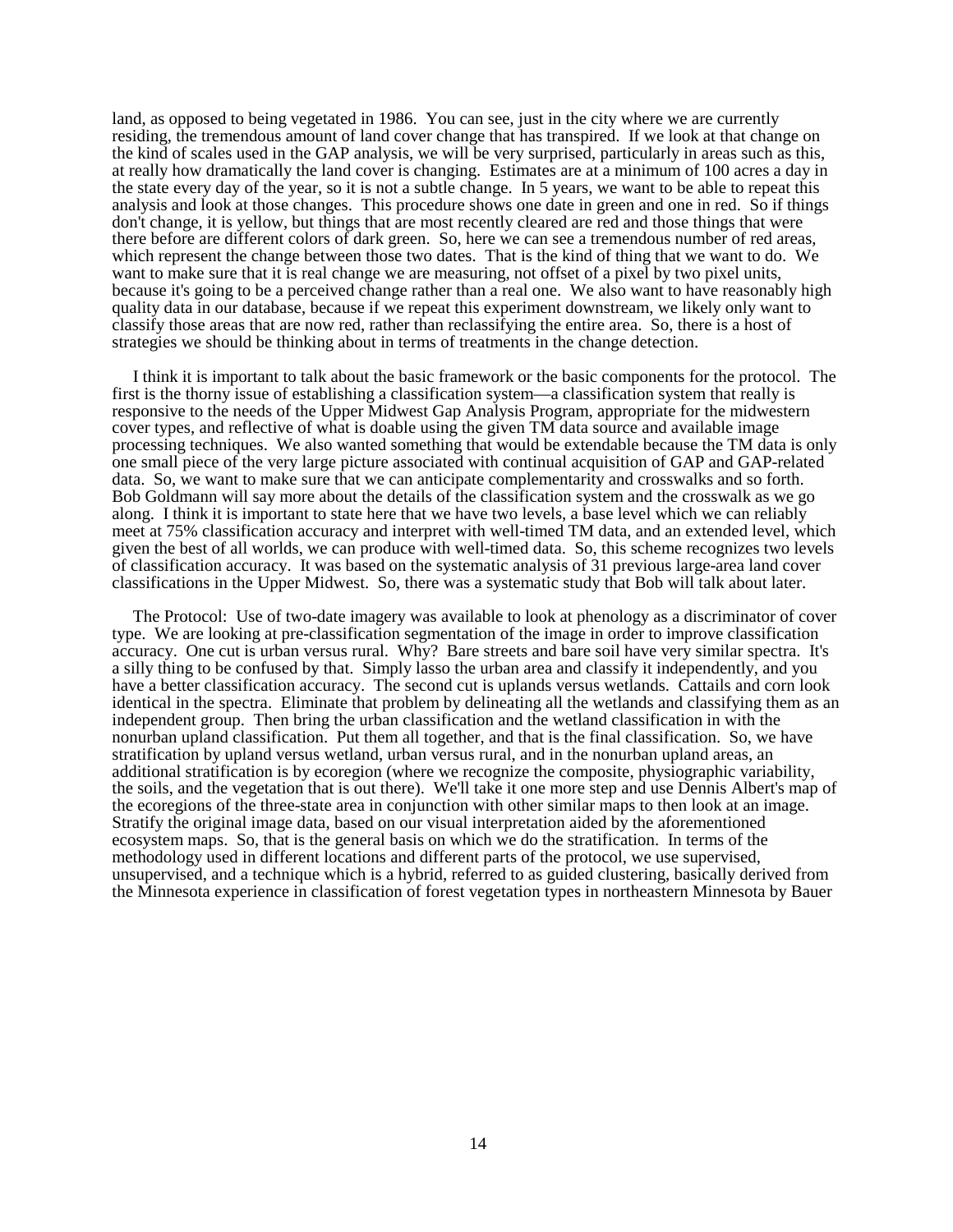land, as opposed to being vegetated in 1986. You can see, just in the city where we are currently residing, the tremendous amount of land cover change that has transpired. If we look at that change on the kind of scales used in the GAP analysis, we will be very surprised, particularly in areas such as this, at really how dramatically the land cover is changing. Estimates are at a minimum of 100 acres a day in the state every day of the year, so it is not a subtle change. In 5 years, we want to be able to repeat this analysis and look at those changes. This procedure shows one date in green and one in red. So if things don't change, it is yellow, but things that are most recently cleared are red and those things that were there before are different colors of dark green. So, here we can see a tremendous number of red areas, which represent the change between those two dates. That is the kind of thing that we want to do. We want to make sure that it is real change we are measuring, not offset of a pixel by two pixel units, because it's going to be a perceived change rather than a real one. We also want to have reasonably high quality data in our database, because if we repeat this experiment downstream, we likely only want to classify those areas that are now red, rather than reclassifying the entire area. So, there is a host of strategies we should be thinking about in terms of treatments in the change detection.

I think it is important to talk about the basic framework or the basic components for the protocol. The first is the thorny issue of establishing a classification system—a classification system that really is responsive to the needs of the Upper Midwest Gap Analysis Program, appropriate for the midwestern cover types, and reflective of what is doable using the given TM data source and available image processing techniques. We also wanted something that would be extendable because the TM data is only one small piece of the very large picture associated with continual acquisition of GAP and GAP-related data. So, we want to make sure that we can anticipate complementarity and crosswalks and so forth. Bob Goldmann will say more about the details of the classification system and the crosswalk as we go along. I think it is important to state here that we have two levels, a base level which we can reliably meet at 75% classification accuracy and interpret with well-timed TM data, and an extended level, which given the best of all worlds, we can produce with well-timed data. So, this scheme recognizes two levels of classification accuracy. It was based on the systematic analysis of 31 previous large-area land cover classifications in the Upper Midwest. So, there was a systematic study that Bob will talk about later.

The Protocol: Use of two-date imagery was available to look at phenology as a discriminator of cover type. We are looking at pre-classification segmentation of the image in order to improve classification accuracy. One cut is urban versus rural. Why? Bare streets and bare soil have very similar spectra. It's a silly thing to be confused by that. Simply lasso the urban area and classify it independently, and you have a better classification accuracy. The second cut is uplands versus wetlands. Cattails and corn look identical in the spectra. Eliminate that problem by delineating all the wetlands and classifying them as an independent group. Then bring the urban classification and the wetland classification in with the nonurban upland classification. Put them all together, and that is the final classification. So, we have stratification by upland versus wetland, urban versus rural, and in the nonurban upland areas, an additional stratification is by ecoregion (where we recognize the composite, physiographic variability, the soils, and the vegetation that is out there). We'll take it one more step and use Dennis Albert's map of the ecoregions of the three-state area in conjunction with other similar maps to then look at an image. Stratify the original image data, based on our visual interpretation aided by the aforementioned ecosystem maps. So, that is the general basis on which we do the stratification. In terms of the methodology used in different locations and different parts of the protocol, we use supervised, unsupervised, and a technique which is a hybrid, referred to as guided clustering, basically derived from the Minnesota experience in classification of forest vegetation types in northeastern Minnesota by Bauer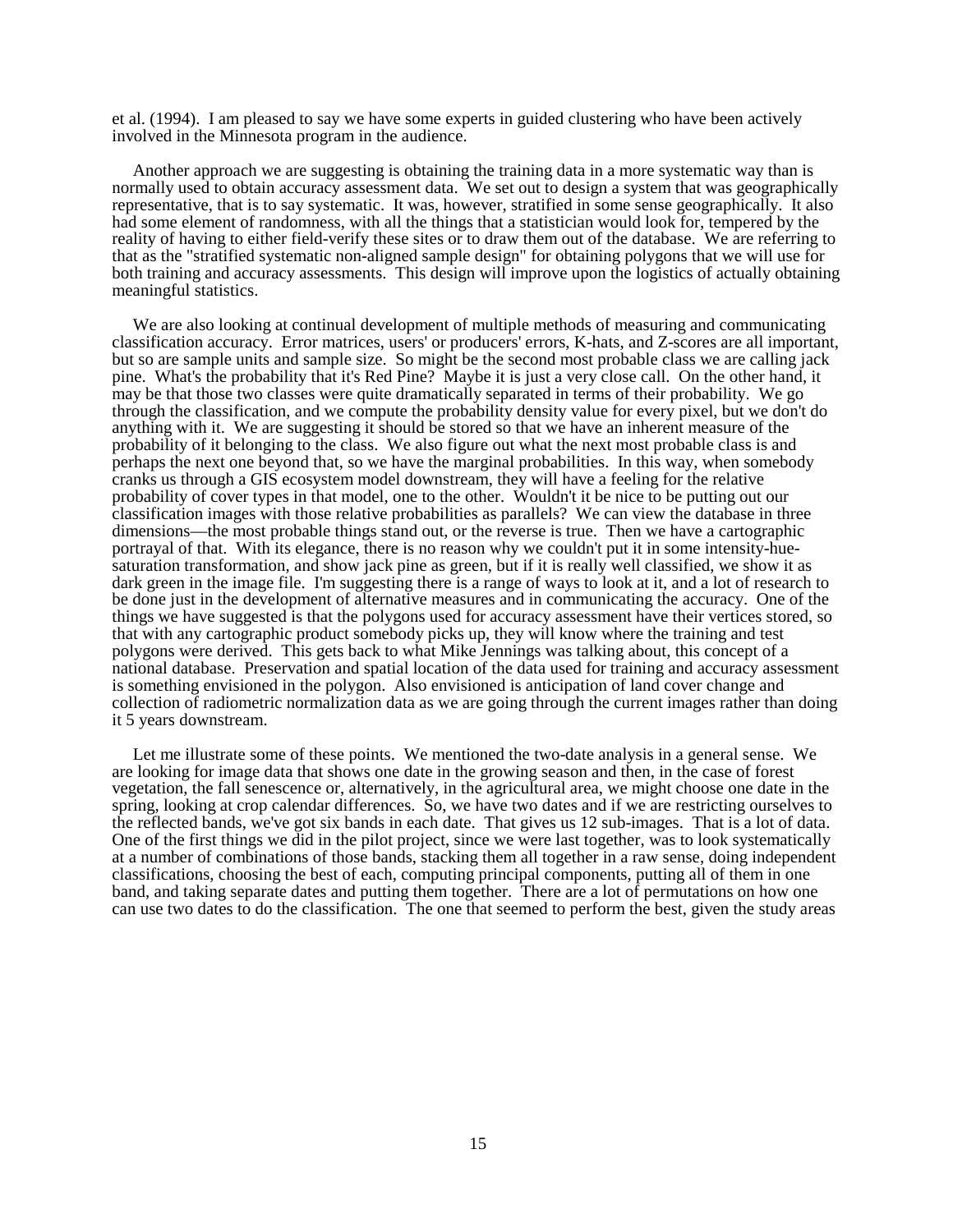et al. (1994). I am pleased to say we have some experts in guided clustering who have been actively involved in the Minnesota program in the audience.

Another approach we are suggesting is obtaining the training data in a more systematic way than is normally used to obtain accuracy assessment data. We set out to design a system that was geographically representative, that is to say systematic. It was, however, stratified in some sense geographically. It also had some element of randomness, with all the things that a statistician would look for, tempered by the reality of having to either field-verify these sites or to draw them out of the database. We are referring to that as the "stratified systematic non-aligned sample design" for obtaining polygons that we will use for both training and accuracy assessments. This design will improve upon the logistics of actually obtaining meaningful statistics.

We are also looking at continual development of multiple methods of measuring and communicating classification accuracy. Error matrices, users' or producers' errors, K-hats, and Z-scores are all important, but so are sample units and sample size. So might be the second most probable class we are calling jack pine. What's the probability that it's Red Pine? Maybe it is just a very close call. On the other hand, it may be that those two classes were quite dramatically separated in terms of their probability. We go through the classification, and we compute the probability density value for every pixel, but we don't do anything with it. We are suggesting it should be stored so that we have an inherent measure of the probability of it belonging to the class. We also figure out what the next most probable class is and perhaps the next one beyond that, so we have the marginal probabilities. In this way, when somebody cranks us through a GIS ecosystem model downstream, they will have a feeling for the relative probability of cover types in that model, one to the other. Wouldn't it be nice to be putting out our classification images with those relative probabilities as parallels? We can view the database in three dimensions—the most probable things stand out, or the reverse is true. Then we have a cartographic portrayal of that. With its elegance, there is no reason why we couldn't put it in some intensity-hue-saturation transformation, and show jack pine as green, but if it is really well classified, we show it as dark green in the image file. I'm suggesting there is a range of ways to look at it, and a lot of research to be done just in the development of alternative measures and in communicating the accuracy. One of the things we have suggested is that the polygons used for accuracy assessment have their vertices stored, so that with any cartographic product somebody picks up, they will know where the training and test polygons were derived. This gets back to what Mike Jennings was talking about, this concept of a national database. Preservation and spatial location of the data used for training and accuracy assessment is something envisioned in the polygon. Also envisioned is anticipation of land cover change and collection of radiometric normalization data as we are going through the current images rather than doing it 5 years downstream.

Let me illustrate some of these points. We mentioned the two-date analysis in a general sense. We are looking for image data that shows one date in the growing season and then, in the case of forest vegetation, the fall senescence or, alternatively, in the agricultural area, we might choose one date in the spring, looking at crop calendar differences. So, we have two dates and if we are restricting ourselves to the reflected bands, we've got six bands in each date. That gives us 12 sub-images. That is a lot of data. One of the first things we did in the pilot project, since we were last together, was to look systematically at a number of combinations of those bands, stacking them all together in a raw sense, doing independent classifications, choosing the best of each, computing principal components, putting all of them in one band, and taking separate dates and putting them together. There are a lot of permutations on how one can use two dates to do the classification. The one that seemed to perform the best, given the study areas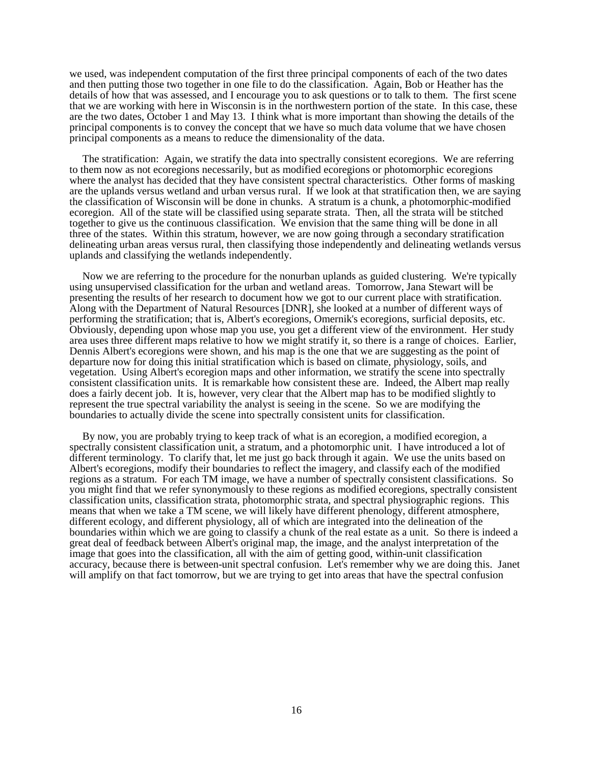we used, was independent computation of the first three principal components of each of the two dates and then putting those two together in one file to do the classification. Again, Bob or Heather has the details of how that was assessed, and I encourage you to ask questions or to talk to them. The first scene that we are working with here in Wisconsin is in the northwestern portion of the state. In this case, these are the two dates, October 1 and May 13. I think what is more important than showing the details of the principal components is to convey the concept that we have so much data volume that we have chosen principal components as a means to reduce the dimensionality of the data.

The stratification: Again, we stratify the data into spectrally consistent ecoregions. We are referring to them now as not ecoregions necessarily, but as modified ecoregions or photomorphic ecoregions where the analyst has decided that they have consistent spectral characteristics. Other forms of masking are the uplands versus wetland and urban versus rural. If we look at that stratification then, we are saying the classification of Wisconsin will be done in chunks. A stratum is a chunk, a photomorphic-modified ecoregion. All of the state will be classified using separate strata. Then, all the strata will be stitched together to give us the continuous classification. We envision that the same thing will be done in all three of the states. Within this stratum, however, we are now going through a secondary stratification delineating urban areas versus rural, then classifying those independently and delineating wetlands versus uplands and classifying the wetlands independently.

Now we are referring to the procedure for the nonurban uplands as guided clustering. We're typically using unsupervised classification for the urban and wetland areas. Tomorrow, Jana Stewart will be presenting the results of her research to document how we got to our current place with stratification. Along with the Department of Natural Resources [DNR], she looked at a number of different ways of performing the stratification; that is, Albert's ecoregions, Omernik's ecoregions, surficial deposits, etc. Obviously, depending upon whose map you use, you get a different view of the environment. Her study area uses three different maps relative to how we might stratify it, so there is a range of choices. Earlier, Dennis Albert's ecoregions were shown, and his map is the one that we are suggesting as the point of departure now for doing this initial stratification which is based on climate, physiology, soils, and vegetation. Using Albert's ecoregion maps and other information, we stratify the scene into spectrally consistent classification units. It is remarkable how consistent these are. Indeed, the Albert map really does a fairly decent job. It is, however, very clear that the Albert map has to be modified slightly to represent the true spectral variability the analyst is seeing in the scene. So we are modifying the boundaries to actually divide the scene into spectrally consistent units for classification.

By now, you are probably trying to keep track of what is an ecoregion, a modified ecoregion, a spectrally consistent classification unit, a stratum, and a photomorphic unit. I have introduced a lot of different terminology. To clarify that, let me just go back through it again. We use the units based on Albert's ecoregions, modify their boundaries to reflect the imagery, and classify each of the modified regions as a stratum. For each TM image, we have a number of spectrally consistent classifications. So you might find that we refer synonymously to these regions as modified ecoregions, spectrally consistent classification units, classification strata, photomorphic strata, and spectral physiographic regions. This means that when we take a TM scene, we will likely have different phenology, different atmosphere, different ecology, and different physiology, all of which are integrated into the delineation of the boundaries within which we are going to classify a chunk of the real estate as a unit. So there is indeed a great deal of feedback between Albert's original map, the image, and the analyst interpretation of the image that goes into the classification, all with the aim of getting good, within-unit classification accuracy, because there is between-unit spectral confusion. Let's remember why we are doing this. Janet will amplify on that fact tomorrow, but we are trying to get into areas that have the spectral confusion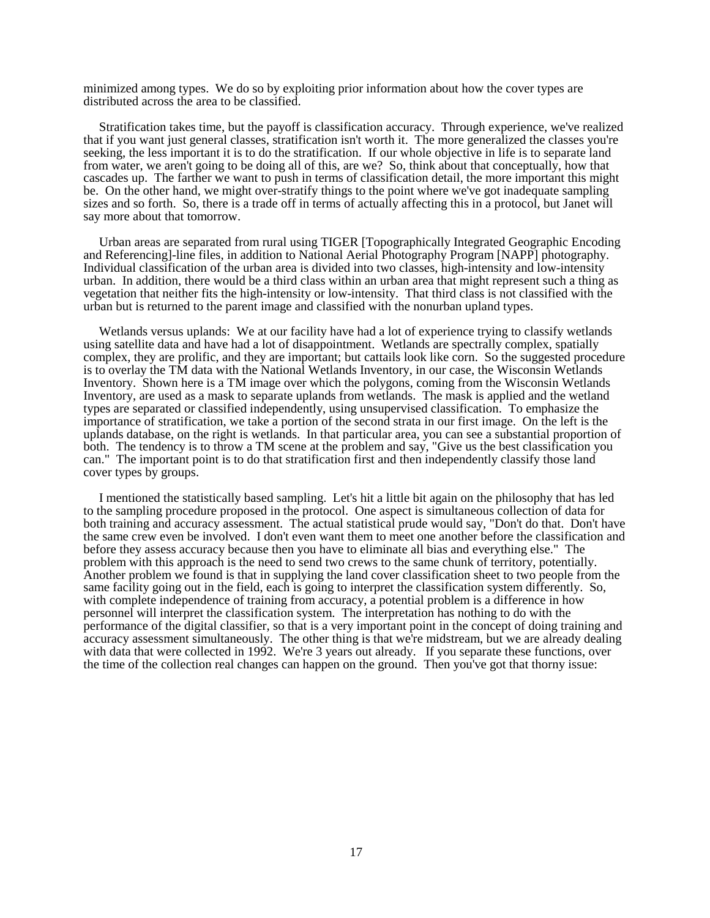minimized among types. We do so by exploiting prior information about how the cover types are distributed across the area to be classified.

Stratification takes time, but the payoff is classification accuracy. Through experience, we've realized that if you want just general classes, stratification isn't worth it. The more generalized the classes you're seeking, the less important it is to do the stratification. If our whole objective in life is to separate land from water, we aren't going to be doing all of this, are we? So, think about that conceptually, how that cascades up. The farther we want to push in terms of classification detail, the more important this might be. On the other hand, we might over-stratify things to the point where we've got inadequate sampling sizes and so forth. So, there is a trade off in terms of actually affecting this in a protocol, but Janet will say more about that tomorrow.

Urban areas are separated from rural using TIGER [Topographically Integrated Geographic Encoding and Referencing]-line files, in addition to National Aerial Photography Program [NAPP] photography. Individual classification of the urban area is divided into two classes, high-intensity and low-intensity urban. In addition, there would be a third class within an urban area that might represent such a thing as vegetation that neither fits the high-intensity or low-intensity. That third class is not classified with the urban but is returned to the parent image and classified with the nonurban upland types.

Wetlands versus uplands: We at our facility have had a lot of experience trying to classify wetlands using satellite data and have had a lot of disappointment. Wetlands are spectrally complex, spatially complex, they are prolific, and they are important; but cattails look like corn. So the suggested procedure is to overlay the TM data with the National Wetlands Inventory, in our case, the Wisconsin Wetlands Inventory. Shown here is a TM image over which the polygons, coming from the Wisconsin Wetlands Inventory, are used as a mask to separate uplands from wetlands. The mask is applied and the wetland types are separated or classified independently, using unsupervised classification. To emphasize the importance of stratification, we take a portion of the second strata in our first image. On the left is the uplands database, on the right is wetlands. In that particular area, you can see a substantial proportion of both. The tendency is to throw a TM scene at the problem and say, "Give us the best classification you can." The important point is to do that stratification first and then independently classify those land cover types by groups.

I mentioned the statistically based sampling. Let's hit a little bit again on the philosophy that has led to the sampling procedure proposed in the protocol. One aspect is simultaneous collection of data for both training and accuracy assessment. The actual statistical prude would say, "Don't do that. Don't have the same crew even be involved. I don't even want them to meet one another before the classification and before they assess accuracy because then you have to eliminate all bias and everything else." The problem with this approach is the need to send two crews to the same chunk of territory, potentially. Another problem we found is that in supplying the land cover classification sheet to two people from the same facility going out in the field, each is going to interpret the classification system differently. So, with complete independence of training from accuracy, a potential problem is a difference in how personnel will interpret the classification system. The interpretation has nothing to do with the performance of the digital classifier, so that is a very important point in the concept of doing training and accuracy assessment simultaneously. The other thing is that we're midstream, but we are already dealing with data that were collected in 1992. We're 3 years out already. If you separate these functions, over the time of the collection real changes can happen on the ground. Then you've got that thorny issue: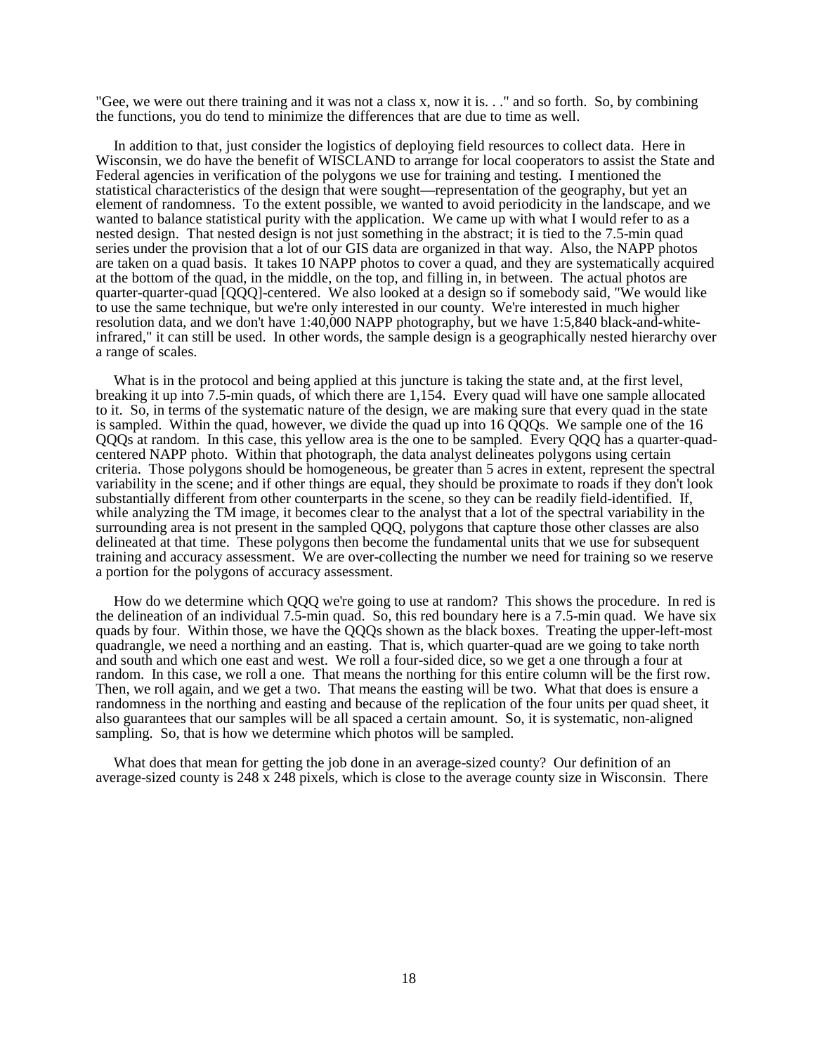"Gee, we were out there training and it was not a class x, now it is. . ." and so forth. So, by combining the functions, you do tend to minimize the differences that are due to time as well.

In addition to that, just consider the logistics of deploying field resources to collect data. Here in Wisconsin, we do have the benefit of WISCLAND to arrange for local cooperators to assist the State and Federal agencies in verification of the polygons we use for training and testing. I mentioned the statistical characteristics of the design that were sought—representation of the geography, but yet an element of randomness. To the extent possible, we wanted to avoid periodicity in the landscape, and we wanted to balance statistical purity with the application. We came up with what I would refer to as a nested design. That nested design is not just something in the abstract; it is tied to the 7.5-min quad series under the provision that a lot of our GIS data are organized in that way. Also, the NAPP photos are taken on a quad basis. It takes 10 NAPP photos to cover a quad, and they are systematically acquired at the bottom of the quad, in the middle, on the top, and filling in, in between. The actual photos are quarter-quarter-quad [QQQ]-centered. We also looked at a design so if somebody said, "We would like to use the same technique, but we're only interested in our county. We're interested in much higher resolution data, and we don't have 1:40,000 NAPP photography, but we have 1:5,840 black-and-white-infrared," it can still be used. In other words, the sample design is a geographically nested hierarchy over a range of scales.

What is in the protocol and being applied at this juncture is taking the state and, at the first level, breaking it up into 7.5-min quads, of which there are 1,154. Every quad will have one sample allocated to it. So, in terms of the systematic nature of the design, we are making sure that every quad in the state is sampled. Within the quad, however, we divide the quad up into 16 QQQs. We sample one of the 16 QQQs at random. In this case, this yellow area is the one to be sampled. Every QQQ has a quarter-quad-centered NAPP photo. Within that photograph, the data analyst delineates polygons using certain criteria. Those polygons should be homogeneous, be greater than 5 acres in extent, represent the spectral variability in the scene; and if other things are equal, they should be proximate to roads if they don't look substantially different from other counterparts in the scene, so they can be readily field-identified. If, while analyzing the TM image, it becomes clear to the analyst that a lot of the spectral variability in the surrounding area is not present in the sampled QQQ, polygons that capture those other classes are also delineated at that time. These polygons then become the fundamental units that we use for subsequent training and accuracy assessment. We are over-collecting the number we need for training so we reserve a portion for the polygons of accuracy assessment.

How do we determine which QQQ we're going to use at random? This shows the procedure. In red is the delineation of an individual 7.5-min quad. So, this red boundary here is a 7.5-min quad. We have six quads by four. Within those, we have the QQQs shown as the black boxes. Treating the upper-left-most quadrangle, we need a northing and an easting. That is, which quarter-quad are we going to take north and south and which one east and west. We roll a four-sided dice, so we get a one through a four at random. In this case, we roll a one. That means the northing for this entire column will be the first row. Then, we roll again, and we get a two. That means the easting will be two. What that does is ensure a randomness in the northing and easting and because of the replication of the four units per quad sheet, it also guarantees that our samples will be all spaced a certain amount. So, it is systematic, non-aligned sampling. So, that is how we determine which photos will be sampled.

What does that mean for getting the job done in an average-sized county? Our definition of an average-sized county is 248 x 248 pixels, which is close to the average county size in Wisconsin. There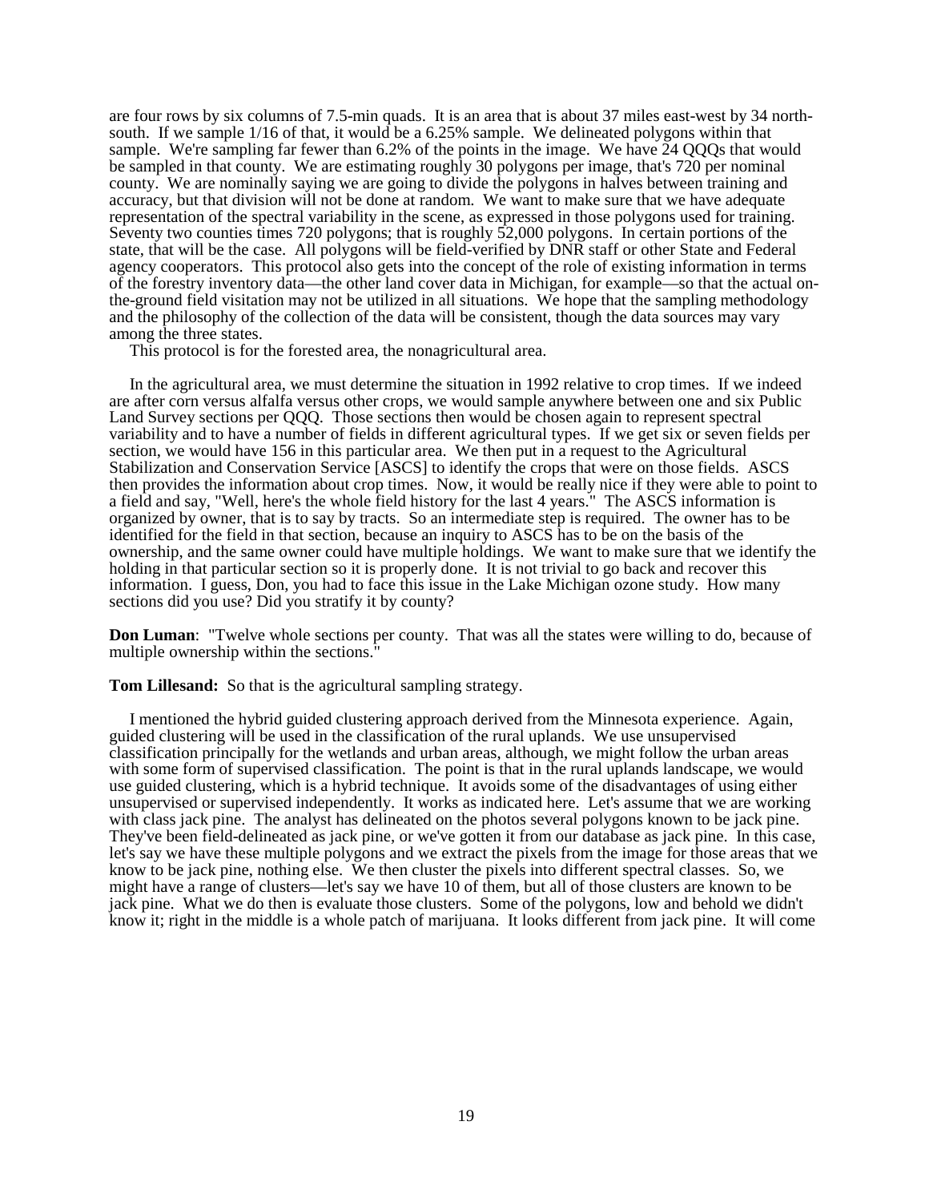are four rows by six columns of 7.5-min quads. It is an area that is about 37 miles east-west by 34 north-south. If we sample 1/16 of that, it would be a 6.25% sample. We delineated polygons within that sample. We're sampling far fewer than 6.2% of the points in the image. We have 24 QQQs that would be sampled in that county. We are estimating roughly 30 polygons per image, that's 720 per nominal county. We are nominally saying we are going to divide the polygons in halves between training and accuracy, but that division will not be done at random. We want to make sure that we have adequate representation of the spectral variability in the scene, as expressed in those polygons used for training. Seventy two counties times 720 polygons; that is roughly 52,000 polygons. In certain portions of the state, that will be the case. All polygons will be field-verified by DNR staff or other State and Federal agency cooperators. This protocol also gets into the concept of the role of existing information in terms of the forestry inventory data—the other land cover data in Michigan, for example—so that the actual on-the-ground field visitation may not be utilized in all situations. We hope that the sampling methodology and the philosophy of the collection of the data will be consistent, though the data sources may vary among the three states.

This protocol is for the forested area, the nonagricultural area.

In the agricultural area, we must determine the situation in 1992 relative to crop times. If we indeed are after corn versus alfalfa versus other crops, we would sample anywhere between one and six Public Land Survey sections per QQQ. Those sections then would be chosen again to represent spectral variability and to have a number of fields in different agricultural types. If we get six or seven fields per section, we would have 156 in this particular area. We then put in a request to the Agricultural Stabilization and Conservation Service [ASCS] to identify the crops that were on those fields. ASCS then provides the information about crop times. Now, it would be really nice if they were able to point to a field and say, "Well, here's the whole field history for the last 4 years." The ASCS information is organized by owner, that is to say by tracts. So an intermediate step is required. The owner has to be identified for the field in that section, because an inquiry to ASCS has to be on the basis of the ownership, and the same owner could have multiple holdings. We want to make sure that we identify the holding in that particular section so it is properly done. It is not trivial to go back and recover this information. I guess, Don, you had to face this issue in the Lake Michigan ozone study. How many sections did you use? Did you stratify it by county?

**Don Luman**: "Twelve whole sections per county. That was all the states were willing to do, because of multiple ownership within the sections."

**Tom Lillesand:** So that is the agricultural sampling strategy.

I mentioned the hybrid guided clustering approach derived from the Minnesota experience. Again, guided clustering will be used in the classification of the rural uplands. We use unsupervised classification principally for the wetlands and urban areas, although, we might follow the urban areas with some form of supervised classification. The point is that in the rural uplands landscape, we would use guided clustering, which is a hybrid technique. It avoids some of the disadvantages of using either unsupervised or supervised independently. It works as indicated here. Let's assume that we are working with class jack pine. The analyst has delineated on the photos several polygons known to be jack pine. They've been field-delineated as jack pine, or we've gotten it from our database as jack pine. In this case, let's say we have these multiple polygons and we extract the pixels from the image for those areas that we know to be jack pine, nothing else. We then cluster the pixels into different spectral classes. So, we might have a range of clusters—let's say we have 10 of them, but all of those clusters are known to be jack pine. What we do then is evaluate those clusters. Some of the polygons, low and behold we didn't know it; right in the middle is a whole patch of marijuana. It looks different from jack pine. It will come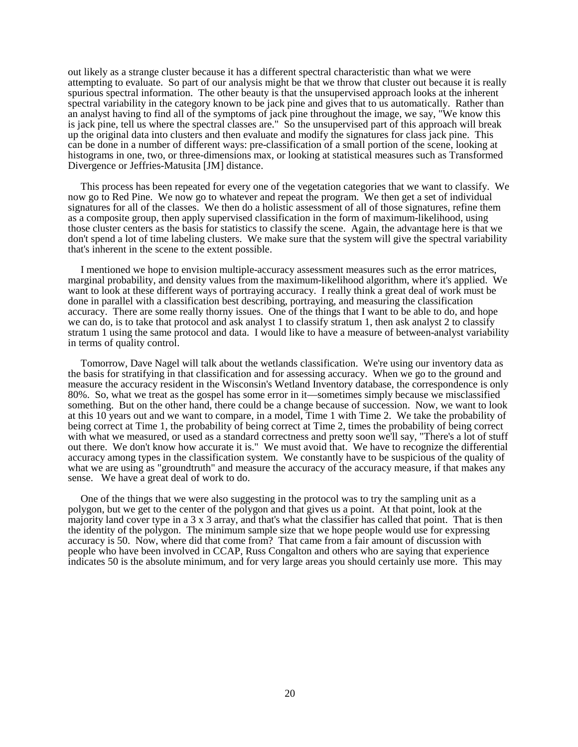out likely as a strange cluster because it has a different spectral characteristic than what we were attempting to evaluate. So part of our analysis might be that we throw that cluster out because it is really spurious spectral information. The other beauty is that the unsupervised approach looks at the inherent spectral variability in the category known to be jack pine and gives that to us automatically. Rather than an analyst having to find all of the symptoms of jack pine throughout the image, we say, "We know this is jack pine, tell us where the spectral classes are." So the unsupervised part of this approach will break up the original data into clusters and then evaluate and modify the signatures for class jack pine. This can be done in a number of different ways: pre-classification of a small portion of the scene, looking at histograms in one, two, or three-dimensions max, or looking at statistical measures such as Transformed Divergence or Jeffries-Matusita [JM] distance.

This process has been repeated for every one of the vegetation categories that we want to classify. We now go to Red Pine. We now go to whatever and repeat the program. We then get a set of individual signatures for all of the classes. We then do a holistic assessment of all of those signatures, refine them as a composite group, then apply supervised classification in the form of maximum-likelihood, using those cluster centers as the basis for statistics to classify the scene. Again, the advantage here is that we don't spend a lot of time labeling clusters. We make sure that the system will give the spectral variability that's inherent in the scene to the extent possible.

I mentioned we hope to envision multiple-accuracy assessment measures such as the error matrices, marginal probability, and density values from the maximum-likelihood algorithm, where it's applied. We want to look at these different ways of portraying accuracy. I really think a great deal of work must be done in parallel with a classification best describing, portraying, and measuring the classification accuracy. There are some really thorny issues. One of the things that I want to be able to do, and hope we can do, is to take that protocol and ask analyst 1 to classify stratum 1, then ask analyst 2 to classify stratum 1 using the same protocol and data. I would like to have a measure of between-analyst variability in terms of quality control.

Tomorrow, Dave Nagel will talk about the wetlands classification. We're using our inventory data as the basis for stratifying in that classification and for assessing accuracy. When we go to the ground and measure the accuracy resident in the Wisconsin's Wetland Inventory database, the correspondence is only 80%. So, what we treat as the gospel has some error in it—sometimes simply because we misclassified something. But on the other hand, there could be a change because of succession. Now, we want to look at this 10 years out and we want to compare, in a model, Time 1 with Time 2. We take the probability of being correct at Time 1, the probability of being correct at Time 2, times the probability of being correct with what we measured, or used as a standard correctness and pretty soon we'll say, "There's a lot of stuff out there. We don't know how accurate it is." We must avoid that. We have to recognize the differential accuracy among types in the classification system. We constantly have to be suspicious of the quality of what we are using as "groundtruth" and measure the accuracy of the accuracy measure, if that makes any sense. We have a great deal of work to do.

One of the things that we were also suggesting in the protocol was to try the sampling unit as a polygon, but we get to the center of the polygon and that gives us a point. At that point, look at the majority land cover type in a 3 x 3 array, and that's what the classifier has called that point. That is then the identity of the polygon. The minimum sample size that we hope people would use for expressing accuracy is 50. Now, where did that come from? That came from a fair amount of discussion with people who have been involved in CCAP, Russ Congalton and others who are saying that experience indicates 50 is the absolute minimum, and for very large areas you should certainly use more. This may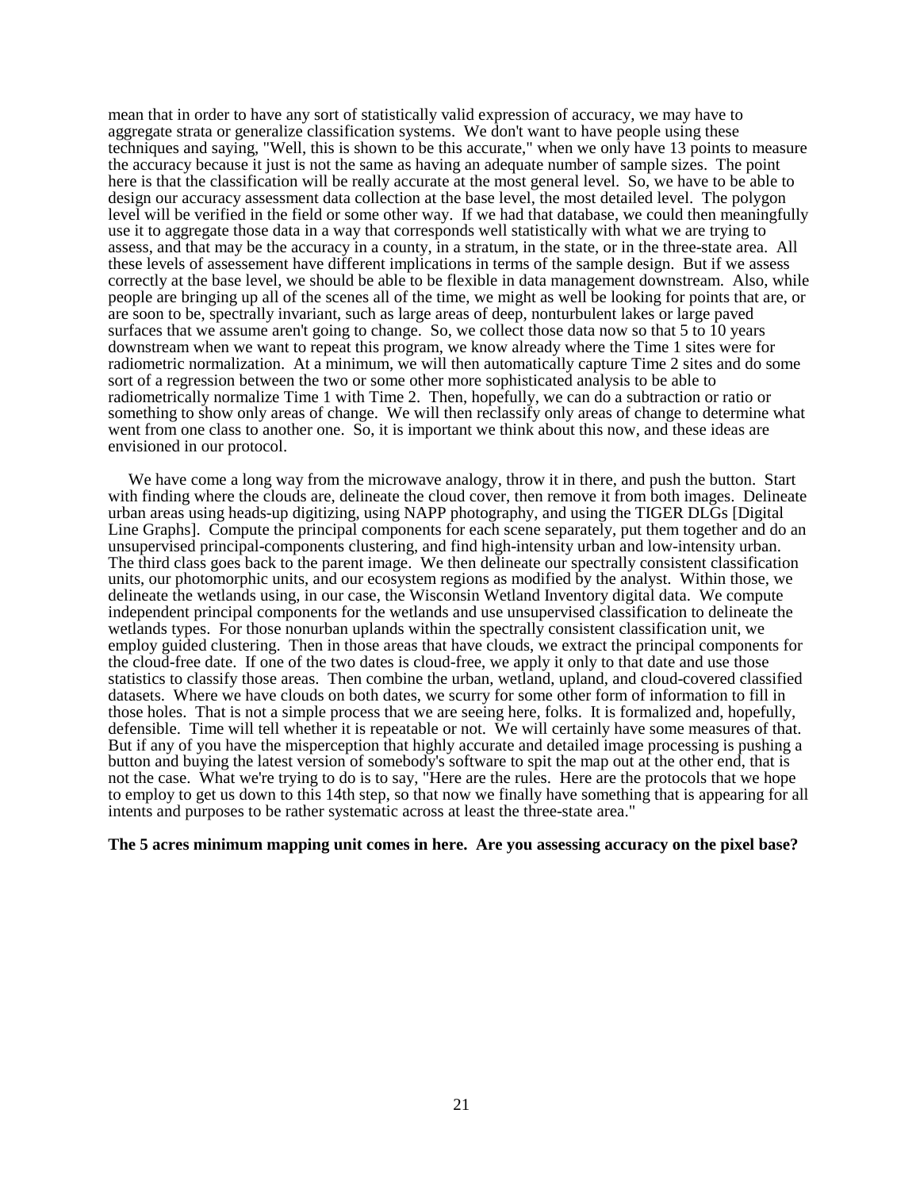mean that in order to have any sort of statistically valid expression of accuracy, we may have to aggregate strata or generalize classification systems. We don't want to have people using these techniques and saying, "Well, this is shown to be this accurate," when we only have 13 points to measure the accuracy because it just is not the same as having an adequate number of sample sizes. The point here is that the classification will be really accurate at the most general level. So, we have to be able to design our accuracy assessment data collection at the base level, the most detailed level. The polygon level will be verified in the field or some other way. If we had that database, we could then meaningfully use it to aggregate those data in a way that corresponds well statistically with what we are trying to assess, and that may be the accuracy in a county, in a stratum, in the state, or in the three-state area. All these levels of assessement have different implications in terms of the sample design. But if we assess correctly at the base level, we should be able to be flexible in data management downstream. Also, while people are bringing up all of the scenes all of the time, we might as well be looking for points that are, or are soon to be, spectrally invariant, such as large areas of deep, nonturbulent lakes or large paved surfaces that we assume aren't going to change. So, we collect those data now so that 5 to 10 years downstream when we want to repeat this program, we know already where the Time 1 sites were for radiometric normalization. At a minimum, we will then automatically capture Time 2 sites and do some sort of a regression between the two or some other more sophisticated analysis to be able to radiometrically normalize Time 1 with Time 2. Then, hopefully, we can do a subtraction or ratio or something to show only areas of change. We will then reclassify only areas of change to determine what went from one class to another one. So, it is important we think about this now, and these ideas are envisioned in our protocol.

We have come a long way from the microwave analogy, throw it in there, and push the button. Start with finding where the clouds are, delineate the cloud cover, then remove it from both images. Delineate urban areas using heads-up digitizing, using NAPP photography, and using the TIGER DLGs [Digital Line Graphs]. Compute the principal components for each scene separately, put them together and do an unsupervised principal-components clustering, and find high-intensity urban and low-intensity urban. The third class goes back to the parent image. We then delineate our spectrally consistent classification units, our photomorphic units, and our ecosystem regions as modified by the analyst. Within those, we delineate the wetlands using, in our case, the Wisconsin Wetland Inventory digital data. We compute independent principal components for the wetlands and use unsupervised classification to delineate the wetlands types. For those nonurban uplands within the spectrally consistent classification unit, we employ guided clustering. Then in those areas that have clouds, we extract the principal components for the cloud-free date. If one of the two dates is cloud-free, we apply it only to that date and use those statistics to classify those areas. Then combine the urban, wetland, upland, and cloud-covered classified datasets. Where we have clouds on both dates, we scurry for some other form of information to fill in those holes. That is not a simple process that we are seeing here, folks. It is formalized and, hopefully, defensible. Time will tell whether it is repeatable or not. We will certainly have some measures of that. But if any of you have the misperception that highly accurate and detailed image processing is pushing a button and buying the latest version of somebody's software to spit the map out at the other end, that is not the case. What we're trying to do is to say, "Here are the rules. Here are the protocols that we hope to employ to get us down to this 14th step, so that now we finally have something that is appearing for all intents and purposes to be rather systematic across at least the three-state area."

**The 5 acres minimum mapping unit comes in here. Are you assessing accuracy on the pixel base?**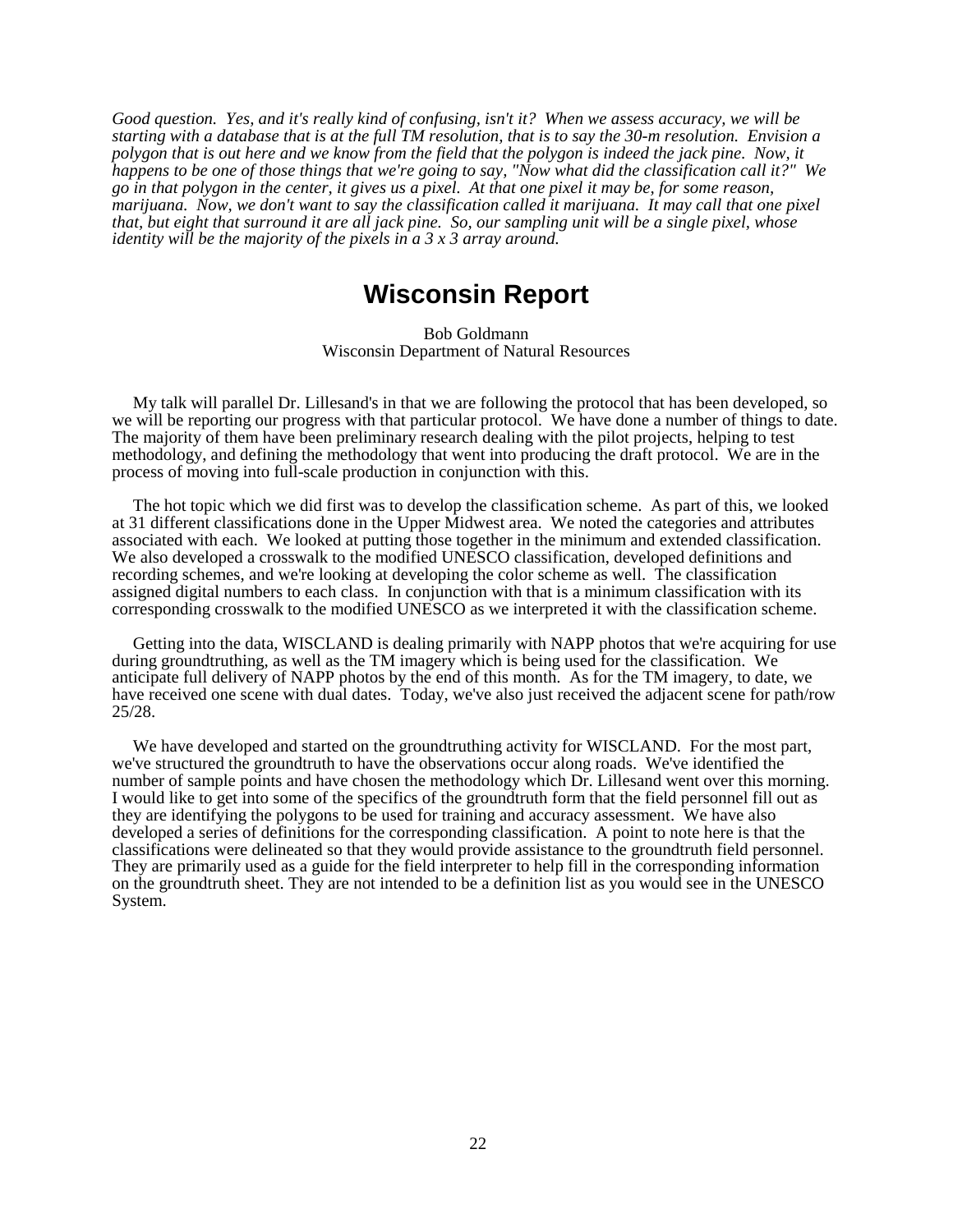*Good question. Yes, and it's really kind of confusing, isn't it? When we assess accuracy, we will be starting with a database that is at the full TM resolution, that is to say the 30-m resolution. Envision a polygon that is out here and we know from the field that the polygon is indeed the jack pine. Now, it happens to be one of those things that we're going to say, "Now what did the classification call it?" We go in that polygon in the center, it gives us a pixel. At that one pixel it may be, for some reason, marijuana. Now, we don't want to say the classification called it marijuana. It may call that one pixel that, but eight that surround it are all jack pine. So, our sampling unit will be a single pixel, whose identity will be the majority of the pixels in a 3 x 3 array around.*

# Wisconsin Report

Bob Goldmann
Wisconsin Department of Natural Resources

My talk will parallel Dr. Lillesand's in that we are following the protocol that has been developed, so we will be reporting our progress with that particular protocol. We have done a number of things to date. The majority of them have been preliminary research dealing with the pilot projects, helping to test methodology, and defining the methodology that went into producing the draft protocol. We are in the process of moving into full-scale production in conjunction with this.

The hot topic which we did first was to develop the classification scheme. As part of this, we looked at 31 different classifications done in the Upper Midwest area. We noted the categories and attributes associated with each. We looked at putting those together in the minimum and extended classification. We also developed a crosswalk to the modified UNESCO classification, developed definitions and recording schemes, and we're looking at developing the color scheme as well. The classification assigned digital numbers to each class. In conjunction with that is a minimum classification with its corresponding crosswalk to the modified UNESCO as we interpreted it with the classification scheme.

Getting into the data, WISCLAND is dealing primarily with NAPP photos that we're acquiring for use during groundtruthing, as well as the TM imagery which is being used for the classification. We anticipate full delivery of NAPP photos by the end of this month. As for the TM imagery, to date, we have received one scene with dual dates. Today, we've also just received the adjacent scene for path/row 25/28.

We have developed and started on the groundtruthing activity for WISCLAND. For the most part, we've structured the groundtruth to have the observations occur along roads. We've identified the number of sample points and have chosen the methodology which Dr. Lillesand went over this morning. I would like to get into some of the specifics of the groundtruth form that the field personnel fill out as they are identifying the polygons to be used for training and accuracy assessment. We have also developed a series of definitions for the corresponding classification. A point to note here is that the classifications were delineated so that they would provide assistance to the groundtruth field personnel. They are primarily used as a guide for the field interpreter to help fill in the corresponding information on the groundtruth sheet. They are not intended to be a definition list as you would see in the UNESCO System.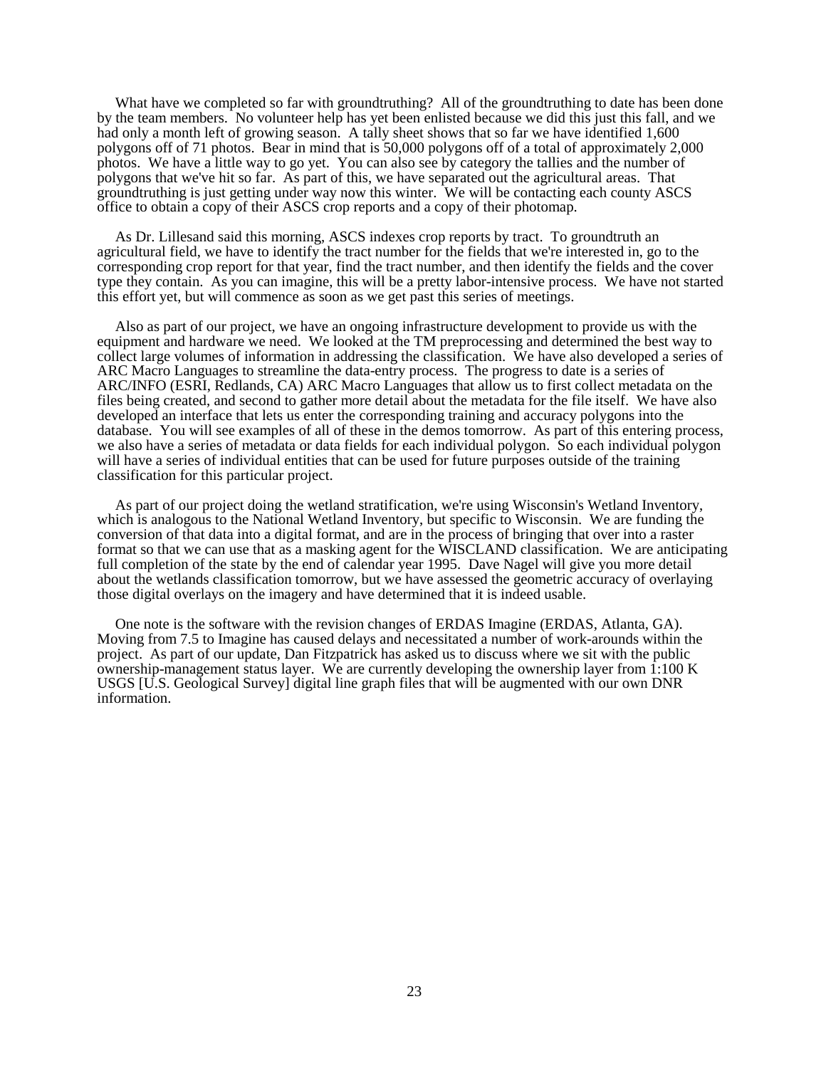What have we completed so far with groundtruthing? All of the groundtruthing to date has been done by the team members. No volunteer help has yet been enlisted because we did this just this fall, and we had only a month left of growing season. A tally sheet shows that so far we have identified 1,600 polygons off of 71 photos. Bear in mind that is 50,000 polygons off of a total of approximately 2,000 photos. We have a little way to go yet. You can also see by category the tallies and the number of polygons that we've hit so far. As part of this, we have separated out the agricultural areas. That groundtruthing is just getting under way now this winter. We will be contacting each county ASCS office to obtain a copy of their ASCS crop reports and a copy of their photomap.

As Dr. Lillesand said this morning, ASCS indexes crop reports by tract. To groundtruth an agricultural field, we have to identify the tract number for the fields that we're interested in, go to the corresponding crop report for that year, find the tract number, and then identify the fields and the cover type they contain. As you can imagine, this will be a pretty labor-intensive process. We have not started this effort yet, but will commence as soon as we get past this series of meetings.

Also as part of our project, we have an ongoing infrastructure development to provide us with the equipment and hardware we need. We looked at the TM preprocessing and determined the best way to collect large volumes of information in addressing the classification. We have also developed a series of ARC Macro Languages to streamline the data-entry process. The progress to date is a series of ARC/INFO (ESRI, Redlands, CA) ARC Macro Languages that allow us to first collect metadata on the files being created, and second to gather more detail about the metadata for the file itself. We have also developed an interface that lets us enter the corresponding training and accuracy polygons into the database. You will see examples of all of these in the demos tomorrow. As part of this entering process, we also have a series of metadata or data fields for each individual polygon. So each individual polygon will have a series of individual entities that can be used for future purposes outside of the training classification for this particular project.

As part of our project doing the wetland stratification, we're using Wisconsin's Wetland Inventory, which is analogous to the National Wetland Inventory, but specific to Wisconsin. We are funding the conversion of that data into a digital format, and are in the process of bringing that over into a raster format so that we can use that as a masking agent for the WISCLAND classification. We are anticipating full completion of the state by the end of calendar year 1995. Dave Nagel will give you more detail about the wetlands classification tomorrow, but we have assessed the geometric accuracy of overlaying those digital overlays on the imagery and have determined that it is indeed usable.

One note is the software with the revision changes of ERDAS Imagine (ERDAS, Atlanta, GA). Moving from 7.5 to Imagine has caused delays and necessitated a number of work-arounds within the project. As part of our update, Dan Fitzpatrick has asked us to discuss where we sit with the public ownership-management status layer. We are currently developing the ownership layer from 1:100 K USGS [U.S. Geological Survey] digital line graph files that will be augmented with our own DNR information.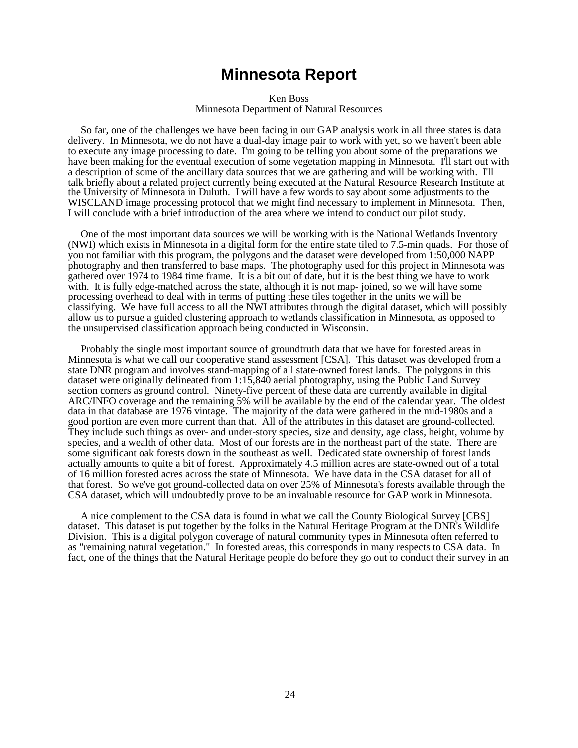# Minnesota Report

Ken Boss
Minnesota Department of Natural Resources

So far, one of the challenges we have been facing in our GAP analysis work in all three states is data delivery. In Minnesota, we do not have a dual-day image pair to work with yet, so we haven't been able to execute any image processing to date. I'm going to be telling you about some of the preparations we have been making for the eventual execution of some vegetation mapping in Minnesota. I'll start out with a description of some of the ancillary data sources that we are gathering and will be working with. I'll talk briefly about a related project currently being executed at the Natural Resource Research Institute at the University of Minnesota in Duluth. I will have a few words to say about some adjustments to the WISCLAND image processing protocol that we might find necessary to implement in Minnesota. Then, I will conclude with a brief introduction of the area where we intend to conduct our pilot study.

One of the most important data sources we will be working with is the National Wetlands Inventory (NWI) which exists in Minnesota in a digital form for the entire state tiled to 7.5-min quads. For those of you not familiar with this program, the polygons and the dataset were developed from 1:50,000 NAPP photography and then transferred to base maps. The photography used for this project in Minnesota was gathered over 1974 to 1984 time frame. It is a bit out of date, but it is the best thing we have to work with. It is fully edge-matched across the state, although it is not map- joined, so we will have some processing overhead to deal with in terms of putting these tiles together in the units we will be classifying. We have full access to all the NWI attributes through the digital dataset, which will possibly allow us to pursue a guided clustering approach to wetlands classification in Minnesota, as opposed to the unsupervised classification approach being conducted in Wisconsin.

Probably the single most important source of groundtruth data that we have for forested areas in Minnesota is what we call our cooperative stand assessment [CSA]. This dataset was developed from a state DNR program and involves stand-mapping of all state-owned forest lands. The polygons in this dataset were originally delineated from 1:15,840 aerial photography, using the Public Land Survey section corners as ground control. Ninety-five percent of these data are currently available in digital ARC/INFO coverage and the remaining 5% will be available by the end of the calendar year. The oldest data in that database are 1976 vintage. The majority of the data were gathered in the mid-1980s and a good portion are even more current than that. All of the attributes in this dataset are ground-collected. They include such things as over- and under-story species, size and density, age class, height, volume by species, and a wealth of other data. Most of our forests are in the northeast part of the state. There are some significant oak forests down in the southeast as well. Dedicated state ownership of forest lands actually amounts to quite a bit of forest. Approximately 4.5 million acres are state-owned out of a total of 16 million forested acres across the state of Minnesota. We have data in the CSA dataset for all of that forest. So we've got ground-collected data on over 25% of Minnesota's forests available through the CSA dataset, which will undoubtedly prove to be an invaluable resource for GAP work in Minnesota.

A nice complement to the CSA data is found in what we call the County Biological Survey [CBS] dataset. This dataset is put together by the folks in the Natural Heritage Program at the DNR's Wildlife Division. This is a digital polygon coverage of natural community types in Minnesota often referred to as "remaining natural vegetation." In forested areas, this corresponds in many respects to CSA data. In fact, one of the things that the Natural Heritage people do before they go out to conduct their survey in an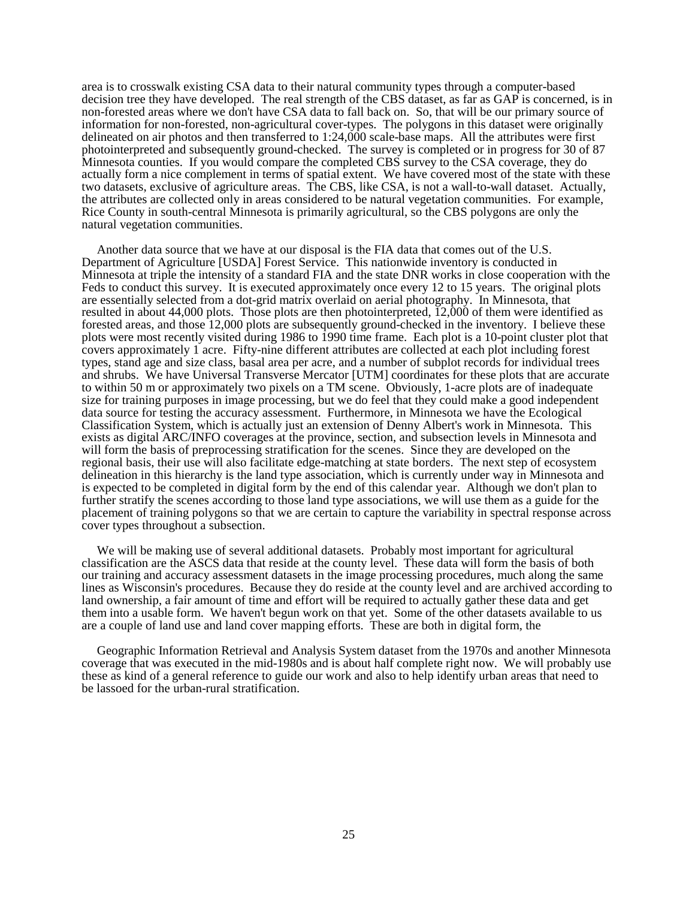area is to crosswalk existing CSA data to their natural community types through a computer-based decision tree they have developed. The real strength of the CBS dataset, as far as GAP is concerned, is in non-forested areas where we don't have CSA data to fall back on. So, that will be our primary source of information for non-forested, non-agricultural cover-types. The polygons in this dataset were originally delineated on air photos and then transferred to 1:24,000 scale-base maps. All the attributes were first photointerpreted and subsequently ground-checked. The survey is completed or in progress for 30 of 87 Minnesota counties. If you would compare the completed CBS survey to the CSA coverage, they do actually form a nice complement in terms of spatial extent. We have covered most of the state with these two datasets, exclusive of agriculture areas. The CBS, like CSA, is not a wall-to-wall dataset. Actually, the attributes are collected only in areas considered to be natural vegetation communities. For example, Rice County in south-central Minnesota is primarily agricultural, so the CBS polygons are only the natural vegetation communities.

Another data source that we have at our disposal is the FIA data that comes out of the U.S. Department of Agriculture [USDA] Forest Service. This nationwide inventory is conducted in Minnesota at triple the intensity of a standard FIA and the state DNR works in close cooperation with the Feds to conduct this survey. It is executed approximately once every 12 to 15 years. The original plots are essentially selected from a dot-grid matrix overlaid on aerial photography. In Minnesota, that resulted in about 44,000 plots. Those plots are then photointerpreted, 12,000 of them were identified as forested areas, and those 12,000 plots are subsequently ground-checked in the inventory. I believe these plots were most recently visited during 1986 to 1990 time frame. Each plot is a 10-point cluster plot that covers approximately 1 acre. Fifty-nine different attributes are collected at each plot including forest types, stand age and size class, basal area per acre, and a number of subplot records for individual trees and shrubs. We have Universal Transverse Mercator [UTM] coordinates for these plots that are accurate to within 50 m or approximately two pixels on a TM scene. Obviously, 1-acre plots are of inadequate size for training purposes in image processing, but we do feel that they could make a good independent data source for testing the accuracy assessment. Furthermore, in Minnesota we have the Ecological Classification System, which is actually just an extension of Denny Albert's work in Minnesota. This exists as digital ARC/INFO coverages at the province, section, and subsection levels in Minnesota and will form the basis of preprocessing stratification for the scenes. Since they are developed on the regional basis, their use will also facilitate edge-matching at state borders. The next step of ecosystem delineation in this hierarchy is the land type association, which is currently under way in Minnesota and is expected to be completed in digital form by the end of this calendar year. Although we don't plan to further stratify the scenes according to those land type associations, we will use them as a guide for the placement of training polygons so that we are certain to capture the variability in spectral response across cover types throughout a subsection.

We will be making use of several additional datasets. Probably most important for agricultural classification are the ASCS data that reside at the county level. These data will form the basis of both our training and accuracy assessment datasets in the image processing procedures, much along the same lines as Wisconsin's procedures. Because they do reside at the county level and are archived according to land ownership, a fair amount of time and effort will be required to actually gather these data and get them into a usable form. We haven't begun work on that yet. Some of the other datasets available to us are a couple of land use and land cover mapping efforts. These are both in digital form, the

Geographic Information Retrieval and Analysis System dataset from the 1970s and another Minnesota coverage that was executed in the mid-1980s and is about half complete right now. We will probably use these as kind of a general reference to guide our work and also to help identify urban areas that need to be lassoed for the urban-rural stratification.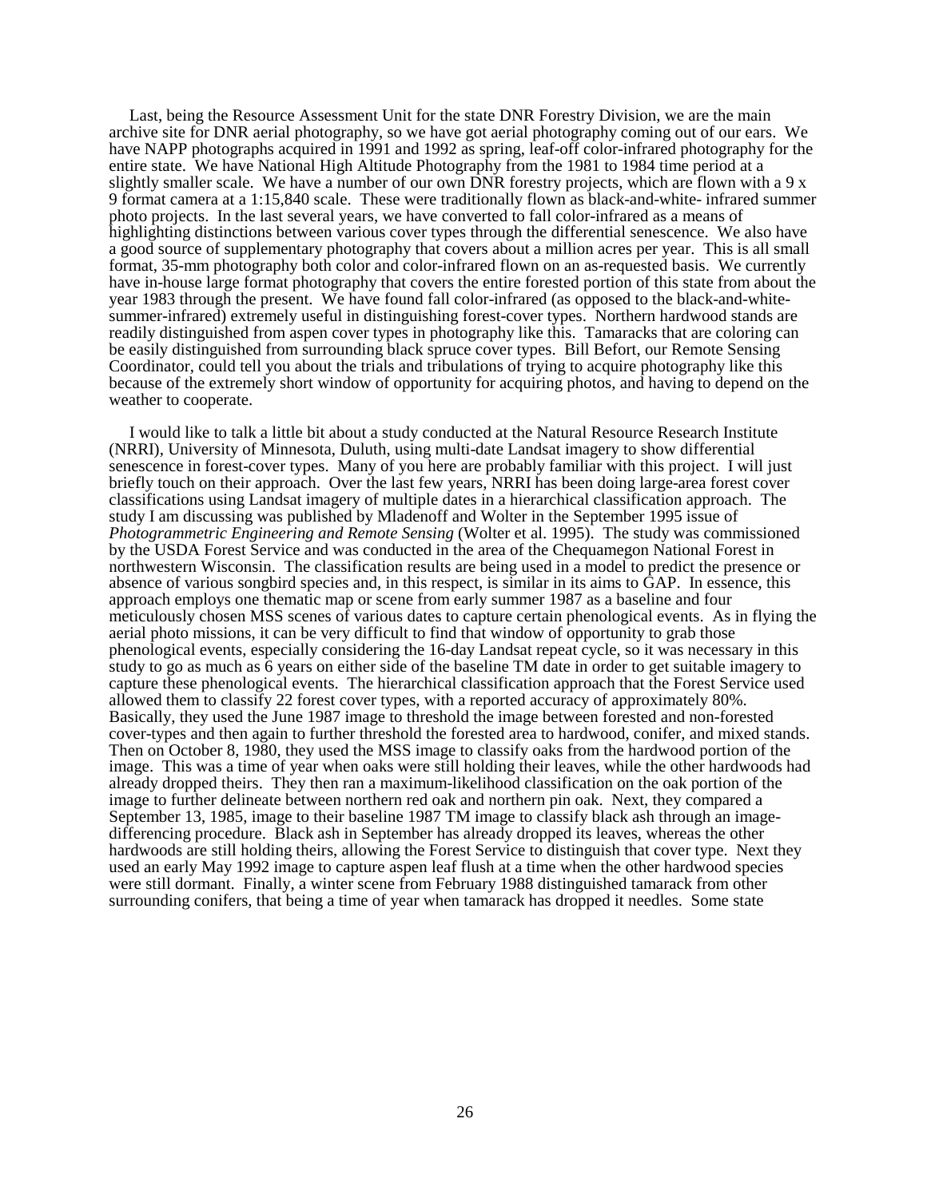Last, being the Resource Assessment Unit for the state DNR Forestry Division, we are the main archive site for DNR aerial photography, so we have got aerial photography coming out of our ears. We have NAPP photographs acquired in 1991 and 1992 as spring, leaf-off color-infrared photography for the entire state. We have National High Altitude Photography from the 1981 to 1984 time period at a slightly smaller scale. We have a number of our own DNR forestry projects, which are flown with a 9 x 9 format camera at a 1:15,840 scale. These were traditionally flown as black-and-white- infrared summer photo projects. In the last several years, we have converted to fall color-infrared as a means of highlighting distinctions between various cover types through the differential senescence. We also have a good source of supplementary photography that covers about a million acres per year. This is all small format, 35-mm photography both color and color-infrared flown on an as-requested basis. We currently have in-house large format photography that covers the entire forested portion of this state from about the year 1983 through the present. We have found fall color-infrared (as opposed to the black-and-white-summer-infrared) extremely useful in distinguishing forest-cover types. Northern hardwood stands are readily distinguished from aspen cover types in photography like this. Tamaracks that are coloring can be easily distinguished from surrounding black spruce cover types. Bill Befort, our Remote Sensing Coordinator, could tell you about the trials and tribulations of trying to acquire photography like this because of the extremely short window of opportunity for acquiring photos, and having to depend on the weather to cooperate.

I would like to talk a little bit about a study conducted at the Natural Resource Research Institute (NRRI), University of Minnesota, Duluth, using multi-date Landsat imagery to show differential senescence in forest-cover types. Many of you here are probably familiar with this project. I will just briefly touch on their approach. Over the last few years, NRRI has been doing large-area forest cover classifications using Landsat imagery of multiple dates in a hierarchical classification approach. The study I am discussing was published by Mladenoff and Wolter in the September 1995 issue of *Photogrammetric Engineering and Remote Sensing* (Wolter et al. 1995). The study was commissioned by the USDA Forest Service and was conducted in the area of the Chequamegon National Forest in northwestern Wisconsin. The classification results are being used in a model to predict the presence or absence of various songbird species and, in this respect, is similar in its aims to GAP. In essence, this approach employs one thematic map or scene from early summer 1987 as a baseline and four meticulously chosen MSS scenes of various dates to capture certain phenological events. As in flying the aerial photo missions, it can be very difficult to find that window of opportunity to grab those phenological events, especially considering the 16-day Landsat repeat cycle, so it was necessary in this study to go as much as 6 years on either side of the baseline TM date in order to get suitable imagery to capture these phenological events. The hierarchical classification approach that the Forest Service used allowed them to classify 22 forest cover types, with a reported accuracy of approximately 80%. Basically, they used the June 1987 image to threshold the image between forested and non-forested cover-types and then again to further threshold the forested area to hardwood, conifer, and mixed stands. Then on October 8, 1980, they used the MSS image to classify oaks from the hardwood portion of the image. This was a time of year when oaks were still holding their leaves, while the other hardwoods had already dropped theirs. They then ran a maximum-likelihood classification on the oak portion of the image to further delineate between northern red oak and northern pin oak. Next, they compared a September 13, 1985, image to their baseline 1987 TM image to classify black ash through an image-differencing procedure. Black ash in September has already dropped its leaves, whereas the other hardwoods are still holding theirs, allowing the Forest Service to distinguish that cover type. Next they used an early May 1992 image to capture aspen leaf flush at a time when the other hardwood species were still dormant. Finally, a winter scene from February 1988 distinguished tamarack from other surrounding conifers, that being a time of year when tamarack has dropped it needles. Some state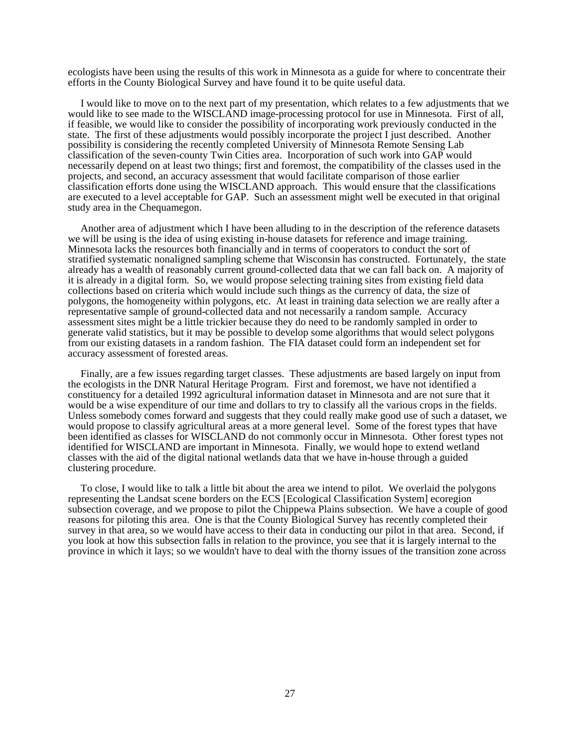ecologists have been using the results of this work in Minnesota as a guide for where to concentrate their efforts in the County Biological Survey and have found it to be quite useful data.

I would like to move on to the next part of my presentation, which relates to a few adjustments that we would like to see made to the WISCLAND image-processing protocol for use in Minnesota. First of all, if feasible, we would like to consider the possibility of incorporating work previously conducted in the state. The first of these adjustments would possibly incorporate the project I just described. Another possibility is considering the recently completed University of Minnesota Remote Sensing Lab classification of the seven-county Twin Cities area. Incorporation of such work into GAP would necessarily depend on at least two things; first and foremost, the compatibility of the classes used in the projects, and second, an accuracy assessment that would facilitate comparison of those earlier classification efforts done using the WISCLAND approach. This would ensure that the classifications are executed to a level acceptable for GAP. Such an assessment might well be executed in that original study area in the Chequamegon.

Another area of adjustment which I have been alluding to in the description of the reference datasets we will be using is the idea of using existing in-house datasets for reference and image training. Minnesota lacks the resources both financially and in terms of cooperators to conduct the sort of stratified systematic nonaligned sampling scheme that Wisconsin has constructed. Fortunately, the state already has a wealth of reasonably current ground-collected data that we can fall back on. A majority of it is already in a digital form. So, we would propose selecting training sites from existing field data collections based on criteria which would include such things as the currency of data, the size of polygons, the homogeneity within polygons, etc. At least in training data selection we are really after a representative sample of ground-collected data and not necessarily a random sample. Accuracy assessment sites might be a little trickier because they do need to be randomly sampled in order to generate valid statistics, but it may be possible to develop some algorithms that would select polygons from our existing datasets in a random fashion. The FIA dataset could form an independent set for accuracy assessment of forested areas.

Finally, are a few issues regarding target classes. These adjustments are based largely on input from the ecologists in the DNR Natural Heritage Program. First and foremost, we have not identified a constituency for a detailed 1992 agricultural information dataset in Minnesota and are not sure that it would be a wise expenditure of our time and dollars to try to classify all the various crops in the fields. Unless somebody comes forward and suggests that they could really make good use of such a dataset, we would propose to classify agricultural areas at a more general level. Some of the forest types that have been identified as classes for WISCLAND do not commonly occur in Minnesota. Other forest types not identified for WISCLAND are important in Minnesota. Finally, we would hope to extend wetland classes with the aid of the digital national wetlands data that we have in-house through a guided clustering procedure.

To close, I would like to talk a little bit about the area we intend to pilot. We overlaid the polygons representing the Landsat scene borders on the ECS [Ecological Classification System] ecoregion subsection coverage, and we propose to pilot the Chippewa Plains subsection. We have a couple of good reasons for piloting this area. One is that the County Biological Survey has recently completed their survey in that area, so we would have access to their data in conducting our pilot in that area. Second, if you look at how this subsection falls in relation to the province, you see that it is largely internal to the province in which it lays; so we wouldn't have to deal with the thorny issues of the transition zone across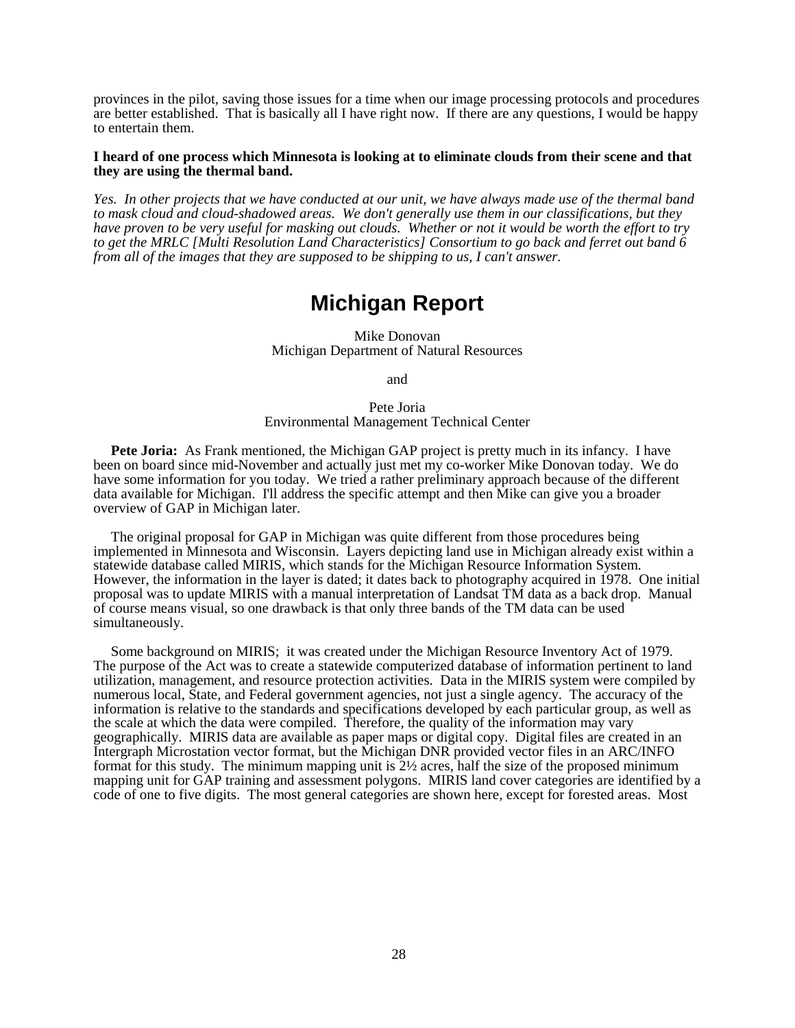provinces in the pilot, saving those issues for a time when our image processing protocols and procedures are better established. That is basically all I have right now. If there are any questions, I would be happy to entertain them.

**I heard of one process which Minnesota is looking at to eliminate clouds from their scene and that they are using the thermal band.**

*Yes. In other projects that we have conducted at our unit, we have always made use of the thermal band to mask cloud and cloud-shadowed areas. We don't generally use them in our classifications, but they have proven to be very useful for masking out clouds. Whether or not it would be worth the effort to try to get the MRLC [Multi Resolution Land Characteristics] Consortium to go back and ferret out band 6 from all of the images that they are supposed to be shipping to us, I can't answer.*

# Michigan Report

Mike Donovan
Michigan Department of Natural Resources

and

Pete Joria
Environmental Management Technical Center

**Pete Joria:** As Frank mentioned, the Michigan GAP project is pretty much in its infancy. I have been on board since mid-November and actually just met my co-worker Mike Donovan today. We do have some information for you today. We tried a rather preliminary approach because of the different data available for Michigan. I'll address the specific attempt and then Mike can give you a broader overview of GAP in Michigan later.

The original proposal for GAP in Michigan was quite different from those procedures being implemented in Minnesota and Wisconsin. Layers depicting land use in Michigan already exist within a statewide database called MIRIS, which stands for the Michigan Resource Information System. However, the information in the layer is dated; it dates back to photography acquired in 1978. One initial proposal was to update MIRIS with a manual interpretation of Landsat TM data as a back drop. Manual of course means visual, so one drawback is that only three bands of the TM data can be used simultaneously.

Some background on MIRIS; it was created under the Michigan Resource Inventory Act of 1979. The purpose of the Act was to create a statewide computerized database of information pertinent to land utilization, management, and resource protection activities. Data in the MIRIS system were compiled by numerous local, State, and Federal government agencies, not just a single agency. The accuracy of the information is relative to the standards and specifications developed by each particular group, as well as the scale at which the data were compiled. Therefore, the quality of the information may vary geographically. MIRIS data are available as paper maps or digital copy. Digital files are created in an Intergraph Microstation vector format, but the Michigan DNR provided vector files in an ARC/INFO format for this study. The minimum mapping unit is 2½ acres, half the size of the proposed minimum mapping unit for GAP training and assessment polygons. MIRIS land cover categories are identified by a code of one to five digits. The most general categories are shown here, except for forested areas. Most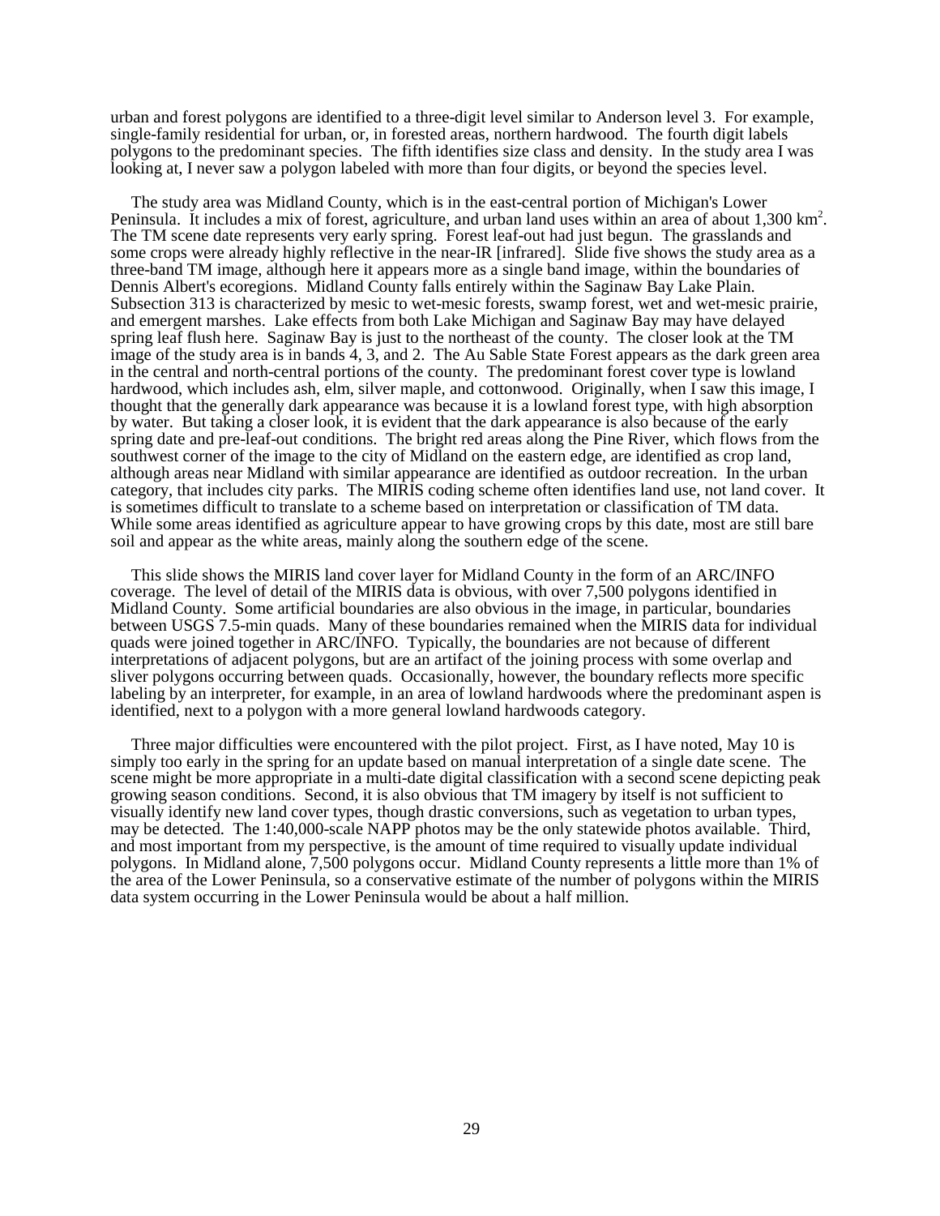urban and forest polygons are identified to a three-digit level similar to Anderson level 3. For example, single-family residential for urban, or, in forested areas, northern hardwood. The fourth digit labels polygons to the predominant species. The fifth identifies size class and density. In the study area I was looking at, I never saw a polygon labeled with more than four digits, or beyond the species level.

The study area was Midland County, which is in the east-central portion of Michigan's Lower Peninsula. It includes a mix of forest, agriculture, and urban land uses within an area of about 1,300 $km^2$. The TM scene date represents very early spring. Forest leaf-out had just begun. The grasslands and some crops were already highly reflective in the near-IR [infrared]. Slide five shows the study area as a three-band TM image, although here it appears more as a single band image, within the boundaries of Dennis Albert's ecoregions. Midland County falls entirely within the Saginaw Bay Lake Plain. Subsection 313 is characterized by mesic to wet-mesic forests, swamp forest, wet and wet-mesic prairie, and emergent marshes. Lake effects from both Lake Michigan and Saginaw Bay may have delayed spring leaf flush here. Saginaw Bay is just to the northeast of the county. The closer look at the TM image of the study area is in bands 4, 3, and 2. The Au Sable State Forest appears as the dark green area in the central and north-central portions of the county. The predominant forest cover type is lowland hardwood, which includes ash, elm, silver maple, and cottonwood. Originally, when I saw this image, I thought that the generally dark appearance was because it is a lowland forest type, with high absorption by water. But taking a closer look, it is evident that the dark appearance is also because of the early spring date and pre-leaf-out conditions. The bright red areas along the Pine River, which flows from the southwest corner of the image to the city of Midland on the eastern edge, are identified as crop land, although areas near Midland with similar appearance are identified as outdoor recreation. In the urban category, that includes city parks. The MIRIS coding scheme often identifies land use, not land cover. It is sometimes difficult to translate to a scheme based on interpretation or classification of TM data. While some areas identified as agriculture appear to have growing crops by this date, most are still bare soil and appear as the white areas, mainly along the southern edge of the scene.

This slide shows the MIRIS land cover layer for Midland County in the form of an ARC/INFO coverage. The level of detail of the MIRIS data is obvious, with over 7,500 polygons identified in Midland County. Some artificial boundaries are also obvious in the image, in particular, boundaries between USGS 7.5-min quads. Many of these boundaries remained when the MIRIS data for individual quads were joined together in ARC/INFO. Typically, the boundaries are not because of different interpretations of adjacent polygons, but are an artifact of the joining process with some overlap and sliver polygons occurring between quads. Occasionally, however, the boundary reflects more specific labeling by an interpreter, for example, in an area of lowland hardwoods where the predominant aspen is identified, next to a polygon with a more general lowland hardwoods category.

Three major difficulties were encountered with the pilot project. First, as I have noted, May 10 is simply too early in the spring for an update based on manual interpretation of a single date scene. The scene might be more appropriate in a multi-date digital classification with a second scene depicting peak growing season conditions. Second, it is also obvious that TM imagery by itself is not sufficient to visually identify new land cover types, though drastic conversions, such as vegetation to urban types, may be detected. The 1:40,000-scale NAPP photos may be the only statewide photos available. Third, and most important from my perspective, is the amount of time required to visually update individual polygons. In Midland alone, 7,500 polygons occur. Midland County represents a little more than 1% of the area of the Lower Peninsula, so a conservative estimate of the number of polygons within the MIRIS data system occurring in the Lower Peninsula would be about a half million.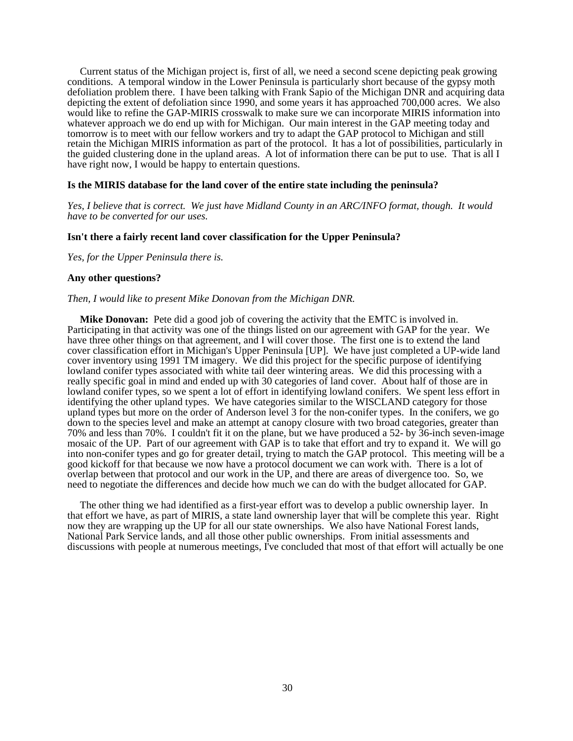Current status of the Michigan project is, first of all, we need a second scene depicting peak growing conditions. A temporal window in the Lower Peninsula is particularly short because of the gypsy moth defoliation problem there. I have been talking with Frank Sapio of the Michigan DNR and acquiring data depicting the extent of defoliation since 1990, and some years it has approached 700,000 acres. We also would like to refine the GAP-MIRIS crosswalk to make sure we can incorporate MIRIS information into whatever approach we do end up with for Michigan. Our main interest in the GAP meeting today and tomorrow is to meet with our fellow workers and try to adapt the GAP protocol to Michigan and still retain the Michigan MIRIS information as part of the protocol. It has a lot of possibilities, particularly in the guided clustering done in the upland areas. A lot of information there can be put to use. That is all I have right now, I would be happy to entertain questions.

**Is the MIRIS database for the land cover of the entire state including the peninsula?**

*Yes, I believe that is correct. We just have Midland County in an ARC/INFO format, though. It would have to be converted for our uses.*

**Isn't there a fairly recent land cover classification for the Upper Peninsula?**

*Yes, for the Upper Peninsula there is.*

**Any other questions?**

*Then, I would like to present Mike Donovan from the Michigan DNR.*

**Mike Donovan:** Pete did a good job of covering the activity that the EMTC is involved in. Participating in that activity was one of the things listed on our agreement with GAP for the year. We have three other things on that agreement, and I will cover those. The first one is to extend the land cover classification effort in Michigan's Upper Peninsula [UP]. We have just completed a UP-wide land cover inventory using 1991 TM imagery. We did this project for the specific purpose of identifying lowland conifer types associated with white tail deer wintering areas. We did this processing with a really specific goal in mind and ended up with 30 categories of land cover. About half of those are in lowland conifer types, so we spent a lot of effort in identifying lowland conifers. We spent less effort in identifying the other upland types. We have categories similar to the WISCLAND category for those upland types but more on the order of Anderson level 3 for the non-conifer types. In the conifers, we go down to the species level and make an attempt at canopy closure with two broad categories, greater than 70% and less than 70%. I couldn't fit it on the plane, but we have produced a 52- by 36-inch seven-image mosaic of the UP. Part of our agreement with GAP is to take that effort and try to expand it. We will go into non-conifer types and go for greater detail, trying to match the GAP protocol. This meeting will be a good kickoff for that because we now have a protocol document we can work with. There is a lot of overlap between that protocol and our work in the UP, and there are areas of divergence too. So, we need to negotiate the differences and decide how much we can do with the budget allocated for GAP.

The other thing we had identified as a first-year effort was to develop a public ownership layer. In that effort we have, as part of MIRIS, a state land ownership layer that will be complete this year. Right now they are wrapping up the UP for all our state ownerships. We also have National Forest lands, National Park Service lands, and all those other public ownerships. From initial assessments and discussions with people at numerous meetings, I've concluded that most of that effort will actually be one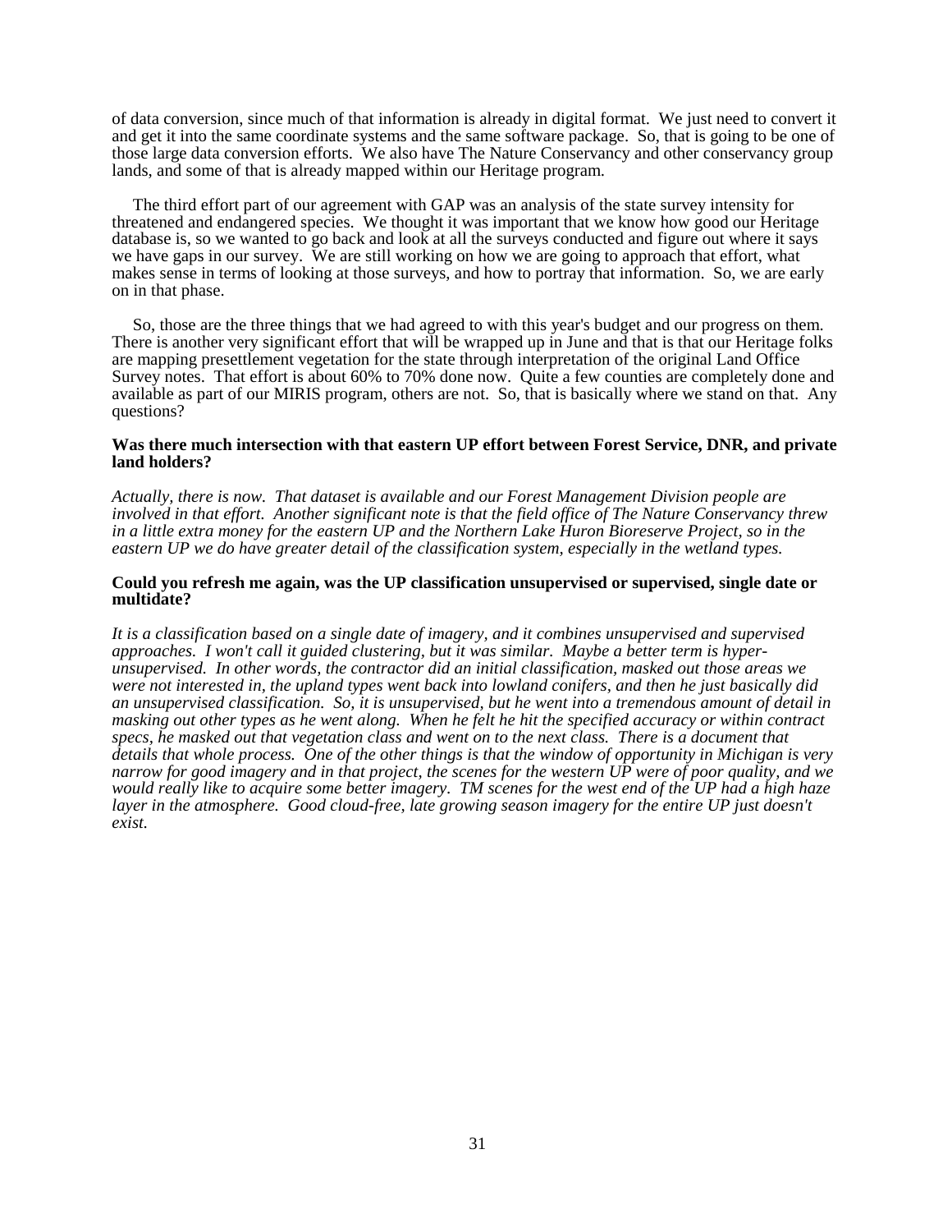of data conversion, since much of that information is already in digital format. We just need to convert it and get it into the same coordinate systems and the same software package. So, that is going to be one of those large data conversion efforts. We also have The Nature Conservancy and other conservancy group lands, and some of that is already mapped within our Heritage program.

The third effort part of our agreement with GAP was an analysis of the state survey intensity for threatened and endangered species. We thought it was important that we know how good our Heritage database is, so we wanted to go back and look at all the surveys conducted and figure out where it says we have gaps in our survey. We are still working on how we are going to approach that effort, what makes sense in terms of looking at those surveys, and how to portray that information. So, we are early on in that phase.

So, those are the three things that we had agreed to with this year's budget and our progress on them. There is another very significant effort that will be wrapped up in June and that is that our Heritage folks are mapping presettlement vegetation for the state through interpretation of the original Land Office Survey notes. That effort is about 60% to 70% done now. Quite a few counties are completely done and available as part of our MIRIS program, others are not. So, that is basically where we stand on that. Any questions?

**Was there much intersection with that eastern UP effort between Forest Service, DNR, and private land holders?**

*Actually, there is now. That dataset is available and our Forest Management Division people are involved in that effort. Another significant note is that the field office of The Nature Conservancy threw in a little extra money for the eastern UP and the Northern Lake Huron Bioreserve Project, so in the eastern UP we do have greater detail of the classification system, especially in the wetland types.*

**Could you refresh me again, was the UP classification unsupervised or supervised, single date or multidate?**

*It is a classification based on a single date of imagery, and it combines unsupervised and supervised approaches. I won't call it guided clustering, but it was similar. Maybe a better term is hyper-unsupervised. In other words, the contractor did an initial classification, masked out those areas we were not interested in, the upland types went back into lowland conifers, and then he just basically did an unsupervised classification. So, it is unsupervised, but he went into a tremendous amount of detail in masking out other types as he went along. When he felt he hit the specified accuracy or within contract specs, he masked out that vegetation class and went on to the next class. There is a document that details that whole process. One of the other things is that the window of opportunity in Michigan is very narrow for good imagery and in that project, the scenes for the western UP were of poor quality, and we would really like to acquire some better imagery. TM scenes for the west end of the UP had a high haze layer in the atmosphere. Good cloud-free, late growing season imagery for the entire UP just doesn't exist.*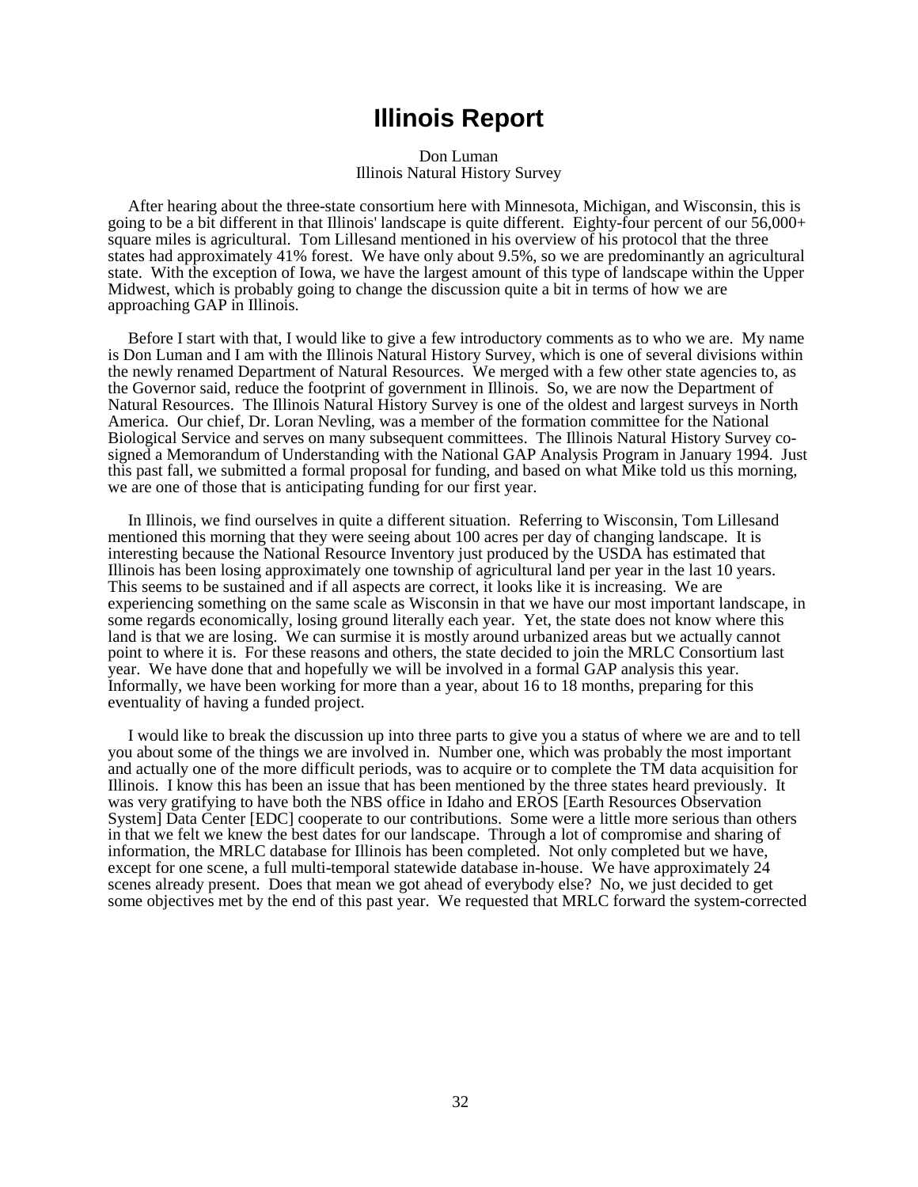# Illinois Report

Don Luman
Illinois Natural History Survey

After hearing about the three-state consortium here with Minnesota, Michigan, and Wisconsin, this is going to be a bit different in that Illinois' landscape is quite different. Eighty-four percent of our 56,000+ square miles is agricultural. Tom Lillesand mentioned in his overview of his protocol that the three states had approximately 41% forest. We have only about 9.5%, so we are predominantly an agricultural state. With the exception of Iowa, we have the largest amount of this type of landscape within the Upper Midwest, which is probably going to change the discussion quite a bit in terms of how we are approaching GAP in Illinois.

Before I start with that, I would like to give a few introductory comments as to who we are. My name is Don Luman and I am with the Illinois Natural History Survey, which is one of several divisions within the newly renamed Department of Natural Resources. We merged with a few other state agencies to, as the Governor said, reduce the footprint of government in Illinois. So, we are now the Department of Natural Resources. The Illinois Natural History Survey is one of the oldest and largest surveys in North America. Our chief, Dr. Loran Nevling, was a member of the formation committee for the National Biological Service and serves on many subsequent committees. The Illinois Natural History Survey co-signed a Memorandum of Understanding with the National GAP Analysis Program in January 1994. Just this past fall, we submitted a formal proposal for funding, and based on what Mike told us this morning, we are one of those that is anticipating funding for our first year.

In Illinois, we find ourselves in quite a different situation. Referring to Wisconsin, Tom Lillesand mentioned this morning that they were seeing about 100 acres per day of changing landscape. It is interesting because the National Resource Inventory just produced by the USDA has estimated that Illinois has been losing approximately one township of agricultural land per year in the last 10 years. This seems to be sustained and if all aspects are correct, it looks like it is increasing. We are experiencing something on the same scale as Wisconsin in that we have our most important landscape, in some regards economically, losing ground literally each year. Yet, the state does not know where this land is that we are losing. We can surmise it is mostly around urbanized areas but we actually cannot point to where it is. For these reasons and others, the state decided to join the MRLC Consortium last year. We have done that and hopefully we will be involved in a formal GAP analysis this year. Informally, we have been working for more than a year, about 16 to 18 months, preparing for this eventuality of having a funded project.

I would like to break the discussion up into three parts to give you a status of where we are and to tell you about some of the things we are involved in. Number one, which was probably the most important and actually one of the more difficult periods, was to acquire or to complete the TM data acquisition for Illinois. I know this has been an issue that has been mentioned by the three states heard previously. It was very gratifying to have both the NBS office in Idaho and EROS [Earth Resources Observation System] Data Center [EDC] cooperate to our contributions. Some were a little more serious than others in that we felt we knew the best dates for our landscape. Through a lot of compromise and sharing of information, the MRLC database for Illinois has been completed. Not only completed but we have, except for one scene, a full multi-temporal statewide database in-house. We have approximately 24 scenes already present. Does that mean we got ahead of everybody else? No, we just decided to get some objectives met by the end of this past year. We requested that MRLC forward the system-corrected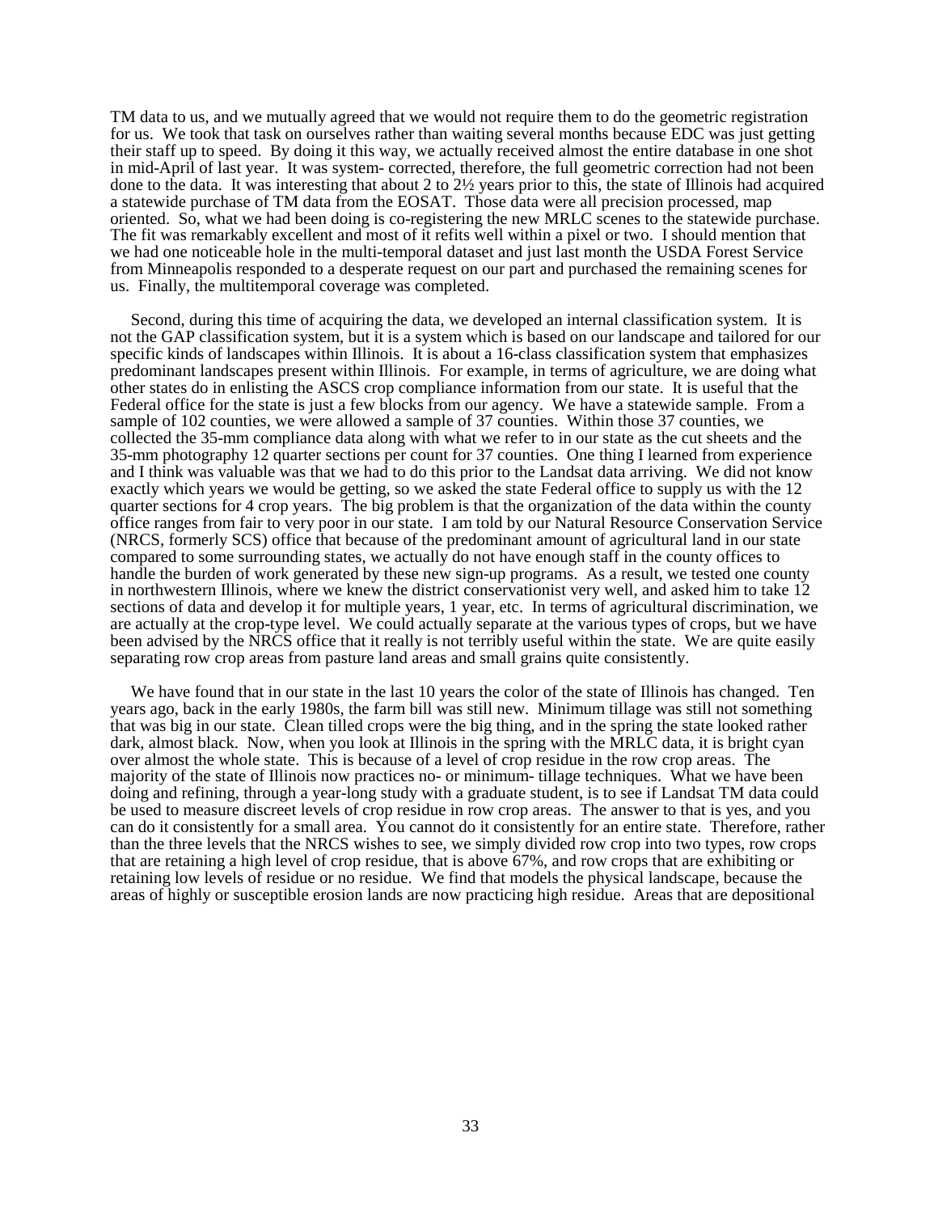TM data to us, and we mutually agreed that we would not require them to do the geometric registration for us. We took that task on ourselves rather than waiting several months because EDC was just getting their staff up to speed. By doing it this way, we actually received almost the entire database in one shot in mid-April of last year. It was system- corrected, therefore, the full geometric correction had not been done to the data. It was interesting that about 2 to 2½ years prior to this, the state of Illinois had acquired a statewide purchase of TM data from the EOSAT. Those data were all precision processed, map oriented. So, what we had been doing is co-registering the new MRLC scenes to the statewide purchase. The fit was remarkably excellent and most of it refits well within a pixel or two. I should mention that we had one noticeable hole in the multi-temporal dataset and just last month the USDA Forest Service from Minneapolis responded to a desperate request on our part and purchased the remaining scenes for us. Finally, the multitemporal coverage was completed.

Second, during this time of acquiring the data, we developed an internal classification system. It is not the GAP classification system, but it is a system which is based on our landscape and tailored for our specific kinds of landscapes within Illinois. It is about a 16-class classification system that emphasizes predominant landscapes present within Illinois. For example, in terms of agriculture, we are doing what other states do in enlisting the ASCS crop compliance information from our state. It is useful that the Federal office for the state is just a few blocks from our agency. We have a statewide sample. From a sample of 102 counties, we were allowed a sample of 37 counties. Within those 37 counties, we collected the 35-mm compliance data along with what we refer to in our state as the cut sheets and the 35-mm photography 12 quarter sections per count for 37 counties. One thing I learned from experience and I think was valuable was that we had to do this prior to the Landsat data arriving. We did not know exactly which years we would be getting, so we asked the state Federal office to supply us with the 12 quarter sections for 4 crop years. The big problem is that the organization of the data within the county office ranges from fair to very poor in our state. I am told by our Natural Resource Conservation Service (NRCS, formerly SCS) office that because of the predominant amount of agricultural land in our state compared to some surrounding states, we actually do not have enough staff in the county offices to handle the burden of work generated by these new sign-up programs. As a result, we tested one county in northwestern Illinois, where we knew the district conservationist very well, and asked him to take 12 sections of data and develop it for multiple years, 1 year, etc. In terms of agricultural discrimination, we are actually at the crop-type level. We could actually separate at the various types of crops, but we have been advised by the NRCS office that it really is not terribly useful within the state. We are quite easily separating row crop areas from pasture land areas and small grains quite consistently.

We have found that in our state in the last 10 years the color of the state of Illinois has changed. Ten years ago, back in the early 1980s, the farm bill was still new. Minimum tillage was still not something that was big in our state. Clean tilled crops were the big thing, and in the spring the state looked rather dark, almost black. Now, when you look at Illinois in the spring with the MRLC data, it is bright cyan over almost the whole state. This is because of a level of crop residue in the row crop areas. The majority of the state of Illinois now practices no- or minimum- tillage techniques. What we have been doing and refining, through a year-long study with a graduate student, is to see if Landsat TM data could be used to measure discreet levels of crop residue in row crop areas. The answer to that is yes, and you can do it consistently for a small area. You cannot do it consistently for an entire state. Therefore, rather than the three levels that the NRCS wishes to see, we simply divided row crop into two types, row crops that are retaining a high level of crop residue, that is above 67%, and row crops that are exhibiting or retaining low levels of residue or no residue. We find that models the physical landscape, because the areas of highly or susceptible erosion lands are now practicing high residue. Areas that are depositional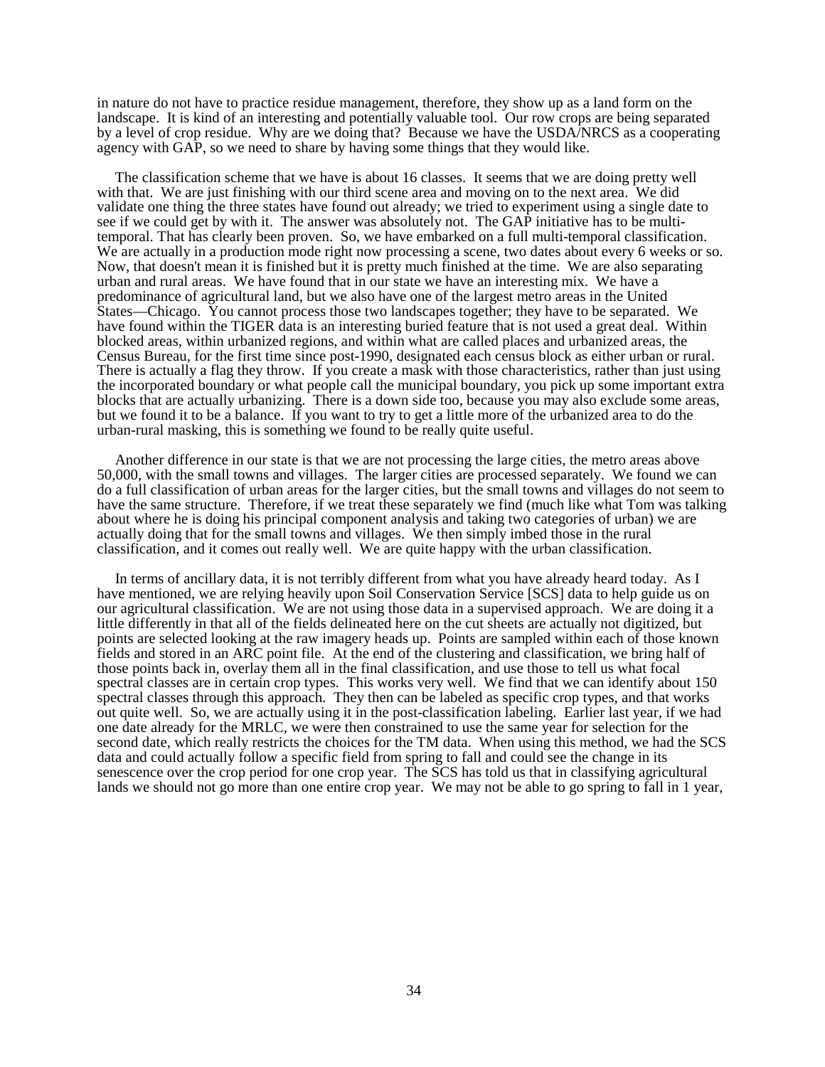in nature do not have to practice residue management, therefore, they show up as a land form on the landscape. It is kind of an interesting and potentially valuable tool. Our row crops are being separated by a level of crop residue. Why are we doing that? Because we have the USDA/NRCS as a cooperating agency with GAP, so we need to share by having some things that they would like.

The classification scheme that we have is about 16 classes. It seems that we are doing pretty well with that. We are just finishing with our third scene area and moving on to the next area. We did validate one thing the three states have found out already; we tried to experiment using a single date to see if we could get by with it. The answer was absolutely not. The GAP initiative has to be multi-temporal. That has clearly been proven. So, we have embarked on a full multi-temporal classification. We are actually in a production mode right now processing a scene, two dates about every 6 weeks or so. Now, that doesn't mean it is finished but it is pretty much finished at the time. We are also separating urban and rural areas. We have found that in our state we have an interesting mix. We have a predominance of agricultural land, but we also have one of the largest metro areas in the United States—Chicago. You cannot process those two landscapes together; they have to be separated. We have found within the TIGER data is an interesting buried feature that is not used a great deal. Within blocked areas, within urbanized regions, and within what are called places and urbanized areas, the Census Bureau, for the first time since post-1990, designated each census block as either urban or rural. There is actually a flag they throw. If you create a mask with those characteristics, rather than just using the incorporated boundary or what people call the municipal boundary, you pick up some important extra blocks that are actually urbanizing. There is a down side too, because you may also exclude some areas, but we found it to be a balance. If you want to try to get a little more of the urbanized area to do the urban-rural masking, this is something we found to be really quite useful.

Another difference in our state is that we are not processing the large cities, the metro areas above 50,000, with the small towns and villages. The larger cities are processed separately. We found we can do a full classification of urban areas for the larger cities, but the small towns and villages do not seem to have the same structure. Therefore, if we treat these separately we find (much like what Tom was talking about where he is doing his principal component analysis and taking two categories of urban) we are actually doing that for the small towns and villages. We then simply imbed those in the rural classification, and it comes out really well. We are quite happy with the urban classification.

In terms of ancillary data, it is not terribly different from what you have already heard today. As I have mentioned, we are relying heavily upon Soil Conservation Service [SCS] data to help guide us on our agricultural classification. We are not using those data in a supervised approach. We are doing it a little differently in that all of the fields delineated here on the cut sheets are actually not digitized, but points are selected looking at the raw imagery heads up. Points are sampled within each of those known fields and stored in an ARC point file. At the end of the clustering and classification, we bring half of those points back in, overlay them all in the final classification, and use those to tell us what focal spectral classes are in certain crop types. This works very well. We find that we can identify about 150 spectral classes through this approach. They then can be labeled as specific crop types, and that works out quite well. So, we are actually using it in the post-classification labeling. Earlier last year, if we had one date already for the MRLC, we were then constrained to use the same year for selection for the second date, which really restricts the choices for the TM data. When using this method, we had the SCS data and could actually follow a specific field from spring to fall and could see the change in its senescence over the crop period for one crop year. The SCS has told us that in classifying agricultural lands we should not go more than one entire crop year. We may not be able to go spring to fall in 1 year,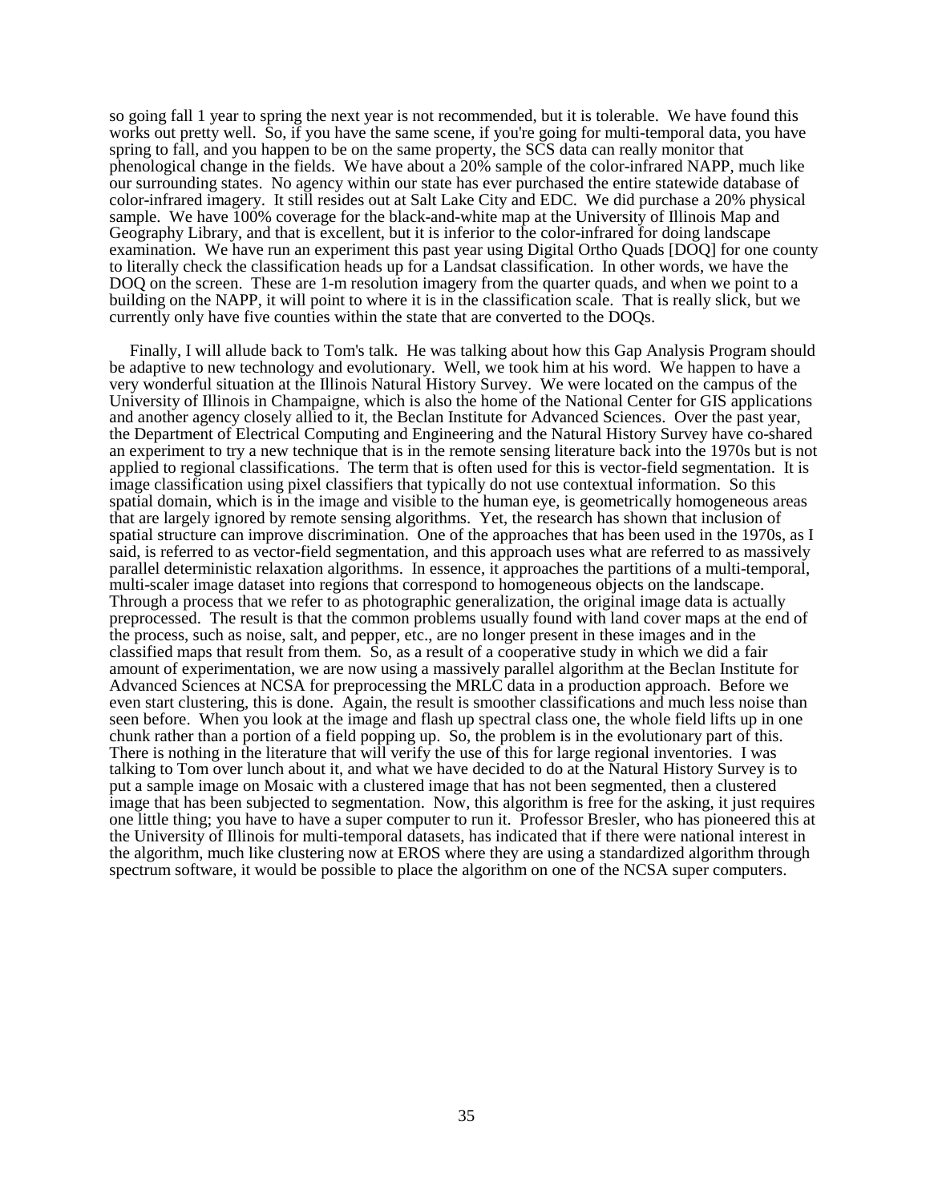so going fall 1 year to spring the next year is not recommended, but it is tolerable. We have found this works out pretty well. So, if you have the same scene, if you're going for multi-temporal data, you have spring to fall, and you happen to be on the same property, the SCS data can really monitor that phenological change in the fields. We have about a 20% sample of the color-infrared NAPP, much like our surrounding states. No agency within our state has ever purchased the entire statewide database of color-infrared imagery. It still resides out at Salt Lake City and EDC. We did purchase a 20% physical sample. We have 100% coverage for the black-and-white map at the University of Illinois Map and Geography Library, and that is excellent, but it is inferior to the color-infrared for doing landscape examination. We have run an experiment this past year using Digital Ortho Quads [DOQ] for one county to literally check the classification heads up for a Landsat classification. In other words, we have the DOQ on the screen. These are 1-m resolution imagery from the quarter quads, and when we point to a building on the NAPP, it will point to where it is in the classification scale. That is really slick, but we currently only have five counties within the state that are converted to the DOQs.

Finally, I will allude back to Tom's talk. He was talking about how this Gap Analysis Program should be adaptive to new technology and evolutionary. Well, we took him at his word. We happen to have a very wonderful situation at the Illinois Natural History Survey. We were located on the campus of the University of Illinois in Champaigne, which is also the home of the National Center for GIS applications and another agency closely allied to it, the Beclan Institute for Advanced Sciences. Over the past year, the Department of Electrical Computing and Engineering and the Natural History Survey have co-shared an experiment to try a new technique that is in the remote sensing literature back into the 1970s but is not applied to regional classifications. The term that is often used for this is vector-field segmentation. It is image classification using pixel classifiers that typically do not use contextual information. So this spatial domain, which is in the image and visible to the human eye, is geometrically homogeneous areas that are largely ignored by remote sensing algorithms. Yet, the research has shown that inclusion of spatial structure can improve discrimination. One of the approaches that has been used in the 1970s, as I said, is referred to as vector-field segmentation, and this approach uses what are referred to as massively parallel deterministic relaxation algorithms. In essence, it approaches the partitions of a multi-temporal, multi-scaler image dataset into regions that correspond to homogeneous objects on the landscape. Through a process that we refer to as photographic generalization, the original image data is actually preprocessed. The result is that the common problems usually found with land cover maps at the end of the process, such as noise, salt, and pepper, etc., are no longer present in these images and in the classified maps that result from them. So, as a result of a cooperative study in which we did a fair amount of experimentation, we are now using a massively parallel algorithm at the Beclan Institute for Advanced Sciences at NCSA for preprocessing the MRLC data in a production approach. Before we even start clustering, this is done. Again, the result is smoother classifications and much less noise than seen before. When you look at the image and flash up spectral class one, the whole field lifts up in one chunk rather than a portion of a field popping up. So, the problem is in the evolutionary part of this. There is nothing in the literature that will verify the use of this for large regional inventories. I was talking to Tom over lunch about it, and what we have decided to do at the Natural History Survey is to put a sample image on Mosaic with a clustered image that has not been segmented, then a clustered image that has been subjected to segmentation. Now, this algorithm is free for the asking, it just requires one little thing; you have to have a super computer to run it. Professor Bresler, who has pioneered this at the University of Illinois for multi-temporal datasets, has indicated that if there were national interest in the algorithm, much like clustering now at EROS where they are using a standardized algorithm through spectrum software, it would be possible to place the algorithm on one of the NCSA super computers.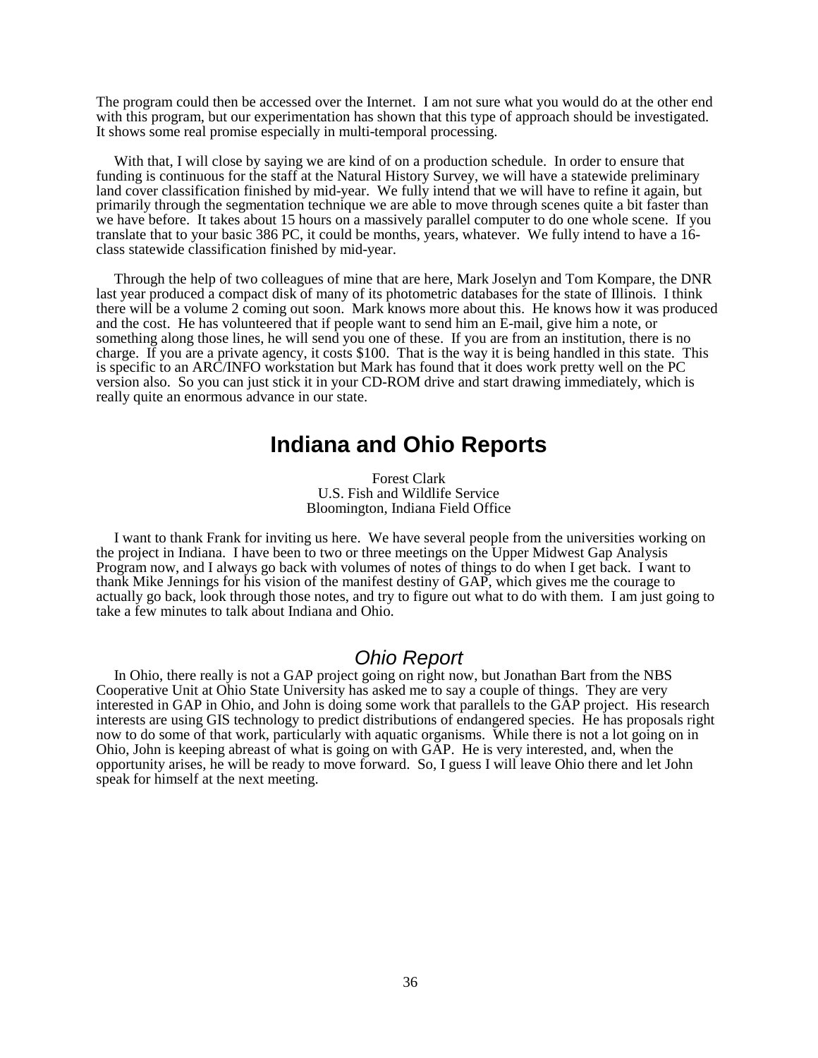The program could then be accessed over the Internet. I am not sure what you would do at the other end with this program, but our experimentation has shown that this type of approach should be investigated. It shows some real promise especially in multi-temporal processing.

With that, I will close by saying we are kind of on a production schedule. In order to ensure that funding is continuous for the staff at the Natural History Survey, we will have a statewide preliminary land cover classification finished by mid-year. We fully intend that we will have to refine it again, but primarily through the segmentation technique we are able to move through scenes quite a bit faster than we have before. It takes about 15 hours on a massively parallel computer to do one whole scene. If you translate that to your basic 386 PC, it could be months, years, whatever. We fully intend to have a 16-class statewide classification finished by mid-year.

Through the help of two colleagues of mine that are here, Mark Joselyn and Tom Kompare, the DNR last year produced a compact disk of many of its photometric databases for the state of Illinois. I think there will be a volume 2 coming out soon. Mark knows more about this. He knows how it was produced and the cost. He has volunteered that if people want to send him an E-mail, give him a note, or something along those lines, he will send you one of these. If you are from an institution, there is no charge. If you are a private agency, it costs $100. That is the way it is being handled in this state. This is specific to an ARC/INFO workstation but Mark has found that it does work pretty well on the PC version also. So you can just stick it in your CD-ROM drive and start drawing immediately, which is really quite an enormous advance in our state.

## Indiana and Ohio Reports

Forest Clark
U.S. Fish and Wildlife Service
Bloomington, Indiana Field Office

I want to thank Frank for inviting us here. We have several people from the universities working on the project in Indiana. I have been to two or three meetings on the Upper Midwest Gap Analysis Program now, and I always go back with volumes of notes of things to do when I get back. I want to thank Mike Jennings for his vision of the manifest destiny of GAP, which gives me the courage to actually go back, look through those notes, and try to figure out what to do with them. I am just going to take a few minutes to talk about Indiana and Ohio.

### *Ohio Report*

In Ohio, there really is not a GAP project going on right now, but Jonathan Bart from the NBS Cooperative Unit at Ohio State University has asked me to say a couple of things. They are very interested in GAP in Ohio, and John is doing some work that parallels to the GAP project. His research interests are using GIS technology to predict distributions of endangered species. He has proposals right now to do some of that work, particularly with aquatic organisms. While there is not a lot going on in Ohio, John is keeping abreast of what is going on with GAP. He is very interested, and, when the opportunity arises, he will be ready to move forward. So, I guess I will leave Ohio there and let John speak for himself at the next meeting.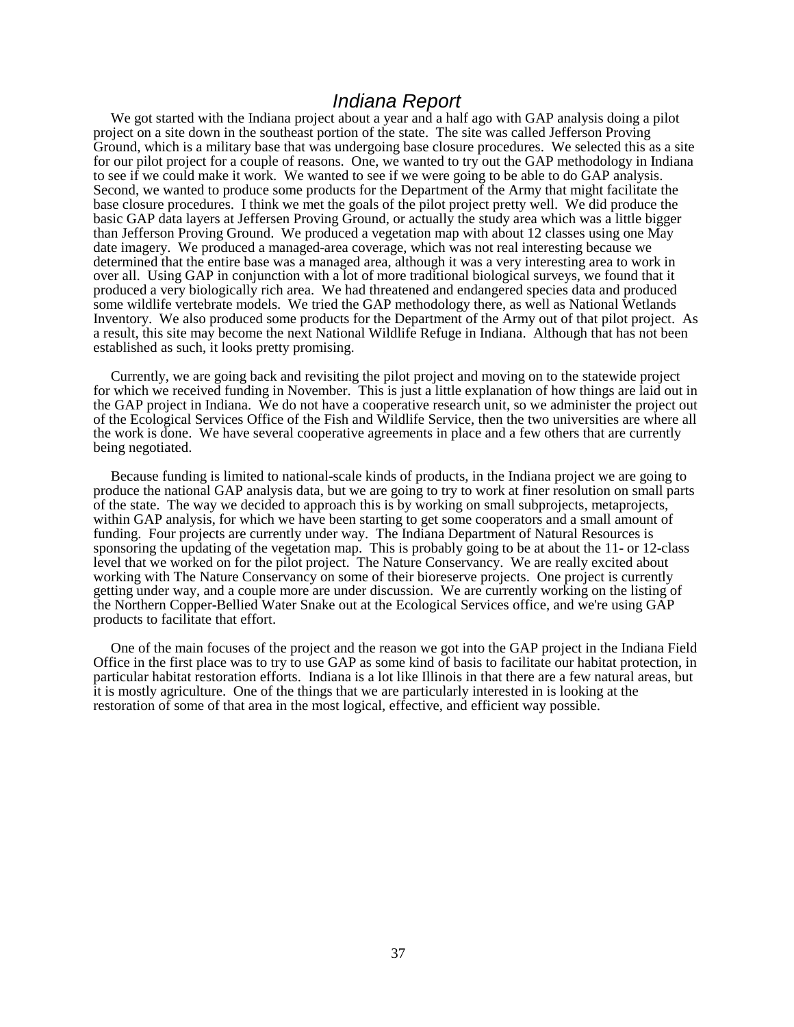# *Indiana Report*

We got started with the Indiana project about a year and a half ago with GAP analysis doing a pilot project on a site down in the southeast portion of the state. The site was called Jefferson Proving Ground, which is a military base that was undergoing base closure procedures. We selected this as a site for our pilot project for a couple of reasons. One, we wanted to try out the GAP methodology in Indiana to see if we could make it work. We wanted to see if we were going to be able to do GAP analysis. Second, we wanted to produce some products for the Department of the Army that might facilitate the base closure procedures. I think we met the goals of the pilot project pretty well. We did produce the basic GAP data layers at Jeffersen Proving Ground, or actually the study area which was a little bigger than Jefferson Proving Ground. We produced a vegetation map with about 12 classes using one May date imagery. We produced a managed-area coverage, which was not real interesting because we determined that the entire base was a managed area, although it was a very interesting area to work in over all. Using GAP in conjunction with a lot of more traditional biological surveys, we found that it produced a very biologically rich area. We had threatened and endangered species data and produced some wildlife vertebrate models. We tried the GAP methodology there, as well as National Wetlands Inventory. We also produced some products for the Department of the Army out of that pilot project. As a result, this site may become the next National Wildlife Refuge in Indiana. Although that has not been established as such, it looks pretty promising.

Currently, we are going back and revisiting the pilot project and moving on to the statewide project for which we received funding in November. This is just a little explanation of how things are laid out in the GAP project in Indiana. We do not have a cooperative research unit, so we administer the project out of the Ecological Services Office of the Fish and Wildlife Service, then the two universities are where all the work is done. We have several cooperative agreements in place and a few others that are currently being negotiated.

Because funding is limited to national-scale kinds of products, in the Indiana project we are going to produce the national GAP analysis data, but we are going to try to work at finer resolution on small parts of the state. The way we decided to approach this is by working on small subprojects, metaprojects, within GAP analysis, for which we have been starting to get some cooperators and a small amount of funding. Four projects are currently under way. The Indiana Department of Natural Resources is sponsoring the updating of the vegetation map. This is probably going to be at about the 11- or 12-class level that we worked on for the pilot project. The Nature Conservancy. We are really excited about working with The Nature Conservancy on some of their bioreserve projects. One project is currently getting under way, and a couple more are under discussion. We are currently working on the listing of the Northern Copper-Bellied Water Snake out at the Ecological Services office, and we're using GAP products to facilitate that effort.

One of the main focuses of the project and the reason we got into the GAP project in the Indiana Field Office in the first place was to try to use GAP as some kind of basis to facilitate our habitat protection, in particular habitat restoration efforts. Indiana is a lot like Illinois in that there are a few natural areas, but it is mostly agriculture. One of the things that we are particularly interested in is looking at the restoration of some of that area in the most logical, effective, and efficient way possible.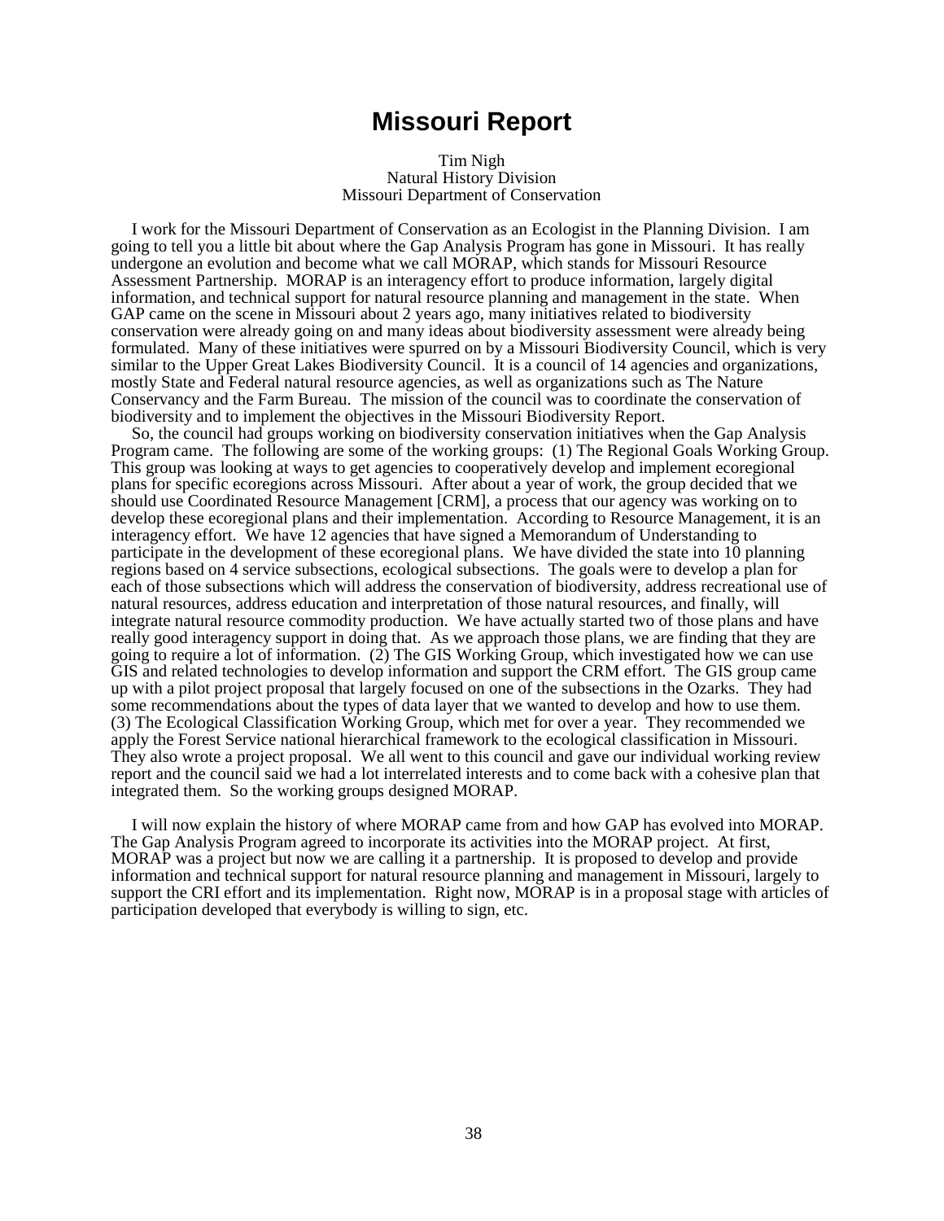# Missouri Report

Tim Nigh
Natural History Division
Missouri Department of Conservation

I work for the Missouri Department of Conservation as an Ecologist in the Planning Division. I am going to tell you a little bit about where the Gap Analysis Program has gone in Missouri. It has really undergone an evolution and become what we call MORAP, which stands for Missouri Resource Assessment Partnership. MORAP is an interagency effort to produce information, largely digital information, and technical support for natural resource planning and management in the state. When GAP came on the scene in Missouri about 2 years ago, many initiatives related to biodiversity conservation were already going on and many ideas about biodiversity assessment were already being formulated. Many of these initiatives were spurred on by a Missouri Biodiversity Council, which is very similar to the Upper Great Lakes Biodiversity Council. It is a council of 14 agencies and organizations, mostly State and Federal natural resource agencies, as well as organizations such as The Nature Conservancy and the Farm Bureau. The mission of the council was to coordinate the conservation of biodiversity and to implement the objectives in the Missouri Biodiversity Report.

So, the council had groups working on biodiversity conservation initiatives when the Gap Analysis Program came. The following are some of the working groups: (1) The Regional Goals Working Group. This group was looking at ways to get agencies to cooperatively develop and implement ecoregional plans for specific ecoregions across Missouri. After about a year of work, the group decided that we should use Coordinated Resource Management [CRM], a process that our agency was working on to develop these ecoregional plans and their implementation. According to Resource Management, it is an interagency effort. We have 12 agencies that have signed a Memorandum of Understanding to participate in the development of these ecoregional plans. We have divided the state into 10 planning regions based on 4 service subsections, ecological subsections. The goals were to develop a plan for each of those subsections which will address the conservation of biodiversity, address recreational use of natural resources, address education and interpretation of those natural resources, and finally, will integrate natural resource commodity production. We have actually started two of those plans and have really good interagency support in doing that. As we approach those plans, we are finding that they are going to require a lot of information. (2) The GIS Working Group, which investigated how we can use GIS and related technologies to develop information and support the CRM effort. The GIS group came up with a pilot project proposal that largely focused on one of the subsections in the Ozarks. They had some recommendations about the types of data layer that we wanted to develop and how to use them. (3) The Ecological Classification Working Group, which met for over a year. They recommended we apply the Forest Service national hierarchical framework to the ecological classification in Missouri. They also wrote a project proposal. We all went to this council and gave our individual working review report and the council said we had a lot interrelated interests and to come back with a cohesive plan that integrated them. So the working groups designed MORAP.

I will now explain the history of where MORAP came from and how GAP has evolved into MORAP. The Gap Analysis Program agreed to incorporate its activities into the MORAP project. At first, MORAP was a project but now we are calling it a partnership. It is proposed to develop and provide information and technical support for natural resource planning and management in Missouri, largely to support the CRI effort and its implementation. Right now, MORAP is in a proposal stage with articles of participation developed that everybody is willing to sign, etc.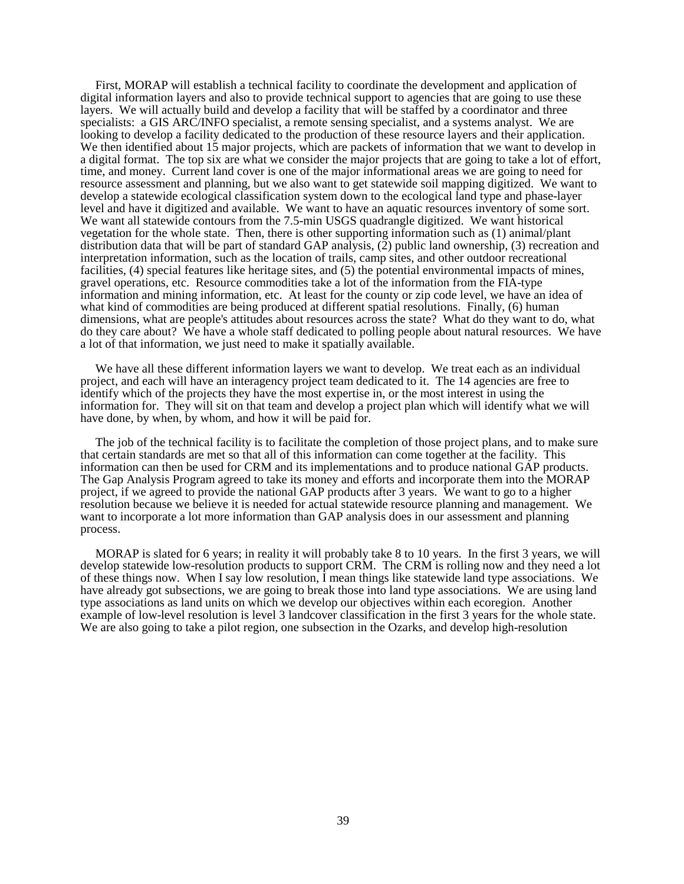First, MORAP will establish a technical facility to coordinate the development and application of digital information layers and also to provide technical support to agencies that are going to use these layers. We will actually build and develop a facility that will be staffed by a coordinator and three specialists: a GIS ARC/INFO specialist, a remote sensing specialist, and a systems analyst. We are looking to develop a facility dedicated to the production of these resource layers and their application. We then identified about 15 major projects, which are packets of information that we want to develop in a digital format. The top six are what we consider the major projects that are going to take a lot of effort, time, and money. Current land cover is one of the major informational areas we are going to need for resource assessment and planning, but we also want to get statewide soil mapping digitized. We want to develop a statewide ecological classification system down to the ecological land type and phase-layer level and have it digitized and available. We want to have an aquatic resources inventory of some sort. We want all statewide contours from the 7.5-min USGS quadrangle digitized. We want historical vegetation for the whole state. Then, there is other supporting information such as (1) animal/plant distribution data that will be part of standard GAP analysis, (2) public land ownership, (3) recreation and interpretation information, such as the location of trails, camp sites, and other outdoor recreational facilities, (4) special features like heritage sites, and (5) the potential environmental impacts of mines, gravel operations, etc. Resource commodities take a lot of the information from the FIA-type information and mining information, etc. At least for the county or zip code level, we have an idea of what kind of commodities are being produced at different spatial resolutions. Finally, (6) human dimensions, what are people's attitudes about resources across the state? What do they want to do, what do they care about? We have a whole staff dedicated to polling people about natural resources. We have a lot of that information, we just need to make it spatially available.

We have all these different information layers we want to develop. We treat each as an individual project, and each will have an interagency project team dedicated to it. The 14 agencies are free to identify which of the projects they have the most expertise in, or the most interest in using the information for. They will sit on that team and develop a project plan which will identify what we will have done, by when, by whom, and how it will be paid for.

The job of the technical facility is to facilitate the completion of those project plans, and to make sure that certain standards are met so that all of this information can come together at the facility. This information can then be used for CRM and its implementations and to produce national GAP products. The Gap Analysis Program agreed to take its money and efforts and incorporate them into the MORAP project, if we agreed to provide the national GAP products after 3 years. We want to go to a higher resolution because we believe it is needed for actual statewide resource planning and management. We want to incorporate a lot more information than GAP analysis does in our assessment and planning process.

MORAP is slated for 6 years; in reality it will probably take 8 to 10 years. In the first 3 years, we will develop statewide low-resolution products to support CRM. The CRM is rolling now and they need a lot of these things now. When I say low resolution, I mean things like statewide land type associations. We have already got subsections, we are going to break those into land type associations. We are using land type associations as land units on which we develop our objectives within each ecoregion. Another example of low-level resolution is level 3 landcover classification in the first 3 years for the whole state. We are also going to take a pilot region, one subsection in the Ozarks, and develop high-resolution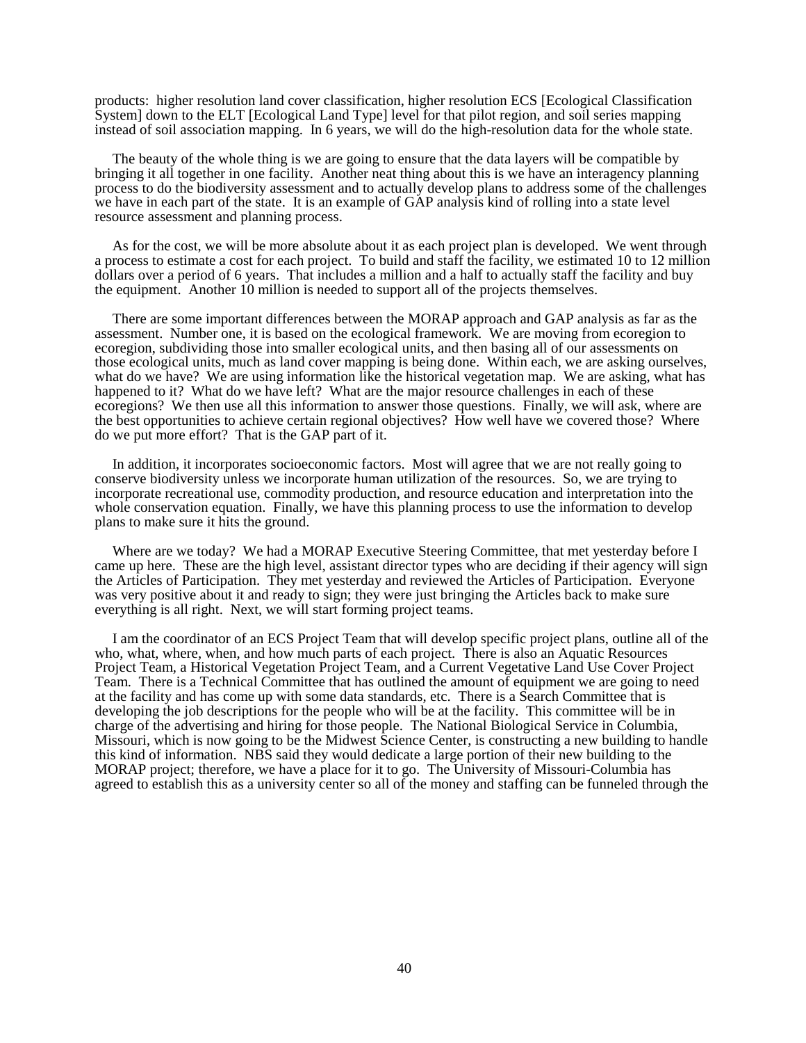products: higher resolution land cover classification, higher resolution ECS [Ecological Classification System] down to the ELT [Ecological Land Type] level for that pilot region, and soil series mapping instead of soil association mapping. In 6 years, we will do the high-resolution data for the whole state.

The beauty of the whole thing is we are going to ensure that the data layers will be compatible by bringing it all together in one facility. Another neat thing about this is we have an interagency planning process to do the biodiversity assessment and to actually develop plans to address some of the challenges we have in each part of the state. It is an example of GAP analysis kind of rolling into a state level resource assessment and planning process.

As for the cost, we will be more absolute about it as each project plan is developed. We went through a process to estimate a cost for each project. To build and staff the facility, we estimated 10 to 12 million dollars over a period of 6 years. That includes a million and a half to actually staff the facility and buy the equipment. Another 10 million is needed to support all of the projects themselves.

There are some important differences between the MORAP approach and GAP analysis as far as the assessment. Number one, it is based on the ecological framework. We are moving from ecoregion to ecoregion, subdividing those into smaller ecological units, and then basing all of our assessments on those ecological units, much as land cover mapping is being done. Within each, we are asking ourselves, what do we have? We are using information like the historical vegetation map. We are asking, what has happened to it? What do we have left? What are the major resource challenges in each of these ecoregions? We then use all this information to answer those questions. Finally, we will ask, where are the best opportunities to achieve certain regional objectives? How well have we covered those? Where do we put more effort? That is the GAP part of it.

In addition, it incorporates socioeconomic factors. Most will agree that we are not really going to conserve biodiversity unless we incorporate human utilization of the resources. So, we are trying to incorporate recreational use, commodity production, and resource education and interpretation into the whole conservation equation. Finally, we have this planning process to use the information to develop plans to make sure it hits the ground.

Where are we today? We had a MORAP Executive Steering Committee, that met yesterday before I came up here. These are the high level, assistant director types who are deciding if their agency will sign the Articles of Participation. They met yesterday and reviewed the Articles of Participation. Everyone was very positive about it and ready to sign; they were just bringing the Articles back to make sure everything is all right. Next, we will start forming project teams.

I am the coordinator of an ECS Project Team that will develop specific project plans, outline all of the who, what, where, when, and how much parts of each project. There is also an Aquatic Resources Project Team, a Historical Vegetation Project Team, and a Current Vegetative Land Use Cover Project Team. There is a Technical Committee that has outlined the amount of equipment we are going to need at the facility and has come up with some data standards, etc. There is a Search Committee that is developing the job descriptions for the people who will be at the facility. This committee will be in charge of the advertising and hiring for those people. The National Biological Service in Columbia, Missouri, which is now going to be the Midwest Science Center, is constructing a new building to handle this kind of information. NBS said they would dedicate a large portion of their new building to the MORAP project; therefore, we have a place for it to go. The University of Missouri-Columbia has agreed to establish this as a university center so all of the money and staffing can be funneled through the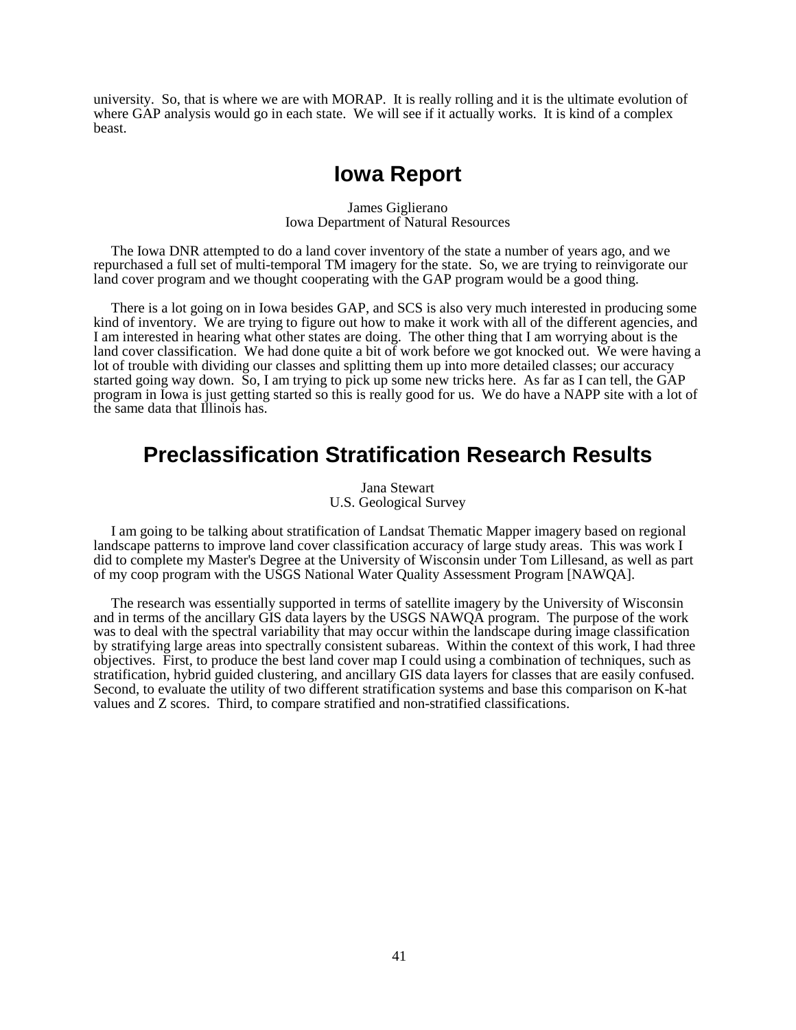university. So, that is where we are with MORAP. It is really rolling and it is the ultimate evolution of where GAP analysis would go in each state. We will see if it actually works. It is kind of a complex beast.

## Iowa Report

James Giglierano
Iowa Department of Natural Resources

The Iowa DNR attempted to do a land cover inventory of the state a number of years ago, and we repurchased a full set of multi-temporal TM imagery for the state. So, we are trying to reinvigorate our land cover program and we thought cooperating with the GAP program would be a good thing.

There is a lot going on in Iowa besides GAP, and SCS is also very much interested in producing some kind of inventory. We are trying to figure out how to make it work with all of the different agencies, and I am interested in hearing what other states are doing. The other thing that I am worrying about is the land cover classification. We had done quite a bit of work before we got knocked out. We were having a lot of trouble with dividing our classes and splitting them up into more detailed classes; our accuracy started going way down. So, I am trying to pick up some new tricks here. As far as I can tell, the GAP program in Iowa is just getting started so this is really good for us. We do have a NAPP site with a lot of the same data that Illinois has.

## Preclassification Stratification Research Results

Jana Stewart
U.S. Geological Survey

I am going to be talking about stratification of Landsat Thematic Mapper imagery based on regional landscape patterns to improve land cover classification accuracy of large study areas. This was work I did to complete my Master's Degree at the University of Wisconsin under Tom Lillesand, as well as part of my coop program with the USGS National Water Quality Assessment Program [NAWQA].

The research was essentially supported in terms of satellite imagery by the University of Wisconsin and in terms of the ancillary GIS data layers by the USGS NAWQA program. The purpose of the work was to deal with the spectral variability that may occur within the landscape during image classification by stratifying large areas into spectrally consistent subareas. Within the context of this work, I had three objectives. First, to produce the best land cover map I could using a combination of techniques, such as stratification, hybrid guided clustering, and ancillary GIS data layers for classes that are easily confused. Second, to evaluate the utility of two different stratification systems and base this comparison on K-hat values and Z scores. Third, to compare stratified and non-stratified classifications.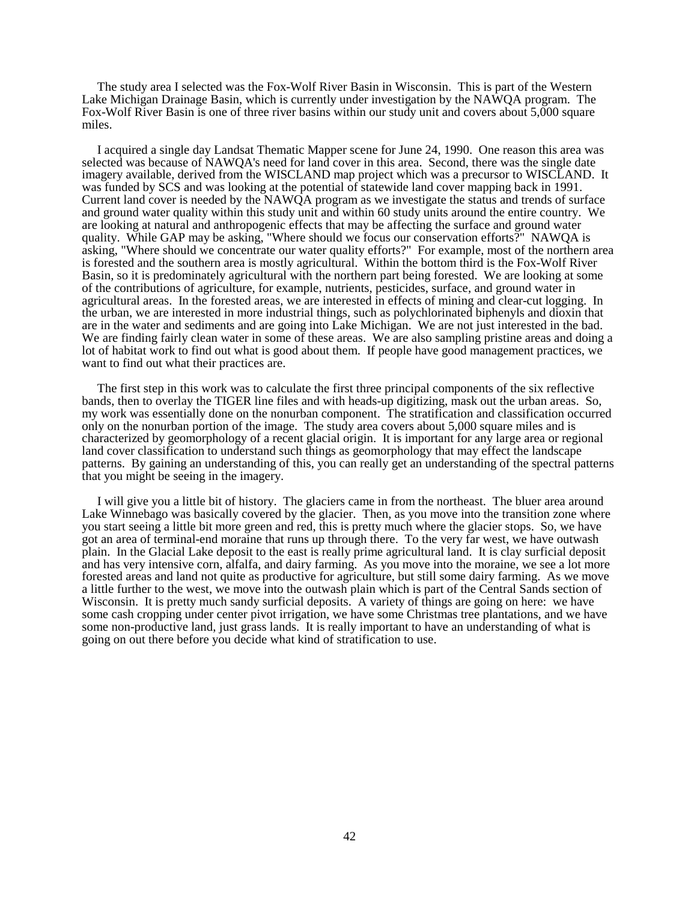The study area I selected was the Fox-Wolf River Basin in Wisconsin. This is part of the Western Lake Michigan Drainage Basin, which is currently under investigation by the NAWQA program. The Fox-Wolf River Basin is one of three river basins within our study unit and covers about 5,000 square miles.

I acquired a single day Landsat Thematic Mapper scene for June 24, 1990. One reason this area was selected was because of NAWQA's need for land cover in this area. Second, there was the single date imagery available, derived from the WISCLAND map project which was a precursor to WISCLAND. It was funded by SCS and was looking at the potential of statewide land cover mapping back in 1991. Current land cover is needed by the NAWQA program as we investigate the status and trends of surface and ground water quality within this study unit and within 60 study units around the entire country. We are looking at natural and anthropogenic effects that may be affecting the surface and ground water quality. While GAP may be asking, "Where should we focus our conservation efforts?" NAWQA is asking, "Where should we concentrate our water quality efforts?" For example, most of the northern area is forested and the southern area is mostly agricultural. Within the bottom third is the Fox-Wolf River Basin, so it is predominately agricultural with the northern part being forested. We are looking at some of the contributions of agriculture, for example, nutrients, pesticides, surface, and ground water in agricultural areas. In the forested areas, we are interested in effects of mining and clear-cut logging. In the urban, we are interested in more industrial things, such as polychlorinated biphenyls and dioxin that are in the water and sediments and are going into Lake Michigan. We are not just interested in the bad. We are finding fairly clean water in some of these areas. We are also sampling pristine areas and doing a lot of habitat work to find out what is good about them. If people have good management practices, we want to find out what their practices are.

The first step in this work was to calculate the first three principal components of the six reflective bands, then to overlay the TIGER line files and with heads-up digitizing, mask out the urban areas. So, my work was essentially done on the nonurban component. The stratification and classification occurred only on the nonurban portion of the image. The study area covers about 5,000 square miles and is characterized by geomorphology of a recent glacial origin. It is important for any large area or regional land cover classification to understand such things as geomorphology that may effect the landscape patterns. By gaining an understanding of this, you can really get an understanding of the spectral patterns that you might be seeing in the imagery.

I will give you a little bit of history. The glaciers came in from the northeast. The bluer area around Lake Winnebago was basically covered by the glacier. Then, as you move into the transition zone where you start seeing a little bit more green and red, this is pretty much where the glacier stops. So, we have got an area of terminal-end moraine that runs up through there. To the very far west, we have outwash plain. In the Glacial Lake deposit to the east is really prime agricultural land. It is clay surficial deposit and has very intensive corn, alfalfa, and dairy farming. As you move into the moraine, we see a lot more forested areas and land not quite as productive for agriculture, but still some dairy farming. As we move a little further to the west, we move into the outwash plain which is part of the Central Sands section of Wisconsin. It is pretty much sandy surficial deposits. A variety of things are going on here: we have some cash cropping under center pivot irrigation, we have some Christmas tree plantations, and we have some non-productive land, just grass lands. It is really important to have an understanding of what is going on out there before you decide what kind of stratification to use.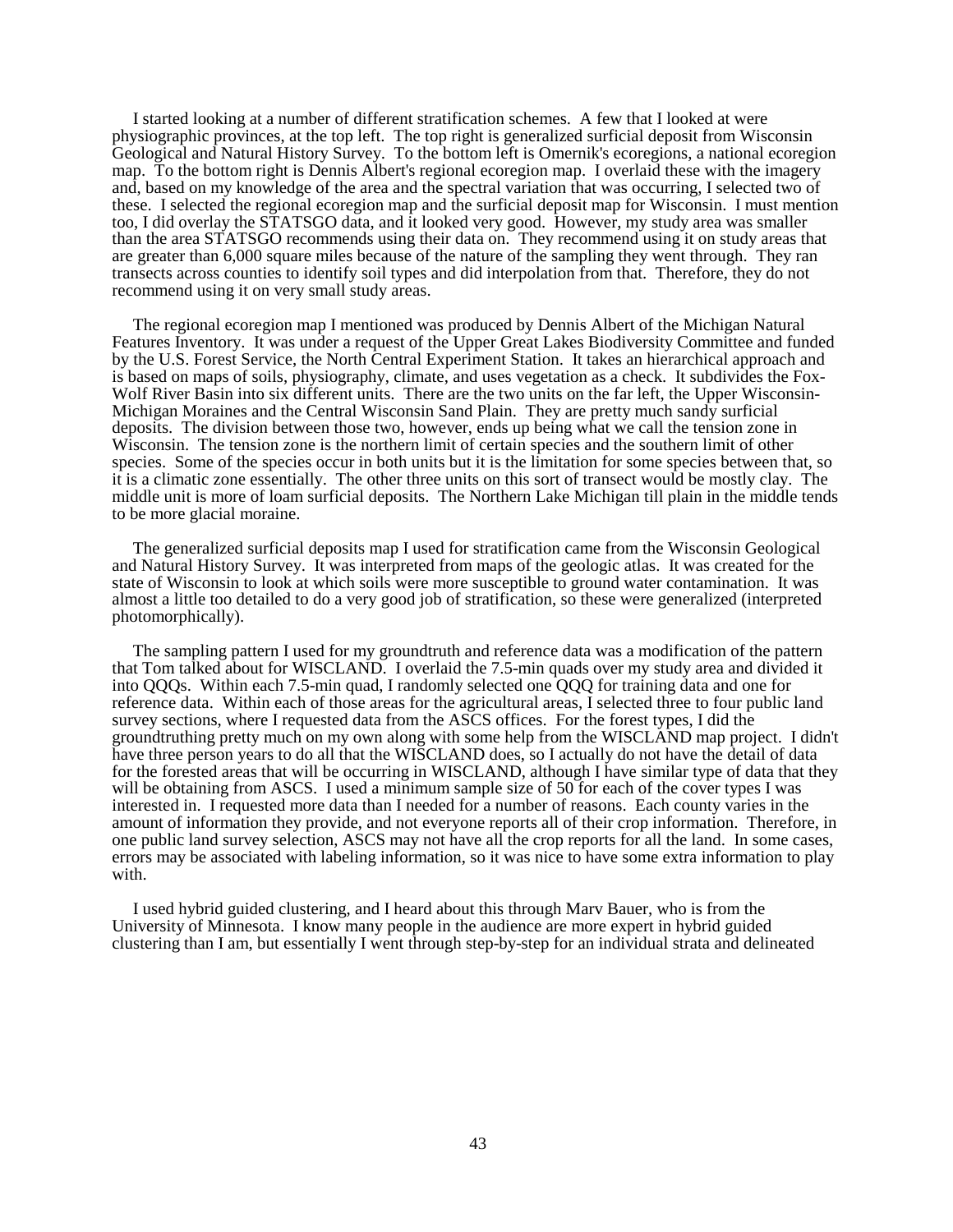I started looking at a number of different stratification schemes. A few that I looked at were physiographic provinces, at the top left. The top right is generalized surficial deposit from Wisconsin Geological and Natural History Survey. To the bottom left is Omernik's ecoregions, a national ecoregion map. To the bottom right is Dennis Albert's regional ecoregion map. I overlaid these with the imagery and, based on my knowledge of the area and the spectral variation that was occurring, I selected two of these. I selected the regional ecoregion map and the surficial deposit map for Wisconsin. I must mention too, I did overlay the STATSGO data, and it looked very good. However, my study area was smaller than the area STATSGO recommends using their data on. They recommend using it on study areas that are greater than 6,000 square miles because of the nature of the sampling they went through. They ran transects across counties to identify soil types and did interpolation from that. Therefore, they do not recommend using it on very small study areas.

The regional ecoregion map I mentioned was produced by Dennis Albert of the Michigan Natural Features Inventory. It was under a request of the Upper Great Lakes Biodiversity Committee and funded by the U.S. Forest Service, the North Central Experiment Station. It takes an hierarchical approach and is based on maps of soils, physiography, climate, and uses vegetation as a check. It subdivides the Fox-Wolf River Basin into six different units. There are the two units on the far left, the Upper Wisconsin-Michigan Moraines and the Central Wisconsin Sand Plain. They are pretty much sandy surficial deposits. The division between those two, however, ends up being what we call the tension zone in Wisconsin. The tension zone is the northern limit of certain species and the southern limit of other species. Some of the species occur in both units but it is the limitation for some species between that, so it is a climatic zone essentially. The other three units on this sort of transect would be mostly clay. The middle unit is more of loam surficial deposits. The Northern Lake Michigan till plain in the middle tends to be more glacial moraine.

The generalized surficial deposits map I used for stratification came from the Wisconsin Geological and Natural History Survey. It was interpreted from maps of the geologic atlas. It was created for the state of Wisconsin to look at which soils were more susceptible to ground water contamination. It was almost a little too detailed to do a very good job of stratification, so these were generalized (interpreted photomorphically).

The sampling pattern I used for my groundtruth and reference data was a modification of the pattern that Tom talked about for WISCLAND. I overlaid the 7.5-min quads over my study area and divided it into QQQs. Within each 7.5-min quad, I randomly selected one QQQ for training data and one for reference data. Within each of those areas for the agricultural areas, I selected three to four public land survey sections, where I requested data from the ASCS offices. For the forest types, I did the groundtruthing pretty much on my own along with some help from the WISCLAND map project. I didn't have three person years to do all that the WISCLAND does, so I actually do not have the detail of data for the forested areas that will be occurring in WISCLAND, although I have similar type of data that they will be obtaining from ASCS. I used a minimum sample size of 50 for each of the cover types I was interested in. I requested more data than I needed for a number of reasons. Each county varies in the amount of information they provide, and not everyone reports all of their crop information. Therefore, in one public land survey selection, ASCS may not have all the crop reports for all the land. In some cases, errors may be associated with labeling information, so it was nice to have some extra information to play with.

I used hybrid guided clustering, and I heard about this through Marv Bauer, who is from the University of Minnesota. I know many people in the audience are more expert in hybrid guided clustering than I am, but essentially I went through step-by-step for an individual strata and delineated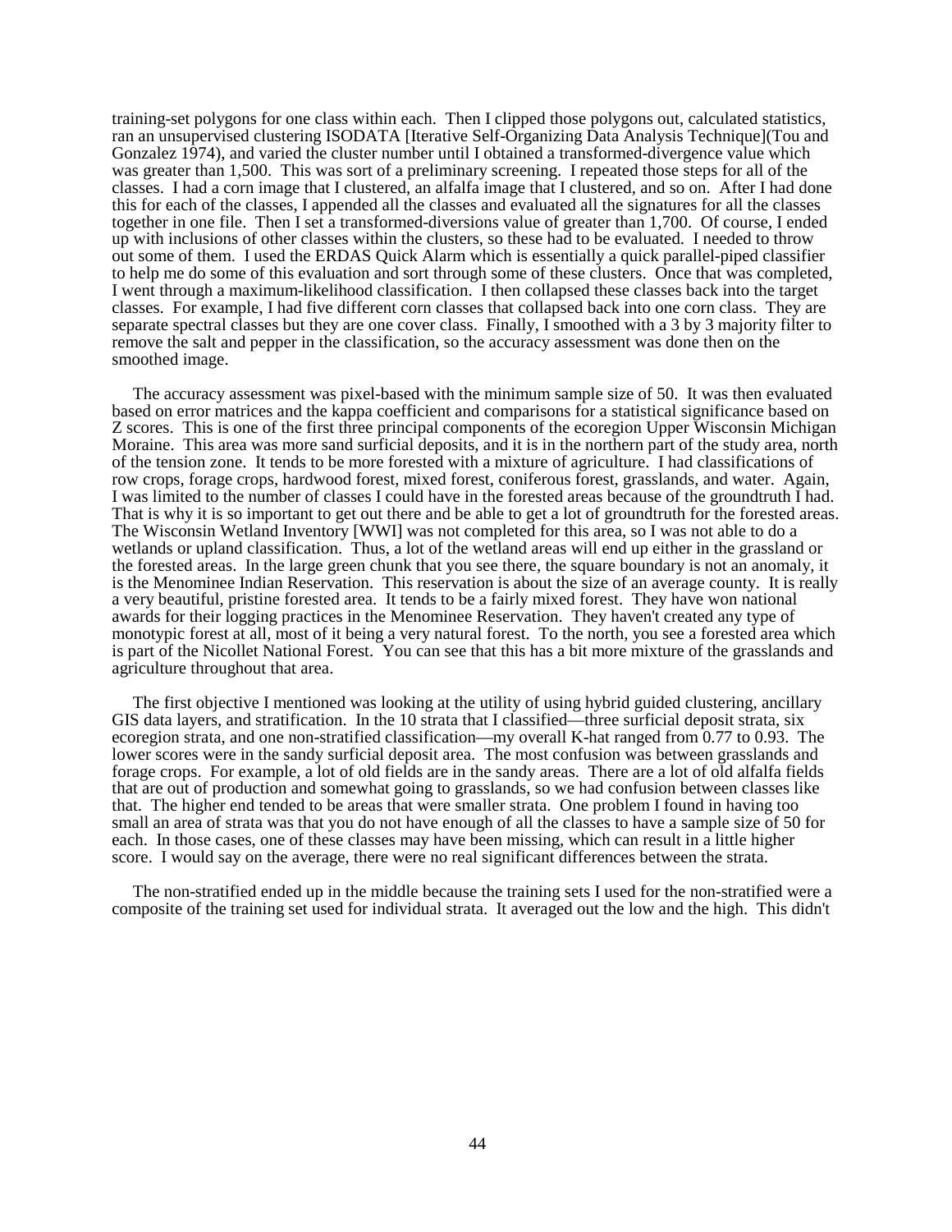training-set polygons for one class within each. Then I clipped those polygons out, calculated statistics, ran an unsupervised clustering ISODATA [Iterative Self-Organizing Data Analysis Technique](Tou and Gonzalez 1974), and varied the cluster number until I obtained a transformed-divergence value which was greater than 1,500. This was sort of a preliminary screening. I repeated those steps for all of the classes. I had a corn image that I clustered, an alfalfa image that I clustered, and so on. After I had done this for each of the classes, I appended all the classes and evaluated all the signatures for all the classes together in one file. Then I set a transformed-diversions value of greater than 1,700. Of course, I ended up with inclusions of other classes within the clusters, so these had to be evaluated. I needed to throw out some of them. I used the ERDAS Quick Alarm which is essentially a quick parallel-piped classifier to help me do some of this evaluation and sort through some of these clusters. Once that was completed, I went through a maximum-likelihood classification. I then collapsed these classes back into the target classes. For example, I had five different corn classes that collapsed back into one corn class. They are separate spectral classes but they are one cover class. Finally, I smoothed with a 3 by 3 majority filter to remove the salt and pepper in the classification, so the accuracy assessment was done then on the smoothed image.

The accuracy assessment was pixel-based with the minimum sample size of 50. It was then evaluated based on error matrices and the kappa coefficient and comparisons for a statistical significance based on Z scores. This is one of the first three principal components of the ecoregion Upper Wisconsin Michigan Moraine. This area was more sand surficial deposits, and it is in the northern part of the study area, north of the tension zone. It tends to be more forested with a mixture of agriculture. I had classifications of row crops, forage crops, hardwood forest, mixed forest, coniferous forest, grasslands, and water. Again, I was limited to the number of classes I could have in the forested areas because of the groundtruth I had. That is why it is so important to get out there and be able to get a lot of groundtruth for the forested areas. The Wisconsin Wetland Inventory [WWI] was not completed for this area, so I was not able to do a wetlands or upland classification. Thus, a lot of the wetland areas will end up either in the grassland or the forested areas. In the large green chunk that you see there, the square boundary is not an anomaly, it is the Menominee Indian Reservation. This reservation is about the size of an average county. It is really a very beautiful, pristine forested area. It tends to be a fairly mixed forest. They have won national awards for their logging practices in the Menominee Reservation. They haven't created any type of monotypic forest at all, most of it being a very natural forest. To the north, you see a forested area which is part of the Nicollet National Forest. You can see that this has a bit more mixture of the grasslands and agriculture throughout that area.

The first objective I mentioned was looking at the utility of using hybrid guided clustering, ancillary GIS data layers, and stratification. In the 10 strata that I classified—three surficial deposit strata, six ecoregion strata, and one non-stratified classification—my overall K-hat ranged from 0.77 to 0.93. The lower scores were in the sandy surficial deposit area. The most confusion was between grasslands and forage crops. For example, a lot of old fields are in the sandy areas. There are a lot of old alfalfa fields that are out of production and somewhat going to grasslands, so we had confusion between classes like that. The higher end tended to be areas that were smaller strata. One problem I found in having too small an area of strata was that you do not have enough of all the classes to have a sample size of 50 for each. In those cases, one of these classes may have been missing, which can result in a little higher score. I would say on the average, there were no real significant differences between the strata.

The non-stratified ended up in the middle because the training sets I used for the non-stratified were a composite of the training set used for individual strata. It averaged out the low and the high. This didn't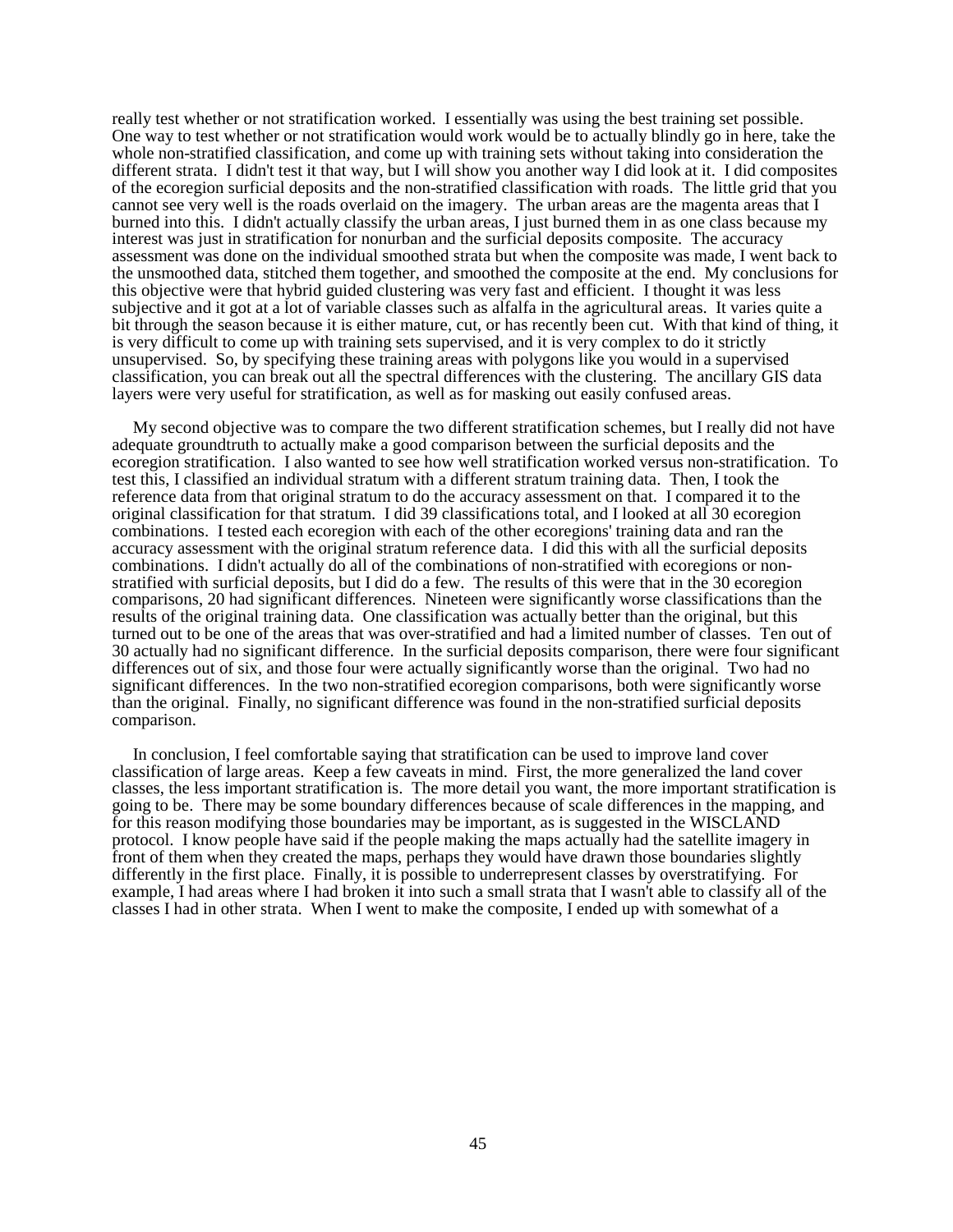really test whether or not stratification worked. I essentially was using the best training set possible. One way to test whether or not stratification would work would be to actually blindly go in here, take the whole non-stratified classification, and come up with training sets without taking into consideration the different strata. I didn't test it that way, but I will show you another way I did look at it. I did composites of the ecoregion surficial deposits and the non-stratified classification with roads. The little grid that you cannot see very well is the roads overlaid on the imagery. The urban areas are the magenta areas that I burned into this. I didn't actually classify the urban areas, I just burned them in as one class because my interest was just in stratification for nonurban and the surficial deposits composite. The accuracy assessment was done on the individual smoothed strata but when the composite was made, I went back to the unsmoothed data, stitched them together, and smoothed the composite at the end. My conclusions for this objective were that hybrid guided clustering was very fast and efficient. I thought it was less subjective and it got at a lot of variable classes such as alfalfa in the agricultural areas. It varies quite a bit through the season because it is either mature, cut, or has recently been cut. With that kind of thing, it is very difficult to come up with training sets supervised, and it is very complex to do it strictly unsupervised. So, by specifying these training areas with polygons like you would in a supervised classification, you can break out all the spectral differences with the clustering. The ancillary GIS data layers were very useful for stratification, as well as for masking out easily confused areas.

My second objective was to compare the two different stratification schemes, but I really did not have adequate groundtruth to actually make a good comparison between the surficial deposits and the ecoregion stratification. I also wanted to see how well stratification worked versus non-stratification. To test this, I classified an individual stratum with a different stratum training data. Then, I took the reference data from that original stratum to do the accuracy assessment on that. I compared it to the original classification for that stratum. I did 39 classifications total, and I looked at all 30 ecoregion combinations. I tested each ecoregion with each of the other ecoregions' training data and ran the accuracy assessment with the original stratum reference data. I did this with all the surficial deposits combinations. I didn't actually do all of the combinations of non-stratified with ecoregions or non-stratified with surficial deposits, but I did do a few. The results of this were that in the 30 ecoregion comparisons, 20 had significant differences. Nineteen were significantly worse classifications than the results of the original training data. One classification was actually better than the original, but this turned out to be one of the areas that was over-stratified and had a limited number of classes. Ten out of 30 actually had no significant difference. In the surficial deposits comparison, there were four significant differences out of six, and those four were actually significantly worse than the original. Two had no significant differences. In the two non-stratified ecoregion comparisons, both were significantly worse than the original. Finally, no significant difference was found in the non-stratified surficial deposits comparison.

In conclusion, I feel comfortable saying that stratification can be used to improve land cover classification of large areas. Keep a few caveats in mind. First, the more generalized the land cover classes, the less important stratification is. The more detail you want, the more important stratification is going to be. There may be some boundary differences because of scale differences in the mapping, and for this reason modifying those boundaries may be important, as is suggested in the WISCLAND protocol. I know people have said if the people making the maps actually had the satellite imagery in front of them when they created the maps, perhaps they would have drawn those boundaries slightly differently in the first place. Finally, it is possible to underrepresent classes by overstratifying. For example, I had areas where I had broken it into such a small strata that I wasn't able to classify all of the classes I had in other strata. When I went to make the composite, I ended up with somewhat of a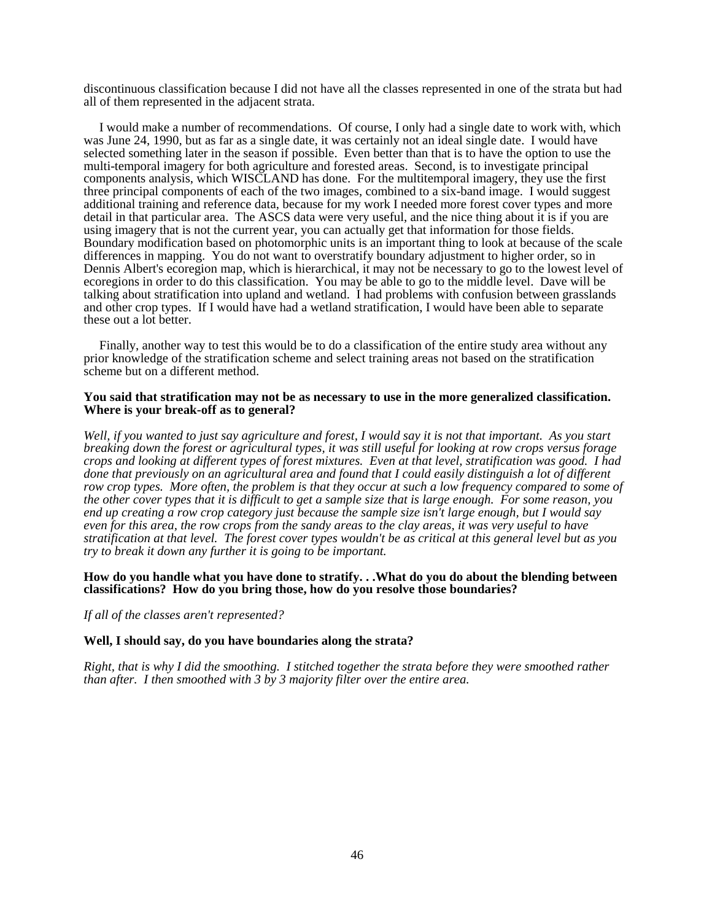discontinuous classification because I did not have all the classes represented in one of the strata but had all of them represented in the adjacent strata.

I would make a number of recommendations. Of course, I only had a single date to work with, which was June 24, 1990, but as far as a single date, it was certainly not an ideal single date. I would have selected something later in the season if possible. Even better than that is to have the option to use the multi-temporal imagery for both agriculture and forested areas. Second, is to investigate principal components analysis, which WISCLAND has done. For the multitemporal imagery, they use the first three principal components of each of the two images, combined to a six-band image. I would suggest additional training and reference data, because for my work I needed more forest cover types and more detail in that particular area. The ASCS data were very useful, and the nice thing about it is if you are using imagery that is not the current year, you can actually get that information for those fields. Boundary modification based on photomorphic units is an important thing to look at because of the scale differences in mapping. You do not want to overstratify boundary adjustment to higher order, so in Dennis Albert's ecoregion map, which is hierarchical, it may not be necessary to go to the lowest level of ecoregions in order to do this classification. You may be able to go to the middle level. Dave will be talking about stratification into upland and wetland. I had problems with confusion between grasslands and other crop types. If I would have had a wetland stratification, I would have been able to separate these out a lot better.

Finally, another way to test this would be to do a classification of the entire study area without any prior knowledge of the stratification scheme and select training areas not based on the stratification scheme but on a different method.

**You said that stratification may not be as necessary to use in the more generalized classification. Where is your break-off as to general?**

*Well, if you wanted to just say agriculture and forest, I would say it is not that important. As you start breaking down the forest or agricultural types, it was still useful for looking at row crops versus forage crops and looking at different types of forest mixtures. Even at that level, stratification was good. I had done that previously on an agricultural area and found that I could easily distinguish a lot of different row crop types. More often, the problem is that they occur at such a low frequency compared to some of the other cover types that it is difficult to get a sample size that is large enough. For some reason, you end up creating a row crop category just because the sample size isn't large enough, but I would say even for this area, the row crops from the sandy areas to the clay areas, it was very useful to have stratification at that level. The forest cover types wouldn't be as critical at this general level but as you try to break it down any further it is going to be important.*

**How do you handle what you have done to stratify. . .What do you do about the blending between classifications? How do you bring those, how do you resolve those boundaries?**

*If all of the classes aren't represented?*

**Well, I should say, do you have boundaries along the strata?**

*Right, that is why I did the smoothing. I stitched together the strata before they were smoothed rather than after. I then smoothed with 3 by 3 majority filter over the entire area.*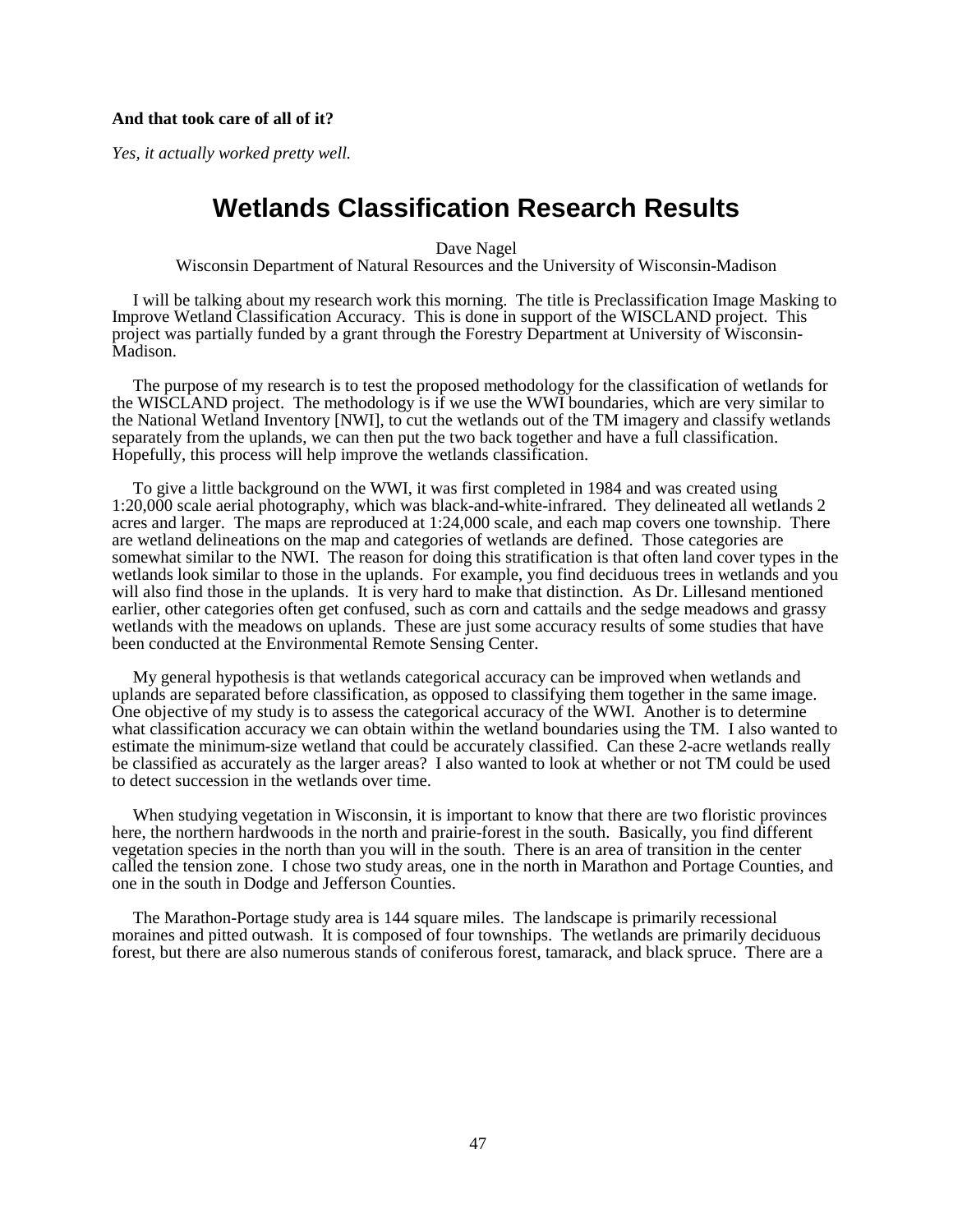**And that took care of all of it?**

*Yes, it actually worked pretty well.*

# Wetlands Classification Research Results

Dave Nagel
Wisconsin Department of Natural Resources and the University of Wisconsin-Madison

I will be talking about my research work this morning. The title is Preclassification Image Masking to Improve Wetland Classification Accuracy. This is done in support of the WISCLAND project. This project was partially funded by a grant through the Forestry Department at University of Wisconsin-Madison.

The purpose of my research is to test the proposed methodology for the classification of wetlands for the WISCLAND project. The methodology is if we use the WWI boundaries, which are very similar to the National Wetland Inventory [NWI], to cut the wetlands out of the TM imagery and classify wetlands separately from the uplands, we can then put the two back together and have a full classification. Hopefully, this process will help improve the wetlands classification.

To give a little background on the WWI, it was first completed in 1984 and was created using 1:20,000 scale aerial photography, which was black-and-white-infrared. They delineated all wetlands 2 acres and larger. The maps are reproduced at 1:24,000 scale, and each map covers one township. There are wetland delineations on the map and categories of wetlands are defined. Those categories are somewhat similar to the NWI. The reason for doing this stratification is that often land cover types in the wetlands look similar to those in the uplands. For example, you find deciduous trees in wetlands and you will also find those in the uplands. It is very hard to make that distinction. As Dr. Lillesand mentioned earlier, other categories often get confused, such as corn and cattails and the sedge meadows and grassy wetlands with the meadows on uplands. These are just some accuracy results of some studies that have been conducted at the Environmental Remote Sensing Center.

My general hypothesis is that wetlands categorical accuracy can be improved when wetlands and uplands are separated before classification, as opposed to classifying them together in the same image. One objective of my study is to assess the categorical accuracy of the WWI. Another is to determine what classification accuracy we can obtain within the wetland boundaries using the TM. I also wanted to estimate the minimum-size wetland that could be accurately classified. Can these 2-acre wetlands really be classified as accurately as the larger areas? I also wanted to look at whether or not TM could be used to detect succession in the wetlands over time.

When studying vegetation in Wisconsin, it is important to know that there are two floristic provinces here, the northern hardwoods in the north and prairie-forest in the south. Basically, you find different vegetation species in the north than you will in the south. There is an area of transition in the center called the tension zone. I chose two study areas, one in the north in Marathon and Portage Counties, and one in the south in Dodge and Jefferson Counties.

The Marathon-Portage study area is 144 square miles. The landscape is primarily recessional moraines and pitted outwash. It is composed of four townships. The wetlands are primarily deciduous forest, but there are also numerous stands of coniferous forest, tamarack, and black spruce. There are a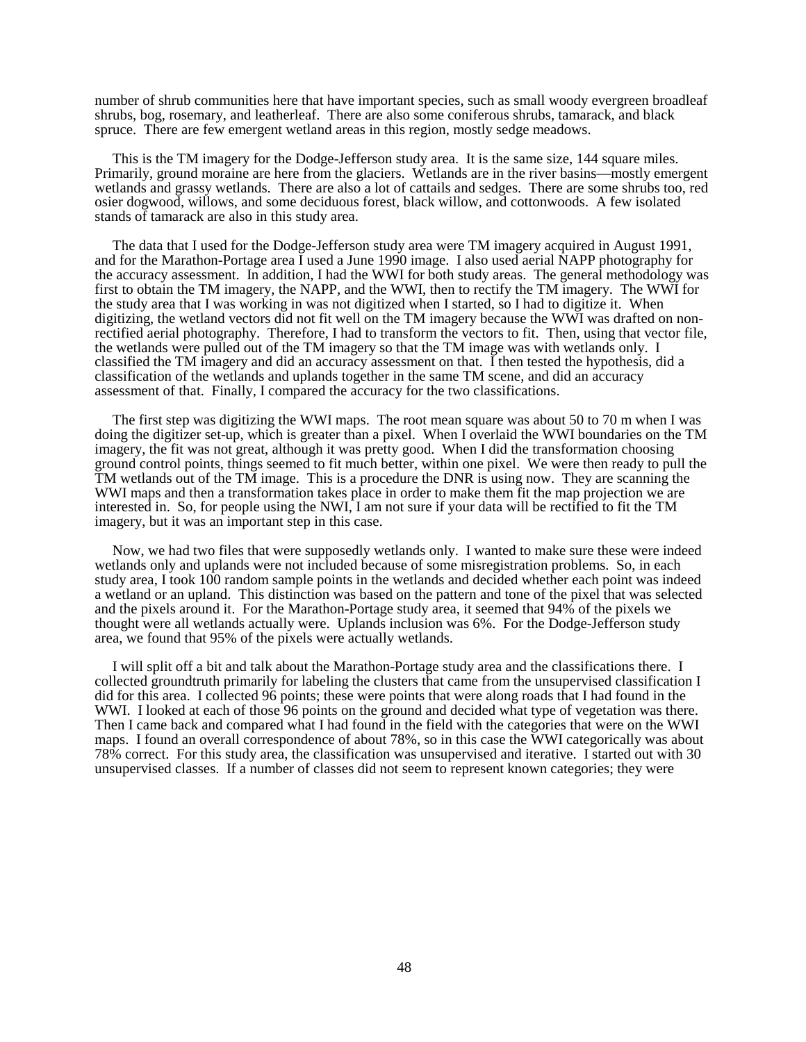number of shrub communities here that have important species, such as small woody evergreen broadleaf shrubs, bog, rosemary, and leatherleaf. There are also some coniferous shrubs, tamarack, and black spruce. There are few emergent wetland areas in this region, mostly sedge meadows.

This is the TM imagery for the Dodge-Jefferson study area. It is the same size, 144 square miles. Primarily, ground moraine are here from the glaciers. Wetlands are in the river basins—mostly emergent wetlands and grassy wetlands. There are also a lot of cattails and sedges. There are some shrubs too, red osier dogwood, willows, and some deciduous forest, black willow, and cottonwoods. A few isolated stands of tamarack are also in this study area.

The data that I used for the Dodge-Jefferson study area were TM imagery acquired in August 1991, and for the Marathon-Portage area I used a June 1990 image. I also used aerial NAPP photography for the accuracy assessment. In addition, I had the WWI for both study areas. The general methodology was first to obtain the TM imagery, the NAPP, and the WWI, then to rectify the TM imagery. The WWI for the study area that I was working in was not digitized when I started, so I had to digitize it. When digitizing, the wetland vectors did not fit well on the TM imagery because the WWI was drafted on non-rectified aerial photography. Therefore, I had to transform the vectors to fit. Then, using that vector file, the wetlands were pulled out of the TM imagery so that the TM image was with wetlands only. I classified the TM imagery and did an accuracy assessment on that. I then tested the hypothesis, did a classification of the wetlands and uplands together in the same TM scene, and did an accuracy assessment of that. Finally, I compared the accuracy for the two classifications.

The first step was digitizing the WWI maps. The root mean square was about 50 to 70 m when I was doing the digitizer set-up, which is greater than a pixel. When I overlaid the WWI boundaries on the TM imagery, the fit was not great, although it was pretty good. When I did the transformation choosing ground control points, things seemed to fit much better, within one pixel. We were then ready to pull the TM wetlands out of the TM image. This is a procedure the DNR is using now. They are scanning the WWI maps and then a transformation takes place in order to make them fit the map projection we are interested in. So, for people using the NWI, I am not sure if your data will be rectified to fit the TM imagery, but it was an important step in this case.

Now, we had two files that were supposedly wetlands only. I wanted to make sure these were indeed wetlands only and uplands were not included because of some misregistration problems. So, in each study area, I took 100 random sample points in the wetlands and decided whether each point was indeed a wetland or an upland. This distinction was based on the pattern and tone of the pixel that was selected and the pixels around it. For the Marathon-Portage study area, it seemed that 94% of the pixels we thought were all wetlands actually were. Uplands inclusion was 6%. For the Dodge-Jefferson study area, we found that 95% of the pixels were actually wetlands.

I will split off a bit and talk about the Marathon-Portage study area and the classifications there. I collected groundtruth primarily for labeling the clusters that came from the unsupervised classification I did for this area. I collected 96 points; these were points that were along roads that I had found in the WWI. I looked at each of those 96 points on the ground and decided what type of vegetation was there. Then I came back and compared what I had found in the field with the categories that were on the WWI maps. I found an overall correspondence of about 78%, so in this case the WWI categorically was about 78% correct. For this study area, the classification was unsupervised and iterative. I started out with 30 unsupervised classes. If a number of classes did not seem to represent known categories; they were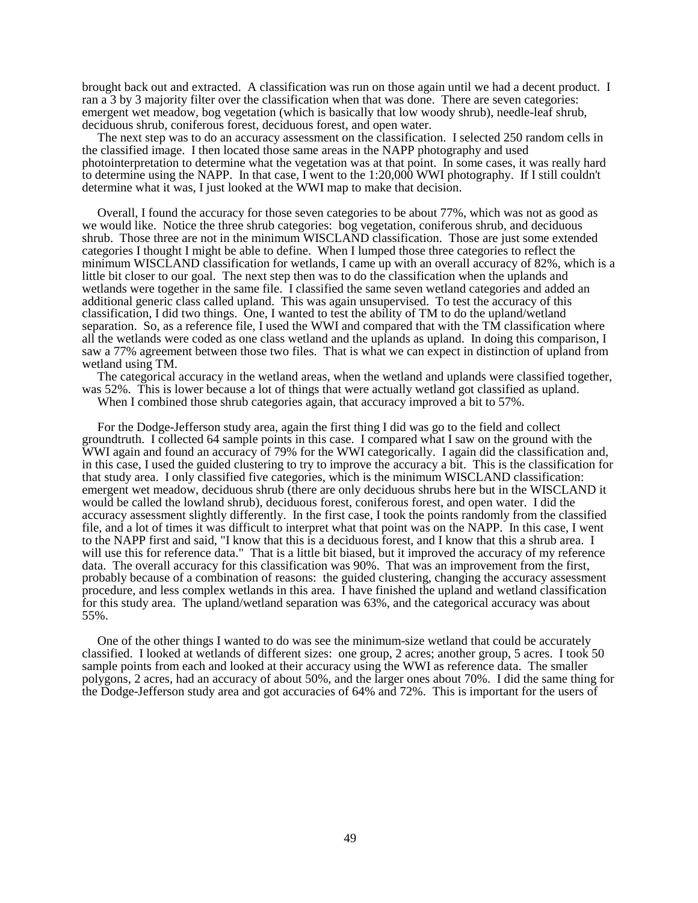brought back out and extracted. A classification was run on those again until we had a decent product. I ran a 3 by 3 majority filter over the classification when that was done. There are seven categories: emergent wet meadow, bog vegetation (which is basically that low woody shrub), needle-leaf shrub, deciduous shrub, coniferous forest, deciduous forest, and open water.

The next step was to do an accuracy assessment on the classification. I selected 250 random cells in the classified image. I then located those same areas in the NAPP photography and used photointerpretation to determine what the vegetation was at that point. In some cases, it was really hard to determine using the NAPP. In that case, I went to the 1:20,000 WWI photography. If I still couldn't determine what it was, I just looked at the WWI map to make that decision.

Overall, I found the accuracy for those seven categories to be about 77%, which was not as good as we would like. Notice the three shrub categories: bog vegetation, coniferous shrub, and deciduous shrub. Those three are not in the minimum WISCLAND classification. Those are just some extended categories I thought I might be able to define. When I lumped those three categories to reflect the minimum WISCLAND classification for wetlands, I came up with an overall accuracy of 82%, which is a little bit closer to our goal. The next step then was to do the classification when the uplands and wetlands were together in the same file. I classified the same seven wetland categories and added an additional generic class called upland. This was again unsupervised. To test the accuracy of this classification, I did two things. One, I wanted to test the ability of TM to do the upland/wetland separation. So, as a reference file, I used the WWI and compared that with the TM classification where all the wetlands were coded as one class wetland and the uplands as upland. In doing this comparison, I saw a 77% agreement between those two files. That is what we can expect in distinction of upland from wetland using TM.

The categorical accuracy in the wetland areas, when the wetland and uplands were classified together, was 52%. This is lower because a lot of things that were actually wetland got classified as upland.

When I combined those shrub categories again, that accuracy improved a bit to 57%.

For the Dodge-Jefferson study area, again the first thing I did was go to the field and collect groundtruth. I collected 64 sample points in this case. I compared what I saw on the ground with the WWI again and found an accuracy of 79% for the WWI categorically. I again did the classification and, in this case, I used the guided clustering to try to improve the accuracy a bit. This is the classification for that study area. I only classified five categories, which is the minimum WISCLAND classification: emergent wet meadow, deciduous shrub (there are only deciduous shrubs here but in the WISCLAND it would be called the lowland shrub), deciduous forest, coniferous forest, and open water. I did the accuracy assessment slightly differently. In the first case, I took the points randomly from the classified file, and a lot of times it was difficult to interpret what that point was on the NAPP. In this case, I went to the NAPP first and said, "I know that this is a deciduous forest, and I know that this a shrub area. I will use this for reference data." That is a little bit biased, but it improved the accuracy of my reference data. The overall accuracy for this classification was 90%. That was an improvement from the first, probably because of a combination of reasons: the guided clustering, changing the accuracy assessment procedure, and less complex wetlands in this area. I have finished the upland and wetland classification for this study area. The upland/wetland separation was 63%, and the categorical accuracy was about 55%.

One of the other things I wanted to do was see the minimum-size wetland that could be accurately classified. I looked at wetlands of different sizes: one group, 2 acres; another group, 5 acres. I took 50 sample points from each and looked at their accuracy using the WWI as reference data. The smaller polygons, 2 acres, had an accuracy of about 50%, and the larger ones about 70%. I did the same thing for the Dodge-Jefferson study area and got accuracies of 64% and 72%. This is important for the users of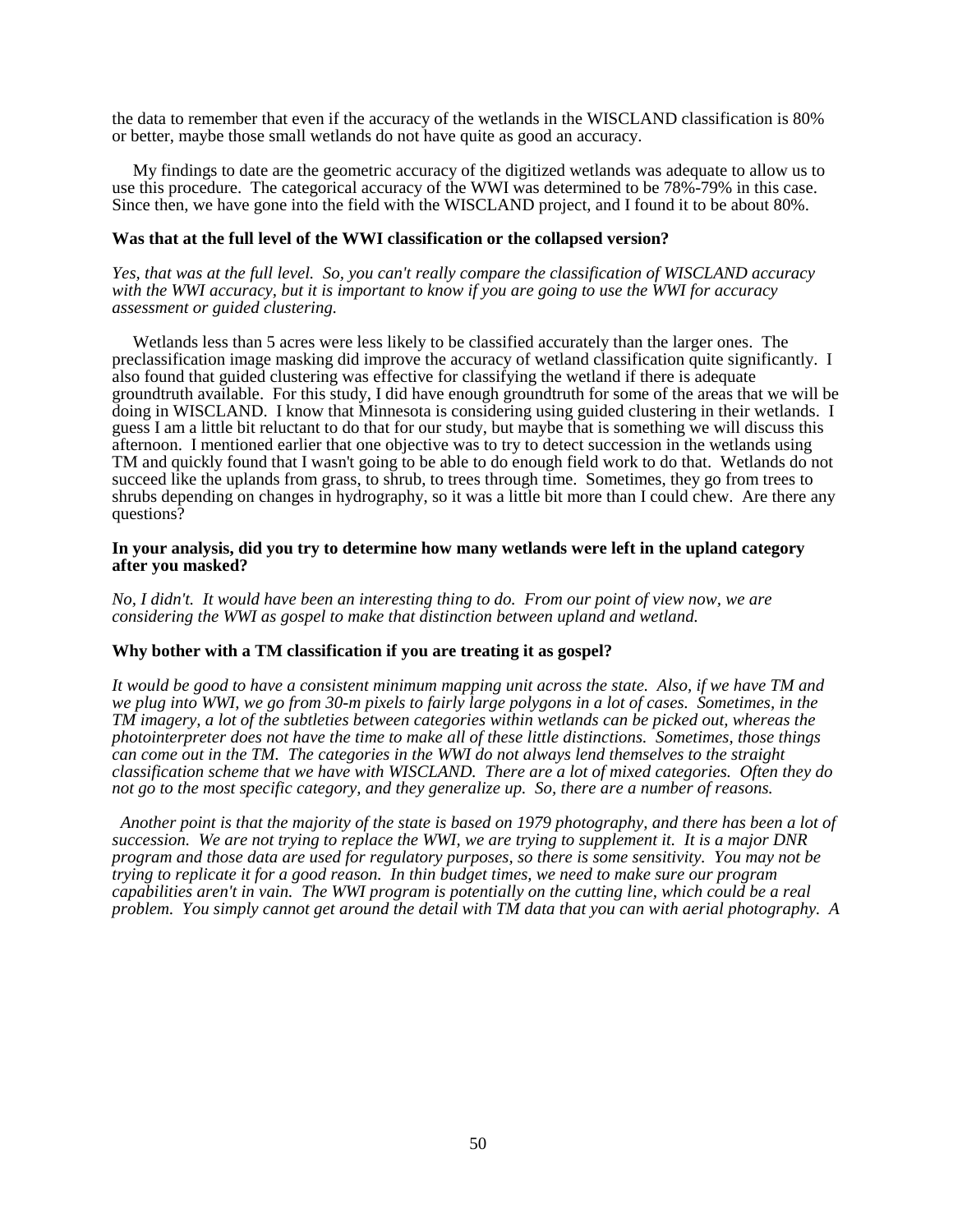the data to remember that even if the accuracy of the wetlands in the WISCLAND classification is 80% or better, maybe those small wetlands do not have quite as good an accuracy.

My findings to date are the geometric accuracy of the digitized wetlands was adequate to allow us to use this procedure. The categorical accuracy of the WWI was determined to be 78%-79% in this case. Since then, we have gone into the field with the WISCLAND project, and I found it to be about 80%.

**Was that at the full level of the WWI classification or the collapsed version?**

*Yes, that was at the full level. So, you can't really compare the classification of WISCLAND accuracy with the WWI accuracy, but it is important to know if you are going to use the WWI for accuracy assessment or guided clustering.*

Wetlands less than 5 acres were less likely to be classified accurately than the larger ones. The preclassification image masking did improve the accuracy of wetland classification quite significantly. I also found that guided clustering was effective for classifying the wetland if there is adequate groundtruth available. For this study, I did have enough groundtruth for some of the areas that we will be doing in WISCLAND. I know that Minnesota is considering using guided clustering in their wetlands. I guess I am a little bit reluctant to do that for our study, but maybe that is something we will discuss this afternoon. I mentioned earlier that one objective was to try to detect succession in the wetlands using TM and quickly found that I wasn't going to be able to do enough field work to do that. Wetlands do not succeed like the uplands from grass, to shrub, to trees through time. Sometimes, they go from trees to shrubs depending on changes in hydrography, so it was a little bit more than I could chew. Are there any questions?

**In your analysis, did you try to determine how many wetlands were left in the upland category after you masked?**

*No, I didn't. It would have been an interesting thing to do. From our point of view now, we are considering the WWI as gospel to make that distinction between upland and wetland.*

**Why bother with a TM classification if you are treating it as gospel?**

*It would be good to have a consistent minimum mapping unit across the state. Also, if we have TM and we plug into WWI, we go from 30-m pixels to fairly large polygons in a lot of cases. Sometimes, in the TM imagery, a lot of the subtleties between categories within wetlands can be picked out, whereas the photointerpreter does not have the time to make all of these little distinctions. Sometimes, those things can come out in the TM. The categories in the WWI do not always lend themselves to the straight classification scheme that we have with WISCLAND. There are a lot of mixed categories. Often they do not go to the most specific category, and they generalize up. So, there are a number of reasons.*

*Another point is that the majority of the state is based on 1979 photography, and there has been a lot of succession. We are not trying to replace the WWI, we are trying to supplement it. It is a major DNR program and those data are used for regulatory purposes, so there is some sensitivity. You may not be trying to replicate it for a good reason. In thin budget times, we need to make sure our program capabilities aren't in vain. The WWI program is potentially on the cutting line, which could be a real problem. You simply cannot get around the detail with TM data that you can with aerial photography. A*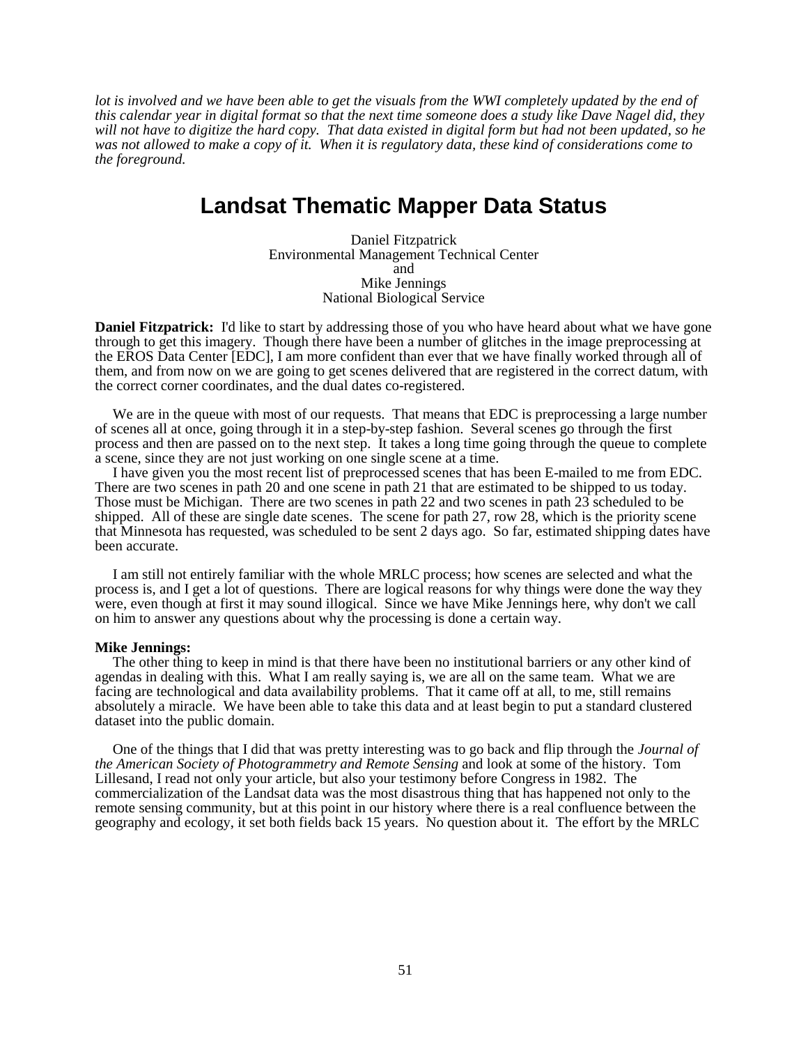*lot is involved and we have been able to get the visuals from the WWI completely updated by the end of this calendar year in digital format so that the next time someone does a study like Dave Nagel did, they will not have to digitize the hard copy. That data existed in digital form but had not been updated, so he was not allowed to make a copy of it. When it is regulatory data, these kind of considerations come to the foreground.*

# Landsat Thematic Mapper Data Status

Daniel Fitzpatrick
Environmental Management Technical Center
and
Mike Jennings
National Biological Service

**Daniel Fitzpatrick:** I'd like to start by addressing those of you who have heard about what we have gone through to get this imagery. Though there have been a number of glitches in the image preprocessing at the EROS Data Center [EDC], I am more confident than ever that we have finally worked through all of them, and from now on we are going to get scenes delivered that are registered in the correct datum, with the correct corner coordinates, and the dual dates co-registered.

We are in the queue with most of our requests. That means that EDC is preprocessing a large number of scenes all at once, going through it in a step-by-step fashion. Several scenes go through the first process and then are passed on to the next step. It takes a long time going through the queue to complete a scene, since they are not just working on one single scene at a time.

I have given you the most recent list of preprocessed scenes that has been E-mailed to me from EDC. There are two scenes in path 20 and one scene in path 21 that are estimated to be shipped to us today. Those must be Michigan. There are two scenes in path 22 and two scenes in path 23 scheduled to be shipped. All of these are single date scenes. The scene for path 27, row 28, which is the priority scene that Minnesota has requested, was scheduled to be sent 2 days ago. So far, estimated shipping dates have been accurate.

I am still not entirely familiar with the whole MRLC process; how scenes are selected and what the process is, and I get a lot of questions. There are logical reasons for why things were done the way they were, even though at first it may sound illogical. Since we have Mike Jennings here, why don't we call on him to answer any questions about why the processing is done a certain way.

**Mike Jennings:**

The other thing to keep in mind is that there have been no institutional barriers or any other kind of agendas in dealing with this. What I am really saying is, we are all on the same team. What we are facing are technological and data availability problems. That it came off at all, to me, still remains absolutely a miracle. We have been able to take this data and at least begin to put a standard clustered dataset into the public domain.

One of the things that I did that was pretty interesting was to go back and flip through the *Journal of the American Society of Photogrammetry and Remote Sensing* and look at some of the history. Tom Lillesand, I read not only your article, but also your testimony before Congress in 1982. The commercialization of the Landsat data was the most disastrous thing that has happened not only to the remote sensing community, but at this point in our history where there is a real confluence between the geography and ecology, it set both fields back 15 years. No question about it. The effort by the MRLC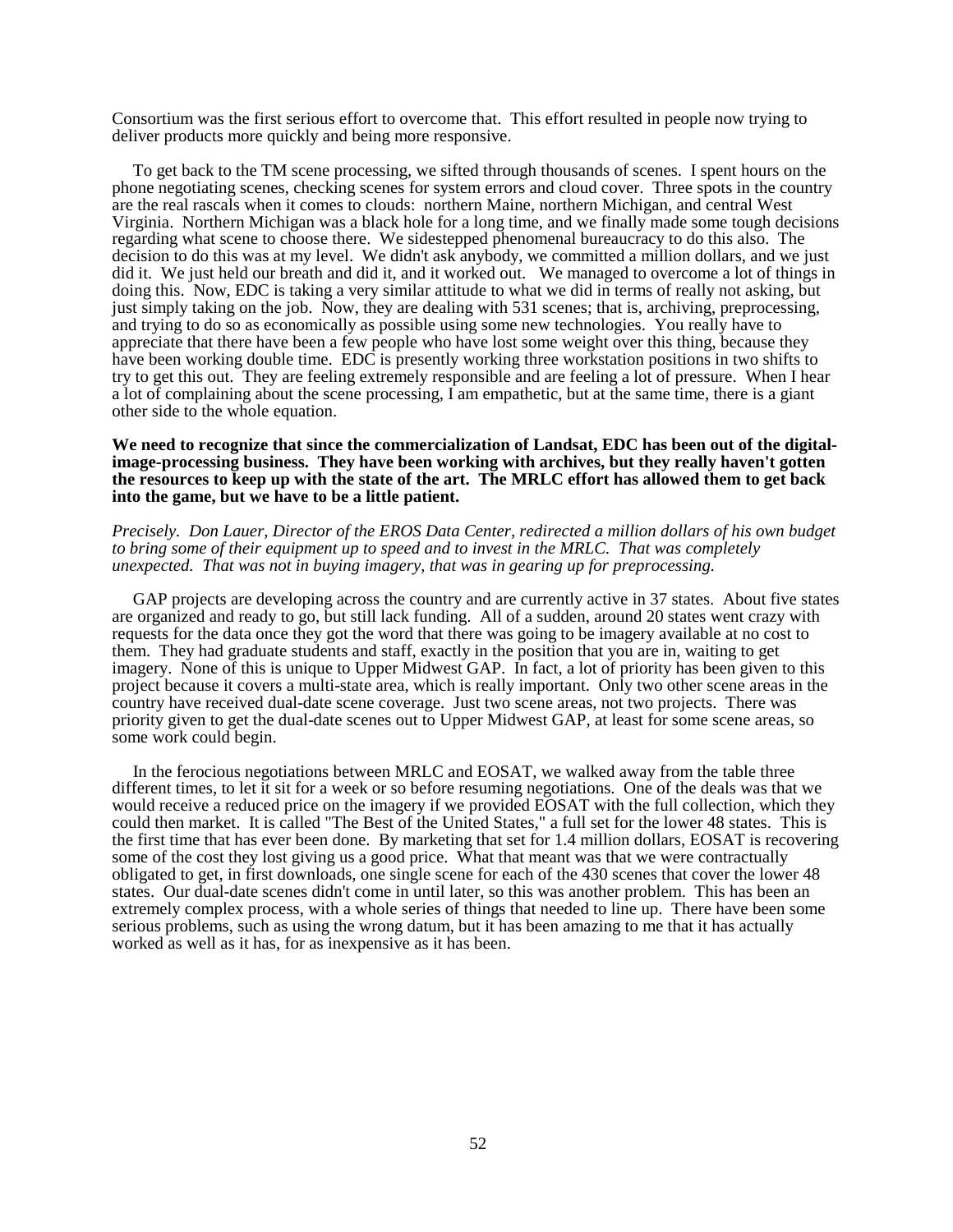Consortium was the first serious effort to overcome that. This effort resulted in people now trying to deliver products more quickly and being more responsive.

To get back to the TM scene processing, we sifted through thousands of scenes. I spent hours on the phone negotiating scenes, checking scenes for system errors and cloud cover. Three spots in the country are the real rascals when it comes to clouds: northern Maine, northern Michigan, and central West Virginia. Northern Michigan was a black hole for a long time, and we finally made some tough decisions regarding what scene to choose there. We sidestepped phenomenal bureaucracy to do this also. The decision to do this was at my level. We didn't ask anybody, we committed a million dollars, and we just did it. We just held our breath and did it, and it worked out. We managed to overcome a lot of things in doing this. Now, EDC is taking a very similar attitude to what we did in terms of really not asking, but just simply taking on the job. Now, they are dealing with 531 scenes; that is, archiving, preprocessing, and trying to do so as economically as possible using some new technologies. You really have to appreciate that there have been a few people who have lost some weight over this thing, because they have been working double time. EDC is presently working three workstation positions in two shifts to try to get this out. They are feeling extremely responsible and are feeling a lot of pressure. When I hear a lot of complaining about the scene processing, I am empathetic, but at the same time, there is a giant other side to the whole equation.

**We need to recognize that since the commercialization of Landsat, EDC has been out of the digital-image-processing business. They have been working with archives, but they really haven't gotten the resources to keep up with the state of the art. The MRLC effort has allowed them to get back into the game, but we have to be a little patient.**

*Precisely. Don Lauer, Director of the EROS Data Center, redirected a million dollars of his own budget to bring some of their equipment up to speed and to invest in the MRLC. That was completely unexpected. That was not in buying imagery, that was in gearing up for preprocessing.*

GAP projects are developing across the country and are currently active in 37 states. About five states are organized and ready to go, but still lack funding. All of a sudden, around 20 states went crazy with requests for the data once they got the word that there was going to be imagery available at no cost to them. They had graduate students and staff, exactly in the position that you are in, waiting to get imagery. None of this is unique to Upper Midwest GAP. In fact, a lot of priority has been given to this project because it covers a multi-state area, which is really important. Only two other scene areas in the country have received dual-date scene coverage. Just two scene areas, not two projects. There was priority given to get the dual-date scenes out to Upper Midwest GAP, at least for some scene areas, so some work could begin.

In the ferocious negotiations between MRLC and EOSAT, we walked away from the table three different times, to let it sit for a week or so before resuming negotiations. One of the deals was that we would receive a reduced price on the imagery if we provided EOSAT with the full collection, which they could then market. It is called "The Best of the United States," a full set for the lower 48 states. This is the first time that has ever been done. By marketing that set for 1.4 million dollars, EOSAT is recovering some of the cost they lost giving us a good price. What that meant was that we were contractually obligated to get, in first downloads, one single scene for each of the 430 scenes that cover the lower 48 states. Our dual-date scenes didn't come in until later, so this was another problem. This has been an extremely complex process, with a whole series of things that needed to line up. There have been some serious problems, such as using the wrong datum, but it has been amazing to me that it has actually worked as well as it has, for as inexpensive as it has been.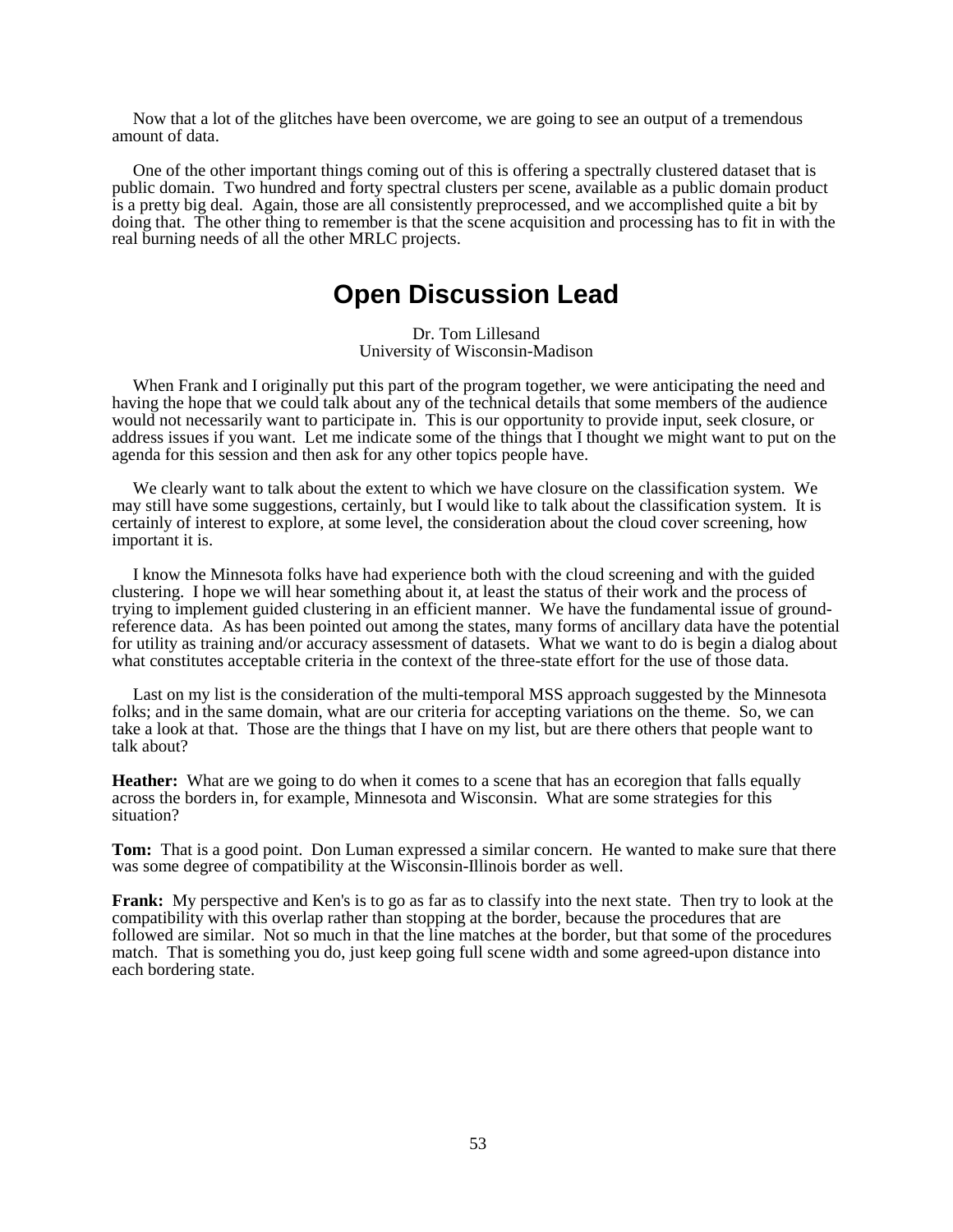Now that a lot of the glitches have been overcome, we are going to see an output of a tremendous amount of data.

One of the other important things coming out of this is offering a spectrally clustered dataset that is public domain. Two hundred and forty spectral clusters per scene, available as a public domain product is a pretty big deal. Again, those are all consistently preprocessed, and we accomplished quite a bit by doing that. The other thing to remember is that the scene acquisition and processing has to fit in with the real burning needs of all the other MRLC projects.

# Open Discussion Lead

Dr. Tom Lillesand
University of Wisconsin-Madison

When Frank and I originally put this part of the program together, we were anticipating the need and having the hope that we could talk about any of the technical details that some members of the audience would not necessarily want to participate in. This is our opportunity to provide input, seek closure, or address issues if you want. Let me indicate some of the things that I thought we might want to put on the agenda for this session and then ask for any other topics people have.

We clearly want to talk about the extent to which we have closure on the classification system. We may still have some suggestions, certainly, but I would like to talk about the classification system. It is certainly of interest to explore, at some level, the consideration about the cloud cover screening, how important it is.

I know the Minnesota folks have had experience both with the cloud screening and with the guided clustering. I hope we will hear something about it, at least the status of their work and the process of trying to implement guided clustering in an efficient manner. We have the fundamental issue of ground-reference data. As has been pointed out among the states, many forms of ancillary data have the potential for utility as training and/or accuracy assessment of datasets. What we want to do is begin a dialog about what constitutes acceptable criteria in the context of the three-state effort for the use of those data.

Last on my list is the consideration of the multi-temporal MSS approach suggested by the Minnesota folks; and in the same domain, what are our criteria for accepting variations on the theme. So, we can take a look at that. Those are the things that I have on my list, but are there others that people want to talk about?

**Heather:** What are we going to do when it comes to a scene that has an ecoregion that falls equally across the borders in, for example, Minnesota and Wisconsin. What are some strategies for this situation?

**Tom:** That is a good point. Don Luman expressed a similar concern. He wanted to make sure that there was some degree of compatibility at the Wisconsin-Illinois border as well.

**Frank:** My perspective and Ken's is to go as far as to classify into the next state. Then try to look at the compatibility with this overlap rather than stopping at the border, because the procedures that are followed are similar. Not so much in that the line matches at the border, but that some of the procedures match. That is something you do, just keep going full scene width and some agreed-upon distance into each bordering state.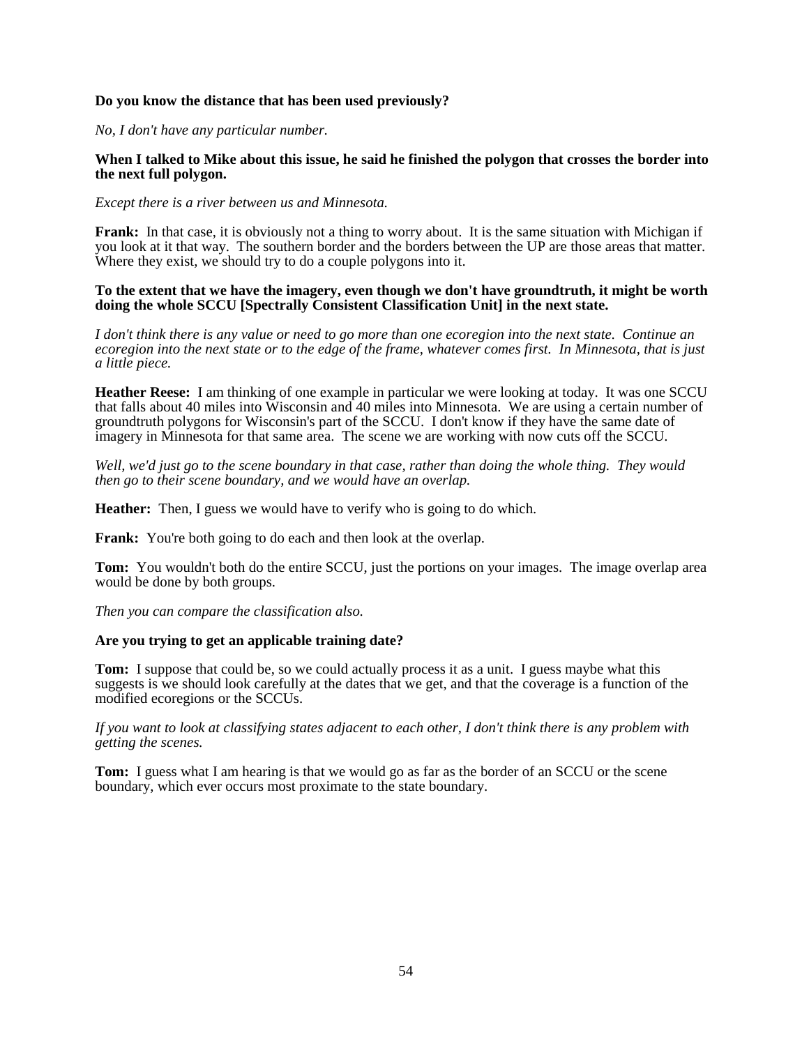**Do you know the distance that has been used previously?**

*No, I don't have any particular number.*

**When I talked to Mike about this issue, he said he finished the polygon that crosses the border into the next full polygon.**

*Except there is a river between us and Minnesota.*

**Frank:** In that case, it is obviously not a thing to worry about. It is the same situation with Michigan if you look at it that way. The southern border and the borders between the UP are those areas that matter. Where they exist, we should try to do a couple polygons into it.

**To the extent that we have the imagery, even though we don't have groundtruth, it might be worth doing the whole SCCU [Spectrally Consistent Classification Unit] in the next state.**

*I don't think there is any value or need to go more than one ecoregion into the next state. Continue an ecoregion into the next state or to the edge of the frame, whatever comes first. In Minnesota, that is just a little piece.*

**Heather Reese:** I am thinking of one example in particular we were looking at today. It was one SCCU that falls about 40 miles into Wisconsin and 40 miles into Minnesota. We are using a certain number of groundtruth polygons for Wisconsin's part of the SCCU. I don't know if they have the same date of imagery in Minnesota for that same area. The scene we are working with now cuts off the SCCU.

*Well, we'd just go to the scene boundary in that case, rather than doing the whole thing. They would then go to their scene boundary, and we would have an overlap.*

**Heather:** Then, I guess we would have to verify who is going to do which.

**Frank:** You're both going to do each and then look at the overlap.

**Tom:** You wouldn't both do the entire SCCU, just the portions on your images. The image overlap area would be done by both groups.

*Then you can compare the classification also.*

**Are you trying to get an applicable training date?**

**Tom:** I suppose that could be, so we could actually process it as a unit. I guess maybe what this suggests is we should look carefully at the dates that we get, and that the coverage is a function of the modified ecoregions or the SCCUs.

*If you want to look at classifying states adjacent to each other, I don't think there is any problem with getting the scenes.*

**Tom:** I guess what I am hearing is that we would go as far as the border of an SCCU or the scene boundary, which ever occurs most proximate to the state boundary.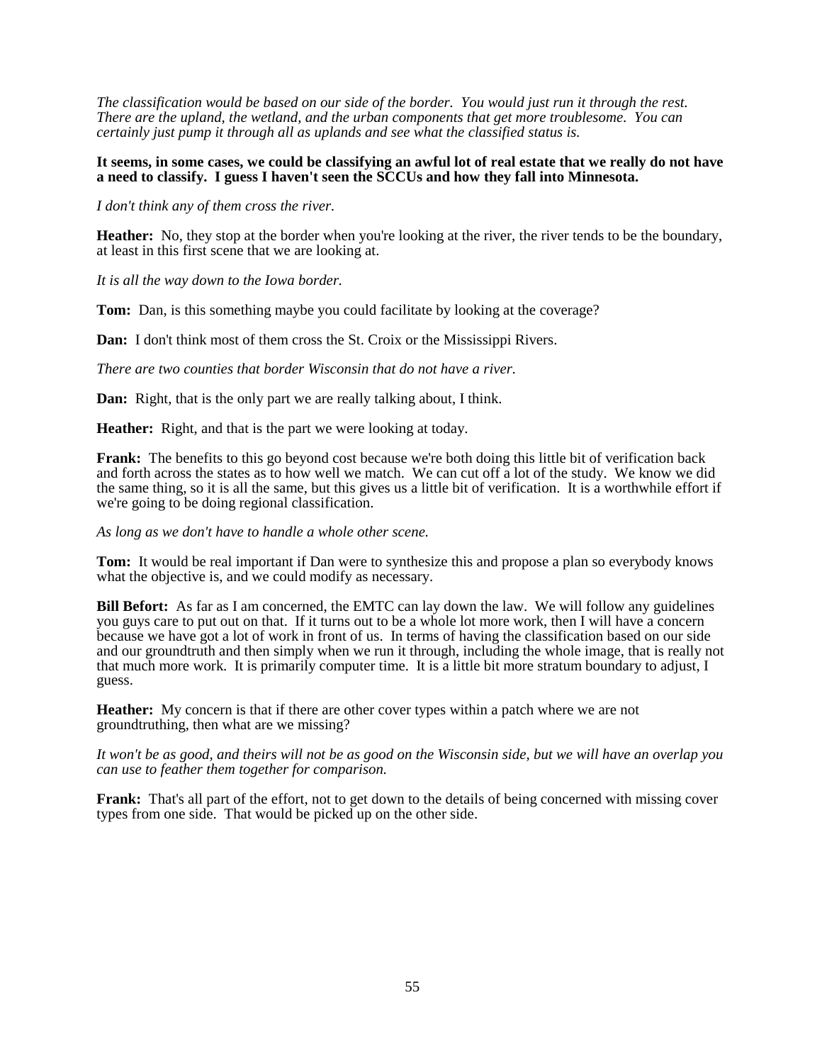*The classification would be based on our side of the border. You would just run it through the rest. There are the upland, the wetland, and the urban components that get more troublesome. You can certainly just pump it through all as uplands and see what the classified status is.*

**It seems, in some cases, we could be classifying an awful lot of real estate that we really do not have a need to classify. I guess I haven't seen the SCCUs and how they fall into Minnesota.**

*I don't think any of them cross the river.*

**Heather:** No, they stop at the border when you're looking at the river, the river tends to be the boundary, at least in this first scene that we are looking at.

*It is all the way down to the Iowa border.*

**Tom:** Dan, is this something maybe you could facilitate by looking at the coverage?

**Dan:** I don't think most of them cross the St. Croix or the Mississippi Rivers.

*There are two counties that border Wisconsin that do not have a river.*

**Dan:** Right, that is the only part we are really talking about, I think.

**Heather:** Right, and that is the part we were looking at today.

**Frank:** The benefits to this go beyond cost because we're both doing this little bit of verification back and forth across the states as to how well we match. We can cut off a lot of the study. We know we did the same thing, so it is all the same, but this gives us a little bit of verification. It is a worthwhile effort if we're going to be doing regional classification.

*As long as we don't have to handle a whole other scene.*

**Tom:** It would be real important if Dan were to synthesize this and propose a plan so everybody knows what the objective is, and we could modify as necessary.

**Bill Befort:** As far as I am concerned, the EMTC can lay down the law. We will follow any guidelines you guys care to put out on that. If it turns out to be a whole lot more work, then I will have a concern because we have got a lot of work in front of us. In terms of having the classification based on our side and our groundtruth and then simply when we run it through, including the whole image, that is really not that much more work. It is primarily computer time. It is a little bit more stratum boundary to adjust, I guess.

**Heather:** My concern is that if there are other cover types within a patch where we are not groundtruthing, then what are we missing?

*It won't be as good, and theirs will not be as good on the Wisconsin side, but we will have an overlap you can use to feather them together for comparison.*

**Frank:** That's all part of the effort, not to get down to the details of being concerned with missing cover types from one side. That would be picked up on the other side.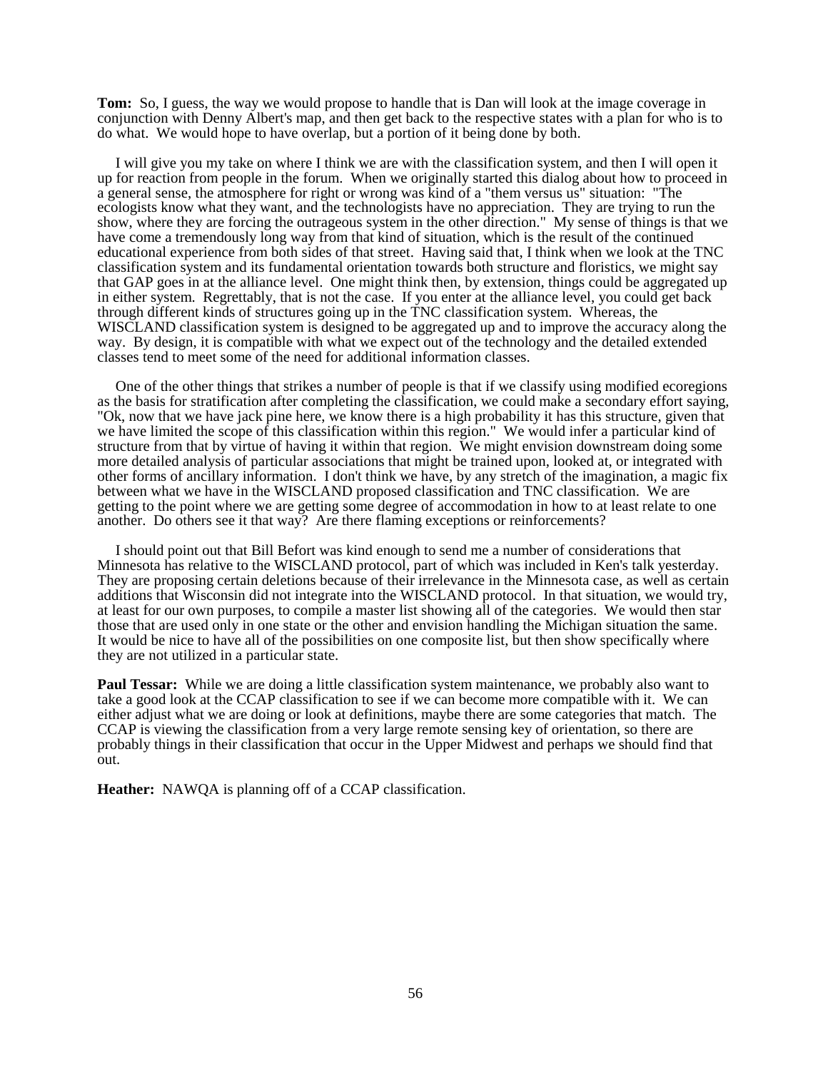**Tom:** So, I guess, the way we would propose to handle that is Dan will look at the image coverage in conjunction with Denny Albert's map, and then get back to the respective states with a plan for who is to do what. We would hope to have overlap, but a portion of it being done by both.

I will give you my take on where I think we are with the classification system, and then I will open it up for reaction from people in the forum. When we originally started this dialog about how to proceed in a general sense, the atmosphere for right or wrong was kind of a "them versus us" situation: "The ecologists know what they want, and the technologists have no appreciation. They are trying to run the show, where they are forcing the outrageous system in the other direction." My sense of things is that we have come a tremendously long way from that kind of situation, which is the result of the continued educational experience from both sides of that street. Having said that, I think when we look at the TNC classification system and its fundamental orientation towards both structure and floristics, we might say that GAP goes in at the alliance level. One might think then, by extension, things could be aggregated up in either system. Regrettably, that is not the case. If you enter at the alliance level, you could get back through different kinds of structures going up in the TNC classification system. Whereas, the WISCLAND classification system is designed to be aggregated up and to improve the accuracy along the way. By design, it is compatible with what we expect out of the technology and the detailed extended classes tend to meet some of the need for additional information classes.

One of the other things that strikes a number of people is that if we classify using modified ecoregions as the basis for stratification after completing the classification, we could make a secondary effort saying, "Ok, now that we have jack pine here, we know there is a high probability it has this structure, given that we have limited the scope of this classification within this region." We would infer a particular kind of structure from that by virtue of having it within that region. We might envision downstream doing some more detailed analysis of particular associations that might be trained upon, looked at, or integrated with other forms of ancillary information. I don't think we have, by any stretch of the imagination, a magic fix between what we have in the WISCLAND proposed classification and TNC classification. We are getting to the point where we are getting some degree of accommodation in how to at least relate to one another. Do others see it that way? Are there flaming exceptions or reinforcements?

I should point out that Bill Befort was kind enough to send me a number of considerations that Minnesota has relative to the WISCLAND protocol, part of which was included in Ken's talk yesterday. They are proposing certain deletions because of their irrelevance in the Minnesota case, as well as certain additions that Wisconsin did not integrate into the WISCLAND protocol. In that situation, we would try, at least for our own purposes, to compile a master list showing all of the categories. We would then star those that are used only in one state or the other and envision handling the Michigan situation the same. It would be nice to have all of the possibilities on one composite list, but then show specifically where they are not utilized in a particular state.

**Paul Tessar:** While we are doing a little classification system maintenance, we probably also want to take a good look at the CCAP classification to see if we can become more compatible with it. We can either adjust what we are doing or look at definitions, maybe there are some categories that match. The CCAP is viewing the classification from a very large remote sensing key of orientation, so there are probably things in their classification that occur in the Upper Midwest and perhaps we should find that out.

**Heather:** NAWQA is planning off of a CCAP classification.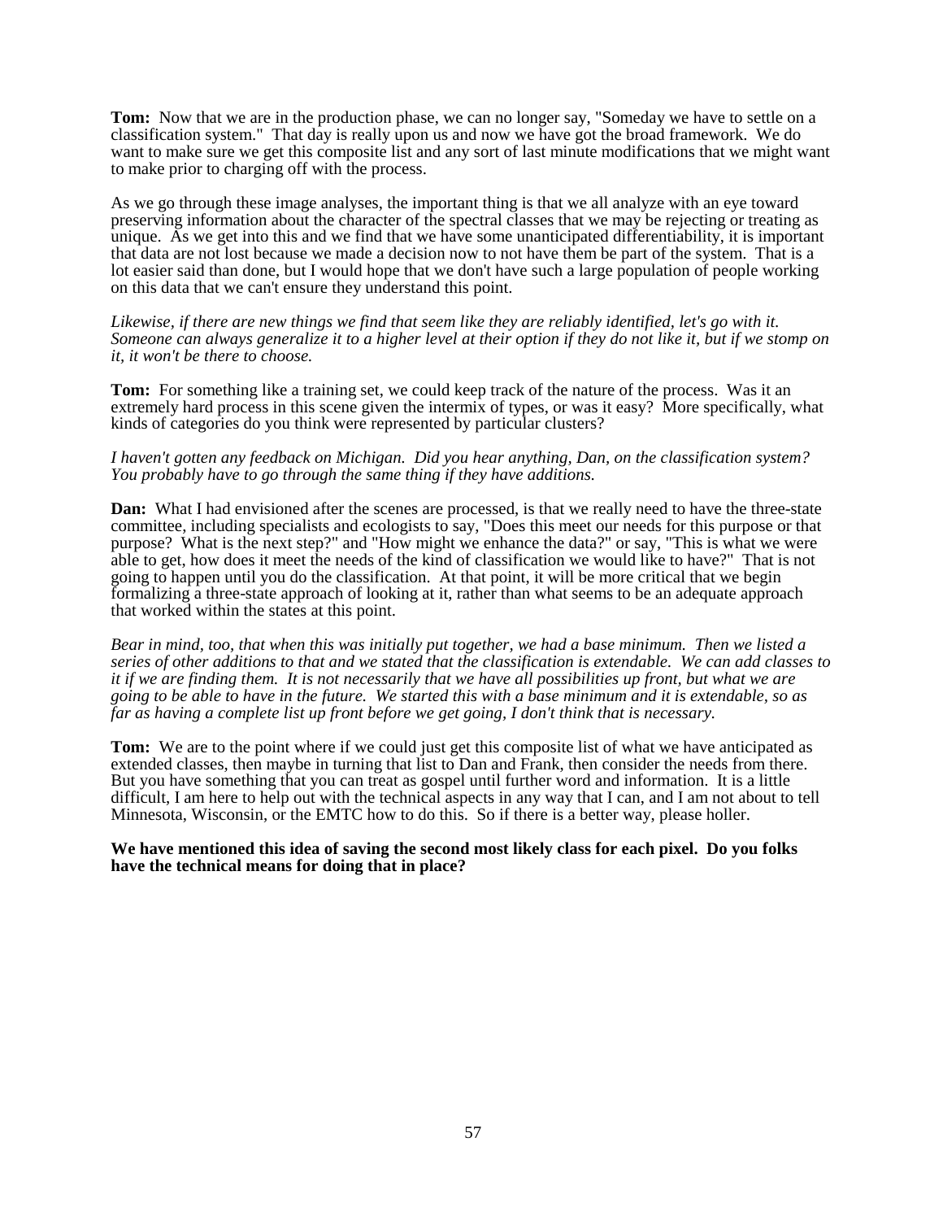**Tom:** Now that we are in the production phase, we can no longer say, "Someday we have to settle on a classification system." That day is really upon us and now we have got the broad framework. We do want to make sure we get this composite list and any sort of last minute modifications that we might want to make prior to charging off with the process.

As we go through these image analyses, the important thing is that we all analyze with an eye toward preserving information about the character of the spectral classes that we may be rejecting or treating as unique. As we get into this and we find that we have some unanticipated differentiability, it is important that data are not lost because we made a decision now to not have them be part of the system. That is a lot easier said than done, but I would hope that we don't have such a large population of people working on this data that we can't ensure they understand this point.

*Likewise, if there are new things we find that seem like they are reliably identified, let's go with it. Someone can always generalize it to a higher level at their option if they do not like it, but if we stomp on it, it won't be there to choose.*

**Tom:** For something like a training set, we could keep track of the nature of the process. Was it an extremely hard process in this scene given the intermix of types, or was it easy? More specifically, what kinds of categories do you think were represented by particular clusters?

*I haven't gotten any feedback on Michigan. Did you hear anything, Dan, on the classification system? You probably have to go through the same thing if they have additions.*

**Dan:** What I had envisioned after the scenes are processed, is that we really need to have the three-state committee, including specialists and ecologists to say, "Does this meet our needs for this purpose or that purpose? What is the next step?" and "How might we enhance the data?" or say, "This is what we were able to get, how does it meet the needs of the kind of classification we would like to have?" That is not going to happen until you do the classification. At that point, it will be more critical that we begin formalizing a three-state approach of looking at it, rather than what seems to be an adequate approach that worked within the states at this point.

*Bear in mind, too, that when this was initially put together, we had a base minimum. Then we listed a series of other additions to that and we stated that the classification is extendable. We can add classes to it if we are finding them. It is not necessarily that we have all possibilities up front, but what we are going to be able to have in the future. We started this with a base minimum and it is extendable, so as far as having a complete list up front before we get going, I don't think that is necessary.*

**Tom:** We are to the point where if we could just get this composite list of what we have anticipated as extended classes, then maybe in turning that list to Dan and Frank, then consider the needs from there. But you have something that you can treat as gospel until further word and information. It is a little difficult, I am here to help out with the technical aspects in any way that I can, and I am not about to tell Minnesota, Wisconsin, or the EMTC how to do this. So if there is a better way, please holler.

**We have mentioned this idea of saving the second most likely class for each pixel. Do you folks have the technical means for doing that in place?**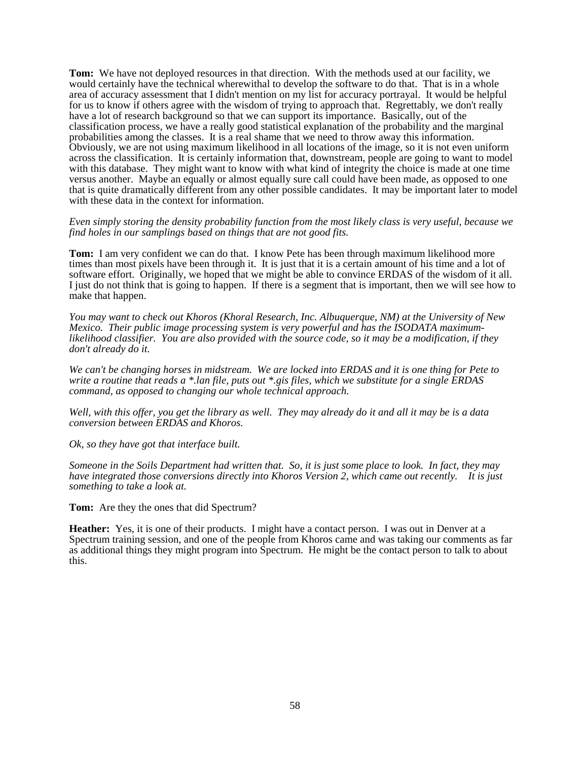**Tom:** We have not deployed resources in that direction. With the methods used at our facility, we would certainly have the technical wherewithal to develop the software to do that. That is in a whole area of accuracy assessment that I didn't mention on my list for accuracy portrayal. It would be helpful for us to know if others agree with the wisdom of trying to approach that. Regrettably, we don't really have a lot of research background so that we can support its importance. Basically, out of the classification process, we have a really good statistical explanation of the probability and the marginal probabilities among the classes. It is a real shame that we need to throw away this information. Obviously, we are not using maximum likelihood in all locations of the image, so it is not even uniform across the classification. It is certainly information that, downstream, people are going to want to model with this database. They might want to know with what kind of integrity the choice is made at one time versus another. Maybe an equally or almost equally sure call could have been made, as opposed to one that is quite dramatically different from any other possible candidates. It may be important later to model with these data in the context for information.

*Even simply storing the density probability function from the most likely class is very useful, because we find holes in our samplings based on things that are not good fits.*

**Tom:** I am very confident we can do that. I know Pete has been through maximum likelihood more times than most pixels have been through it. It is just that it is a certain amount of his time and a lot of software effort. Originally, we hoped that we might be able to convince ERDAS of the wisdom of it all. I just do not think that is going to happen. If there is a segment that is important, then we will see how to make that happen.

*You may want to check out Khoros (Khoral Research, Inc. Albuquerque, NM) at the University of New Mexico. Their public image processing system is very powerful and has the ISODATA maximum-likelihood classifier. You are also provided with the source code, so it may be a modification, if they don't already do it.*

*We can't be changing horses in midstream. We are locked into ERDAS and it is one thing for Pete to write a routine that reads a *.lan file, puts out *.gis files, which we substitute for a single ERDAS command, as opposed to changing our whole technical approach.*

*Well, with this offer, you get the library as well. They may already do it and all it may be is a data conversion between ERDAS and Khoros.*

*Ok, so they have got that interface built.*

*Someone in the Soils Department had written that. So, it is just some place to look. In fact, they may have integrated those conversions directly into Khoros Version 2, which came out recently. It is just something to take a look at.*

**Tom:** Are they the ones that did Spectrum?

**Heather:** Yes, it is one of their products. I might have a contact person. I was out in Denver at a Spectrum training session, and one of the people from Khoros came and was taking our comments as far as additional things they might program into Spectrum. He might be the contact person to talk to about this.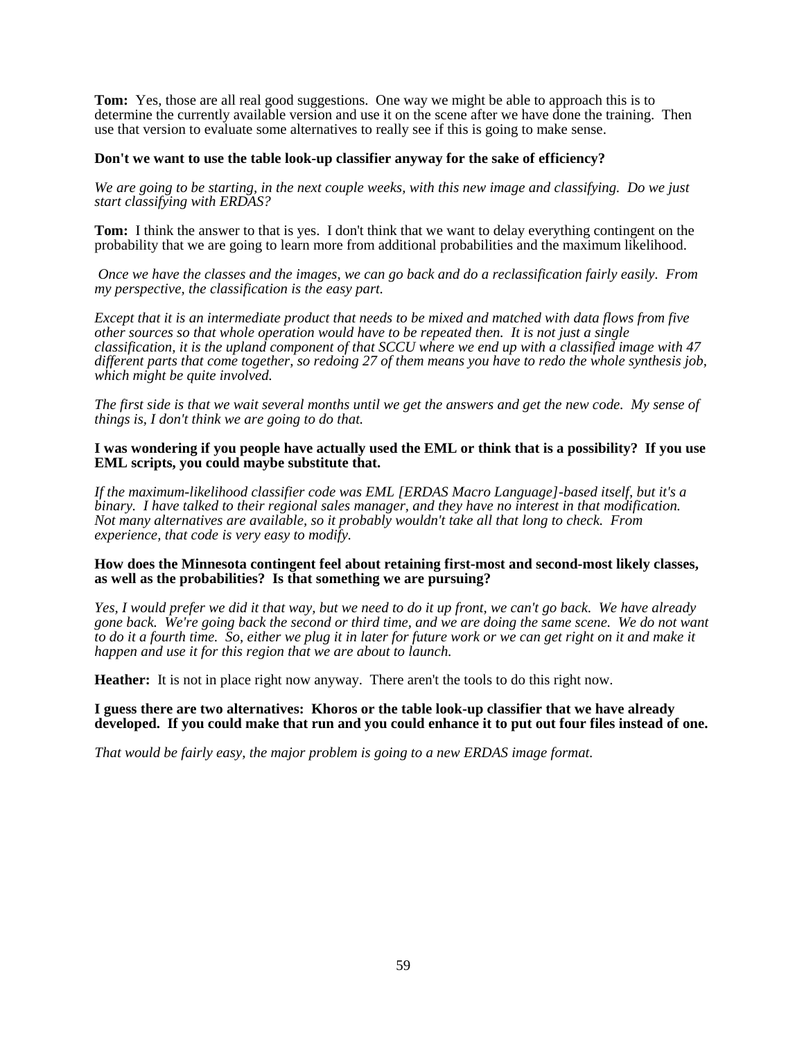**Tom:** Yes, those are all real good suggestions. One way we might be able to approach this is to determine the currently available version and use it on the scene after we have done the training. Then use that version to evaluate some alternatives to really see if this is going to make sense.

**Don't we want to use the table look-up classifier anyway for the sake of efficiency?**

*We are going to be starting, in the next couple weeks, with this new image and classifying. Do we just start classifying with ERDAS?*

**Tom:** I think the answer to that is yes. I don't think that we want to delay everything contingent on the probability that we are going to learn more from additional probabilities and the maximum likelihood.

*Once we have the classes and the images, we can go back and do a reclassification fairly easily. From my perspective, the classification is the easy part.*

*Except that it is an intermediate product that needs to be mixed and matched with data flows from five other sources so that whole operation would have to be repeated then. It is not just a single classification, it is the upland component of that SCCU where we end up with a classified image with 47 different parts that come together, so redoing 27 of them means you have to redo the whole synthesis job, which might be quite involved.*

*The first side is that we wait several months until we get the answers and get the new code. My sense of things is, I don't think we are going to do that.*

**I was wondering if you people have actually used the EML or think that is a possibility? If you use EML scripts, you could maybe substitute that.**

*If the maximum-likelihood classifier code was EML [ERDAS Macro Language]-based itself, but it's a binary. I have talked to their regional sales manager, and they have no interest in that modification. Not many alternatives are available, so it probably wouldn't take all that long to check. From experience, that code is very easy to modify.*

**How does the Minnesota contingent feel about retaining first-most and second-most likely classes, as well as the probabilities? Is that something we are pursuing?**

*Yes, I would prefer we did it that way, but we need to do it up front, we can't go back. We have already gone back. We're going back the second or third time, and we are doing the same scene. We do not want to do it a fourth time. So, either we plug it in later for future work or we can get right on it and make it happen and use it for this region that we are about to launch.*

**Heather:** It is not in place right now anyway. There aren't the tools to do this right now.

**I guess there are two alternatives: Khoros or the table look-up classifier that we have already developed. If you could make that run and you could enhance it to put out four files instead of one.**

*That would be fairly easy, the major problem is going to a new ERDAS image format.*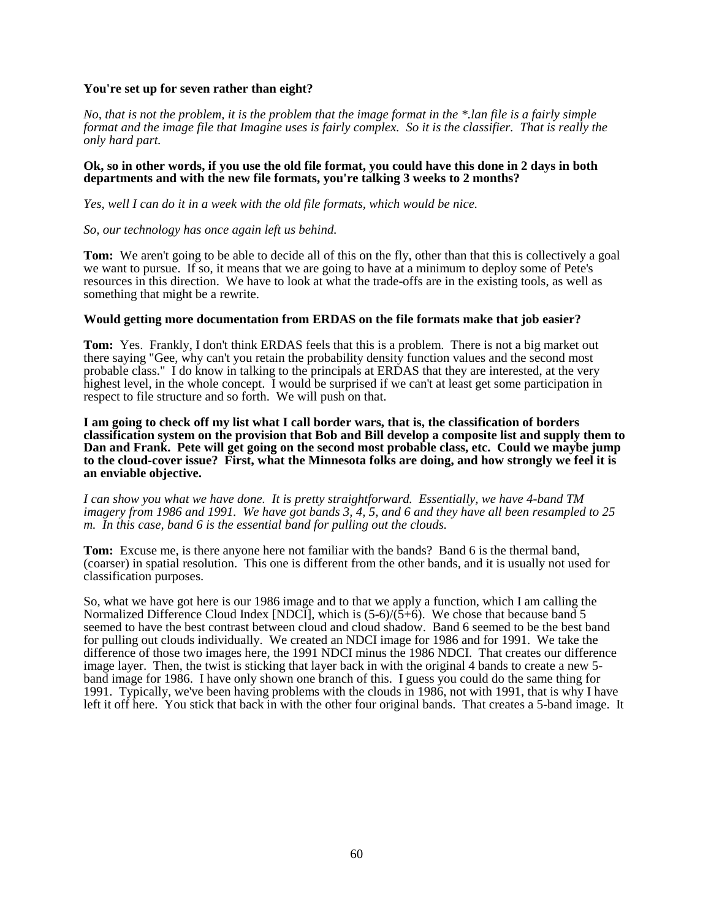**You're set up for seven rather than eight?**

*No, that is not the problem, it is the problem that the image format in the *.lan file is a fairly simple format and the image file that Imagine uses is fairly complex. So it is the classifier. That is really the only hard part.*

**Ok, so in other words, if you use the old file format, you could have this done in 2 days in both departments and with the new file formats, you're talking 3 weeks to 2 months?**

*Yes, well I can do it in a week with the old file formats, which would be nice.*

*So, our technology has once again left us behind.*

**Tom:** We aren't going to be able to decide all of this on the fly, other than that this is collectively a goal we want to pursue. If so, it means that we are going to have at a minimum to deploy some of Pete's resources in this direction. We have to look at what the trade-offs are in the existing tools, as well as something that might be a rewrite.

**Would getting more documentation from ERDAS on the file formats make that job easier?**

**Tom:** Yes. Frankly, I don't think ERDAS feels that this is a problem. There is not a big market out there saying "Gee, why can't you retain the probability density function values and the second most probable class." I do know in talking to the principals at ERDAS that they are interested, at the very highest level, in the whole concept. I would be surprised if we can't at least get some participation in respect to file structure and so forth. We will push on that.

**I am going to check off my list what I call border wars, that is, the classification of borders classification system on the provision that Bob and Bill develop a composite list and supply them to Dan and Frank. Pete will get going on the second most probable class, etc. Could we maybe jump to the cloud-cover issue? First, what the Minnesota folks are doing, and how strongly we feel it is an enviable objective.**

*I can show you what we have done. It is pretty straightforward. Essentially, we have 4-band TM imagery from 1986 and 1991. We have got bands 3, 4, 5, and 6 and they have all been resampled to 25 m. In this case, band 6 is the essential band for pulling out the clouds.*

**Tom:** Excuse me, is there anyone here not familiar with the bands? Band 6 is the thermal band, (coarser) in spatial resolution. This one is different from the other bands, and it is usually not used for classification purposes.

So, what we have got here is our 1986 image and to that we apply a function, which I am calling the Normalized Difference Cloud Index [NDCI], which is (5-6)/(5+6). We chose that because band 5 seemed to have the best contrast between cloud and cloud shadow. Band 6 seemed to be the best band for pulling out clouds individually. We created an NDCI image for 1986 and for 1991. We take the difference of those two images here, the 1991 NDCI minus the 1986 NDCI. That creates our difference image layer. Then, the twist is sticking that layer back in with the original 4 bands to create a new 5-band image for 1986. I have only shown one branch of this. I guess you could do the same thing for 1991. Typically, we've been having problems with the clouds in 1986, not with 1991, that is why I have left it off here. You stick that back in with the other four original bands. That creates a 5-band image. It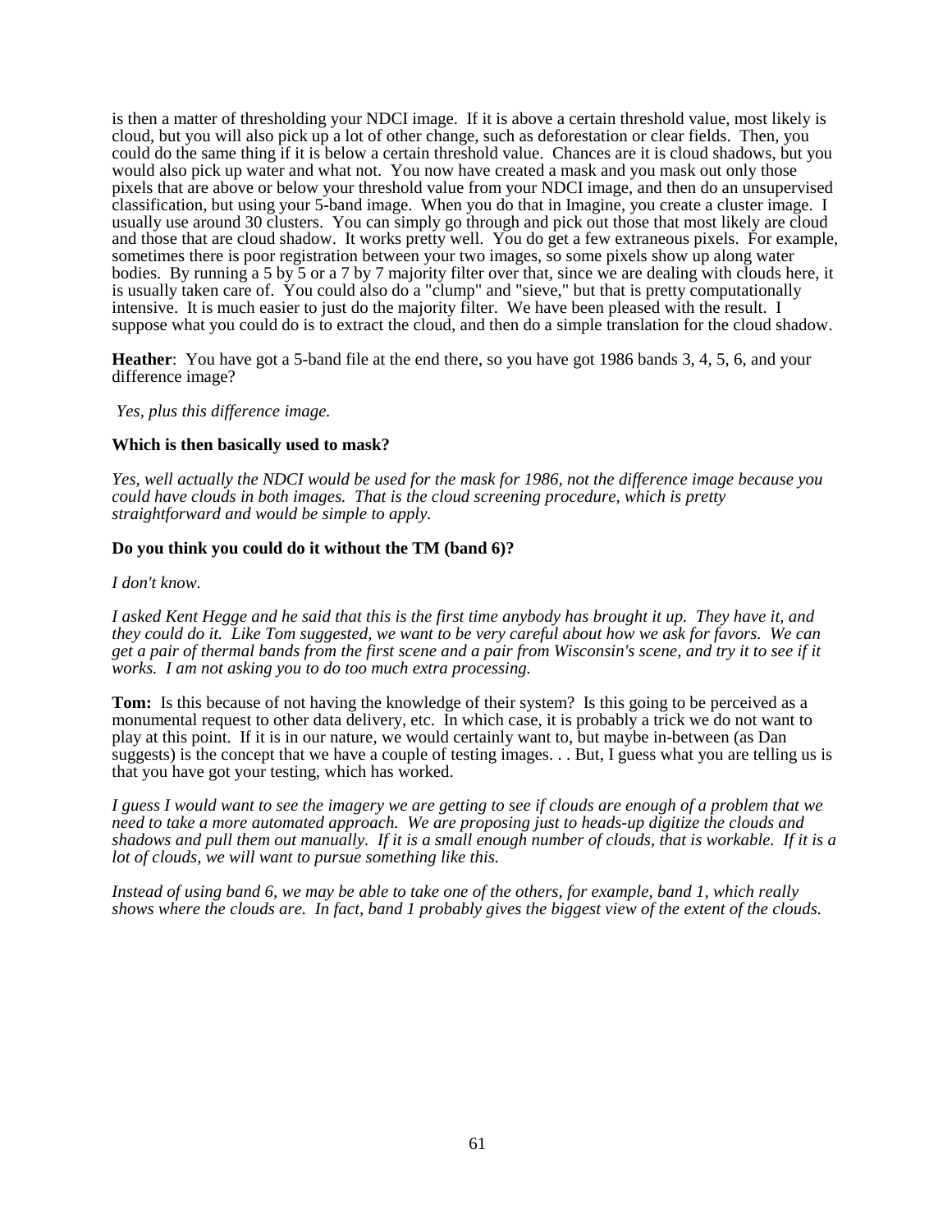is then a matter of thresholding your NDCI image. If it is above a certain threshold value, most likely is cloud, but you will also pick up a lot of other change, such as deforestation or clear fields. Then, you could do the same thing if it is below a certain threshold value. Chances are it is cloud shadows, but you would also pick up water and what not. You now have created a mask and you mask out only those pixels that are above or below your threshold value from your NDCI image, and then do an unsupervised classification, but using your 5-band image. When you do that in Imagine, you create a cluster image. I usually use around 30 clusters. You can simply go through and pick out those that most likely are cloud and those that are cloud shadow. It works pretty well. You do get a few extraneous pixels. For example, sometimes there is poor registration between your two images, so some pixels show up along water bodies. By running a 5 by 5 or a 7 by 7 majority filter over that, since we are dealing with clouds here, it is usually taken care of. You could also do a "clump" and "sieve," but that is pretty computationally intensive. It is much easier to just do the majority filter. We have been pleased with the result. I suppose what you could do is to extract the cloud, and then do a simple translation for the cloud shadow.

**Heather**: You have got a 5-band file at the end there, so you have got 1986 bands 3, 4, 5, 6, and your difference image?

*Yes, plus this difference image.*

**Which is then basically used to mask?**

*Yes, well actually the NDCI would be used for the mask for 1986, not the difference image because you could have clouds in both images. That is the cloud screening procedure, which is pretty straightforward and would be simple to apply.*

**Do you think you could do it without the TM (band 6)?**

*I don't know.*

*I asked Kent Hegge and he said that this is the first time anybody has brought it up. They have it, and they could do it. Like Tom suggested, we want to be very careful about how we ask for favors. We can get a pair of thermal bands from the first scene and a pair from Wisconsin's scene, and try it to see if it works. I am not asking you to do too much extra processing.*

**Tom:** Is this because of not having the knowledge of their system? Is this going to be perceived as a monumental request to other data delivery, etc. In which case, it is probably a trick we do not want to play at this point. If it is in our nature, we would certainly want to, but maybe in-between (as Dan suggests) is the concept that we have a couple of testing images. . . But, I guess what you are telling us is that you have got your testing, which has worked.

*I guess I would want to see the imagery we are getting to see if clouds are enough of a problem that we need to take a more automated approach. We are proposing just to heads-up digitize the clouds and shadows and pull them out manually. If it is a small enough number of clouds, that is workable. If it is a lot of clouds, we will want to pursue something like this.*

*Instead of using band 6, we may be able to take one of the others, for example, band 1, which really shows where the clouds are. In fact, band 1 probably gives the biggest view of the extent of the clouds.*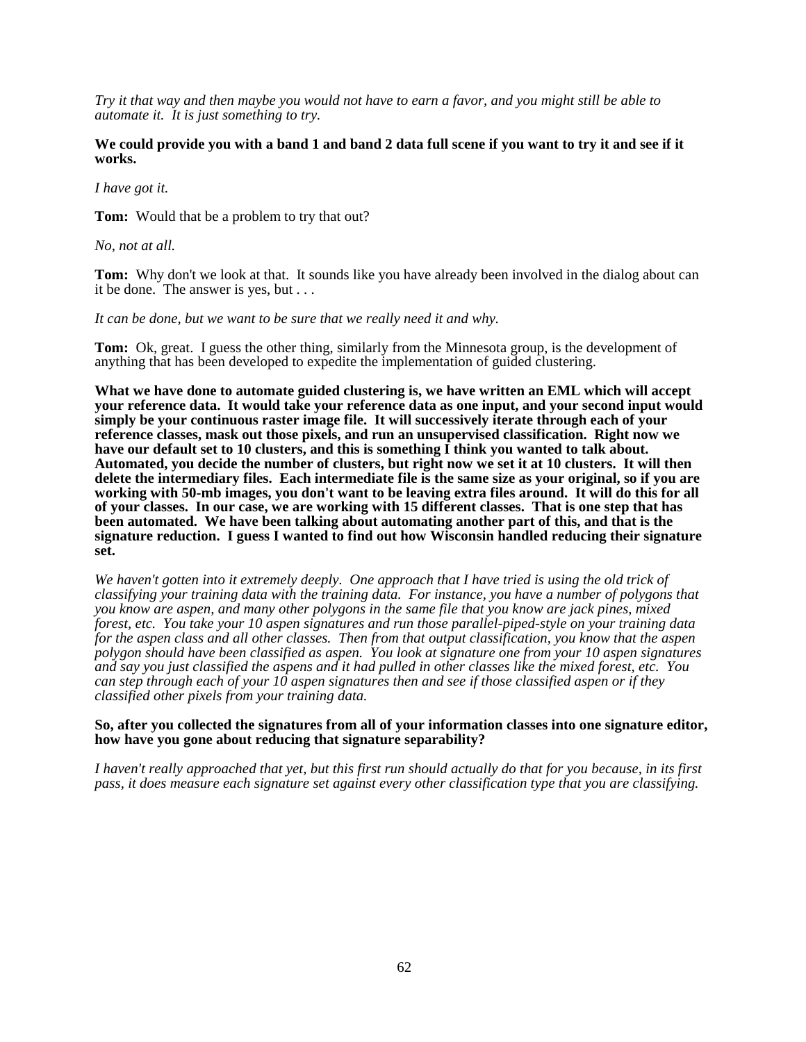*Try it that way and then maybe you would not have to earn a favor, and you might still be able to automate it. It is just something to try.*

**We could provide you with a band 1 and band 2 data full scene if you want to try it and see if it works.**

*I have got it.*

**Tom:** Would that be a problem to try that out?

*No, not at all.*

**Tom:** Why don't we look at that. It sounds like you have already been involved in the dialog about can it be done. The answer is yes, but . . .

*It can be done, but we want to be sure that we really need it and why.*

**Tom:** Ok, great. I guess the other thing, similarly from the Minnesota group, is the development of anything that has been developed to expedite the implementation of guided clustering.

**What we have done to automate guided clustering is, we have written an EML which will accept your reference data. It would take your reference data as one input, and your second input would simply be your continuous raster image file. It will successively iterate through each of your reference classes, mask out those pixels, and run an unsupervised classification. Right now we have our default set to 10 clusters, and this is something I think you wanted to talk about. Automated, you decide the number of clusters, but right now we set it at 10 clusters. It will then delete the intermediary files. Each intermediate file is the same size as your original, so if you are working with 50-mb images, you don't want to be leaving extra files around. It will do this for all of your classes. In our case, we are working with 15 different classes. That is one step that has been automated. We have been talking about automating another part of this, and that is the signature reduction. I guess I wanted to find out how Wisconsin handled reducing their signature set.**

*We haven't gotten into it extremely deeply. One approach that I have tried is using the old trick of classifying your training data with the training data. For instance, you have a number of polygons that you know are aspen, and many other polygons in the same file that you know are jack pines, mixed forest, etc. You take your 10 aspen signatures and run those parallel-piped-style on your training data for the aspen class and all other classes. Then from that output classification, you know that the aspen polygon should have been classified as aspen. You look at signature one from your 10 aspen signatures and say you just classified the aspens and it had pulled in other classes like the mixed forest, etc. You can step through each of your 10 aspen signatures then and see if those classified aspen or if they classified other pixels from your training data.*

**So, after you collected the signatures from all of your information classes into one signature editor, how have you gone about reducing that signature separability?**

*I haven't really approached that yet, but this first run should actually do that for you because, in its first pass, it does measure each signature set against every other classification type that you are classifying.*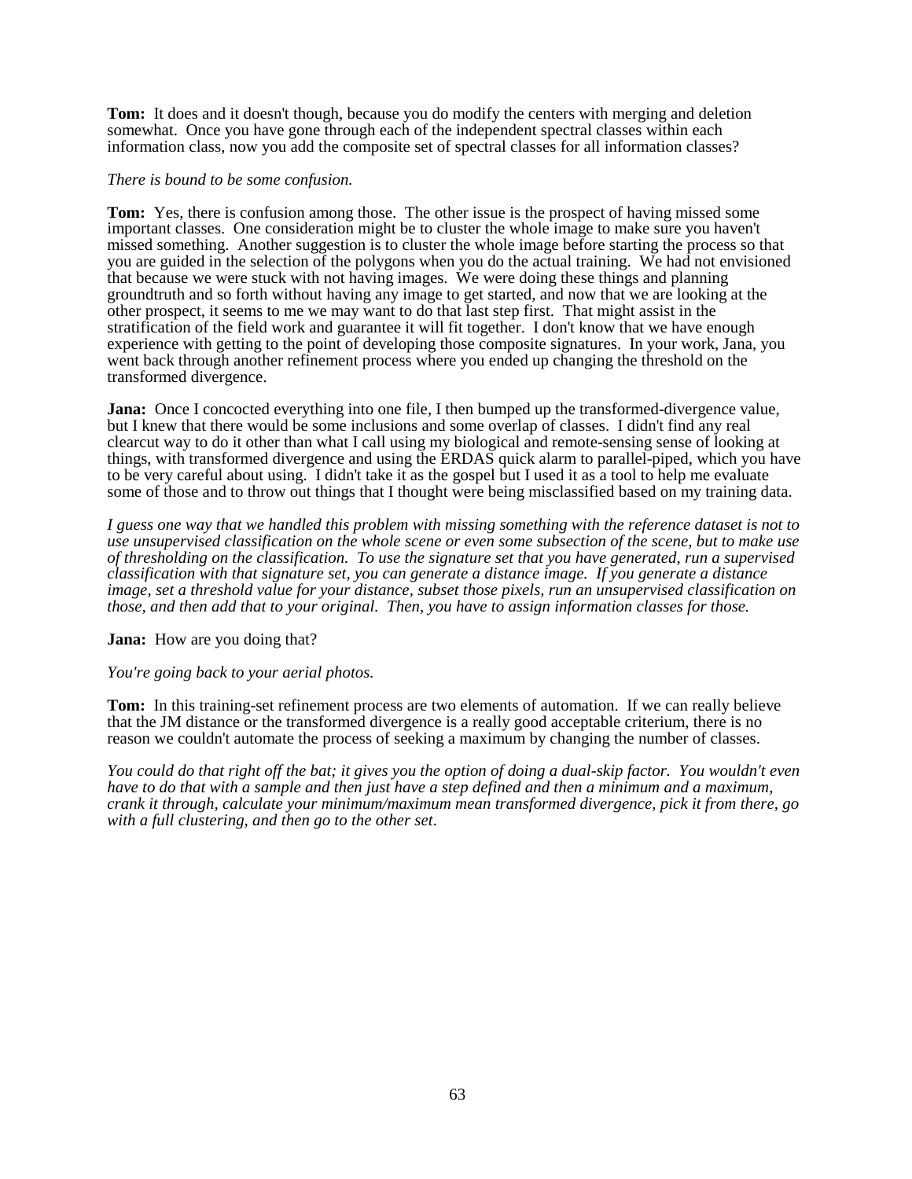**Tom:** It does and it doesn't though, because you do modify the centers with merging and deletion somewhat. Once you have gone through each of the independent spectral classes within each information class, now you add the composite set of spectral classes for all information classes?

*There is bound to be some confusion.*

**Tom:** Yes, there is confusion among those. The other issue is the prospect of having missed some important classes. One consideration might be to cluster the whole image to make sure you haven't missed something. Another suggestion is to cluster the whole image before starting the process so that you are guided in the selection of the polygons when you do the actual training. We had not envisioned that because we were stuck with not having images. We were doing these things and planning groundtruth and so forth without having any image to get started, and now that we are looking at the other prospect, it seems to me we may want to do that last step first. That might assist in the stratification of the field work and guarantee it will fit together. I don't know that we have enough experience with getting to the point of developing those composite signatures. In your work, Jana, you went back through another refinement process where you ended up changing the threshold on the transformed divergence.

**Jana:** Once I concocted everything into one file, I then bumped up the transformed-divergence value, but I knew that there would be some inclusions and some overlap of classes. I didn't find any real clearcut way to do it other than what I call using my biological and remote-sensing sense of looking at things, with transformed divergence and using the ERDAS quick alarm to parallel-piped, which you have to be very careful about using. I didn't take it as the gospel but I used it as a tool to help me evaluate some of those and to throw out things that I thought were being misclassified based on my training data.

*I guess one way that we handled this problem with missing something with the reference dataset is not to use unsupervised classification on the whole scene or even some subsection of the scene, but to make use of thresholding on the classification. To use the signature set that you have generated, run a supervised classification with that signature set, you can generate a distance image. If you generate a distance image, set a threshold value for your distance, subset those pixels, run an unsupervised classification on those, and then add that to your original. Then, you have to assign information classes for those.*

**Jana:** How are you doing that?

*You're going back to your aerial photos.*

**Tom:** In this training-set refinement process are two elements of automation. If we can really believe that the JM distance or the transformed divergence is a really good acceptable criterium, there is no reason we couldn't automate the process of seeking a maximum by changing the number of classes.

*You could do that right off the bat; it gives you the option of doing a dual-skip factor. You wouldn't even have to do that with a sample and then just have a step defined and then a minimum and a maximum, crank it through, calculate your minimum/maximum mean transformed divergence, pick it from there, go with a full clustering, and then go to the other set.*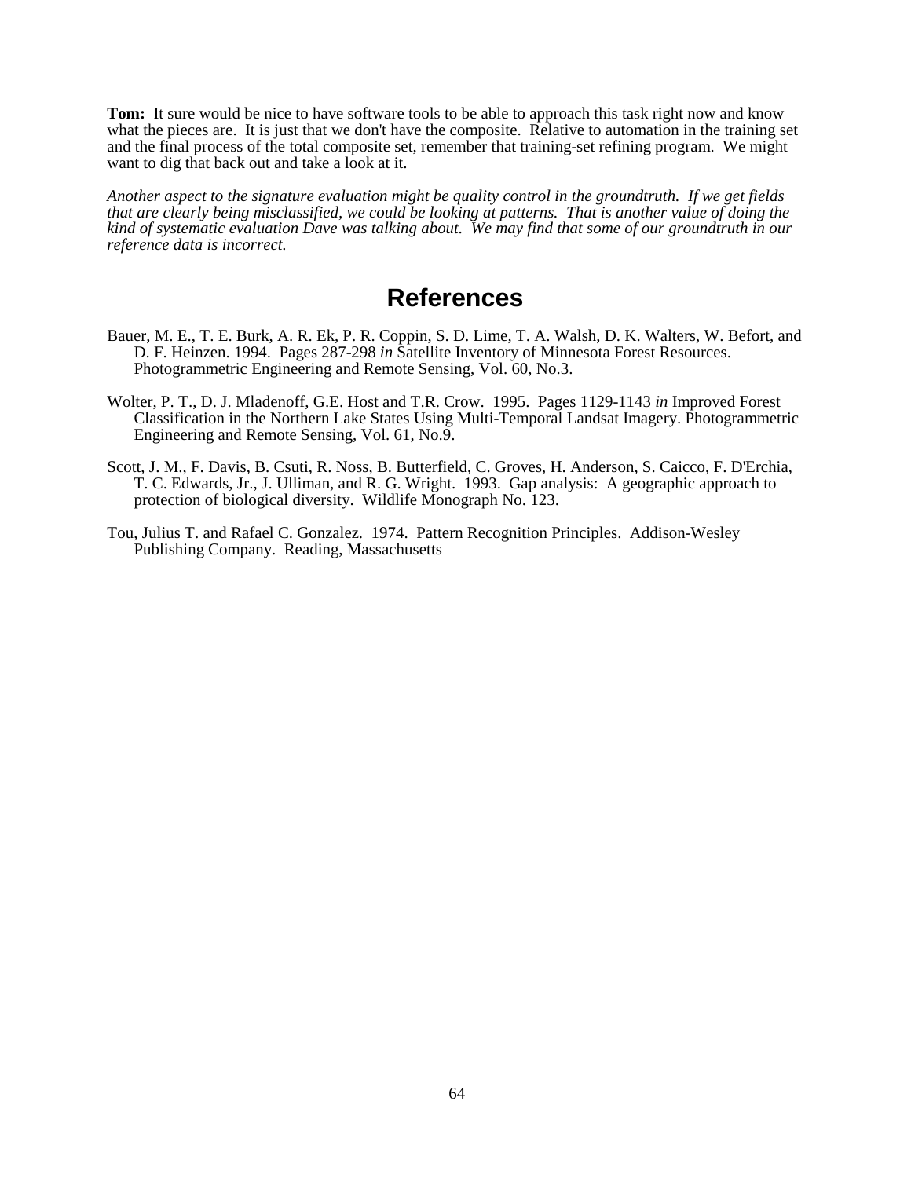**Tom:** It sure would be nice to have software tools to be able to approach this task right now and know what the pieces are. It is just that we don't have the composite. Relative to automation in the training set and the final process of the total composite set, remember that training-set refining program. We might want to dig that back out and take a look at it.

*Another aspect to the signature evaluation might be quality control in the groundtruth. If we get fields that are clearly being misclassified, we could be looking at patterns. That is another value of doing the kind of systematic evaluation Dave was talking about. We may find that some of our groundtruth in our reference data is incorrect.*

# References

Bauer, M. E., T. E. Burk, A. R. Ek, P. R. Coppin, S. D. Lime, T. A. Walsh, D. K. Walters, W. Befort, and D. F. Heinzen. 1994. Pages 287-298 *in* Satellite Inventory of Minnesota Forest Resources. Photogrammetric Engineering and Remote Sensing, Vol. 60, No.3.

Wolter, P. T., D. J. Mladenoff, G.E. Host and T.R. Crow. 1995. Pages 1129-1143 *in* Improved Forest Classification in the Northern Lake States Using Multi-Temporal Landsat Imagery. Photogrammetric Engineering and Remote Sensing, Vol. 61, No.9.

Scott, J. M., F. Davis, B. Csuti, R. Noss, B. Butterfield, C. Groves, H. Anderson, S. Caicco, F. D'Erchia, T. C. Edwards, Jr., J. Ulliman, and R. G. Wright. 1993. Gap analysis: A geographic approach to protection of biological diversity. Wildlife Monograph No. 123.

Tou, Julius T. and Rafael C. Gonzalez. 1974. Pattern Recognition Principles. Addison-Wesley Publishing Company. Reading, Massachusetts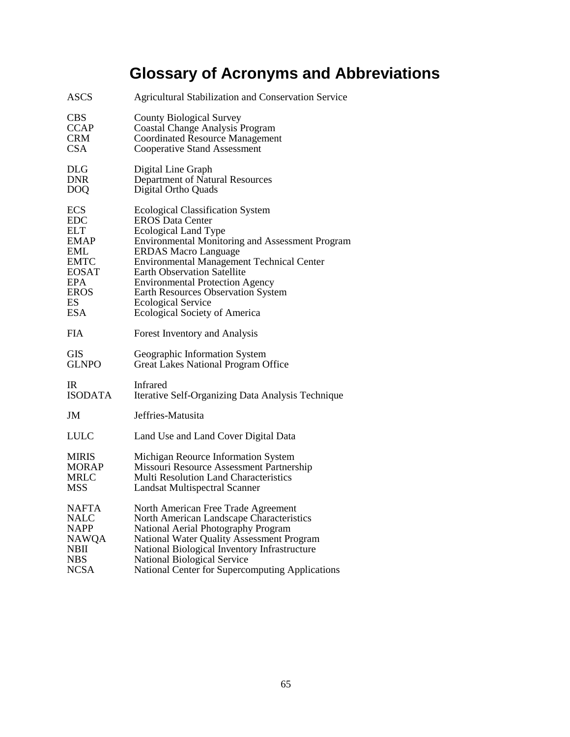# Glossary of Acronyms and Abbreviations

| | |
|---|---|
| ASCS | Agricultural Stabilization and Conservation Service |
| CBS | County Biological Survey |
| CCAP | Coastal Change Analysis Program |
| CRM | Coordinated Resource Management |
| CSA | Cooperative Stand Assessment |
| DLG | Digital Line Graph |
| DNR | Department of Natural Resources |
| DOQ | Digital Ortho Quads |
| ECS | Ecological Classification System |
| EDC | EROS Data Center |
| ELT | Ecological Land Type |
| EMAP | Environmental Monitoring and Assessment Program |
| EML | ERDAS Macro Language |
| EMTC | Environmental Management Technical Center |
| EOSAT | Earth Observation Satellite |
| EPA | Environmental Protection Agency |
| EROS | Earth Resources Observation System |
| ES | Ecological Service |
| ESA | Ecological Society of America |
| FIA | Forest Inventory and Analysis |
| GIS | Geographic Information System |
| GLNPO | Great Lakes National Program Office |
| IR | Infrared |
| ISODATA | Iterative Self-Organizing Data Analysis Technique |
| JM | Jeffries-Matusita |
| LULC | Land Use and Land Cover Digital Data |
| MIRIS | Michigan Reource Information System |
| MORAP | Missouri Resource Assessment Partnership |
| MRLC | Multi Resolution Land Characteristics |
| MSS | Landsat Multispectral Scanner |
| NAFTA | North American Free Trade Agreement |
| NALC | North American Landscape Characteristics |
| NAPP | National Aerial Photography Program |
| NAWQA | National Water Quality Assessment Program |
| NBII | National Biological Inventory Infrastructure |
| NBS | National Biological Service |
| NCSA | National Center for Supercomputing Applications |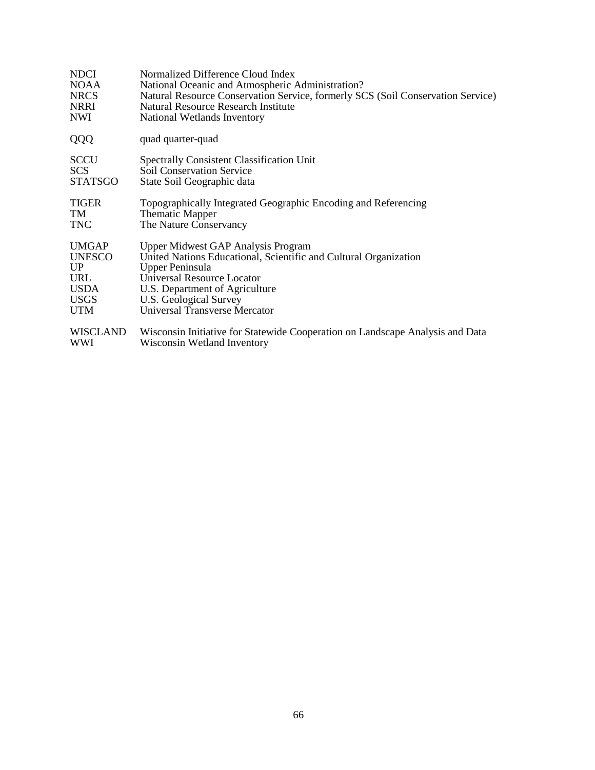| | |
|---|---|
| NDCI | Normalized Difference Cloud Index |
| NOAA | National Oceanic and Atmospheric Administration? |
| NRCS | Natural Resource Conservation Service, formerly SCS (Soil Conservation Service) |
| NRRI | Natural Resource Research Institute |
| NWI | National Wetlands Inventory |
| | |
| QQQ | quad quarter-quad |
| | |
| SCCU | Spectrally Consistent Classification Unit |
| SCS | Soil Conservation Service |
| STATSGO | State Soil Geographic data |
| | |
| TIGER | Topographically Integrated Geographic Encoding and Referencing |
| TM | Thematic Mapper |
| TNC | The Nature Conservancy |
| | |
| UMGAP | Upper Midwest GAP Analysis Program |
| UNESCO | United Nations Educational, Scientific and Cultural Organization |
| UP | Upper Peninsula |
| URL | Universal Resource Locator |
| USDA | U.S. Department of Agriculture |
| USGS | U.S. Geological Survey |
| UTM | Universal Transverse Mercator |
| | |
| WISCLAND | Wisconsin Initiative for Statewide Cooperation on Landscape Analysis and Data |
| WWI | Wisconsin Wetland Inventory |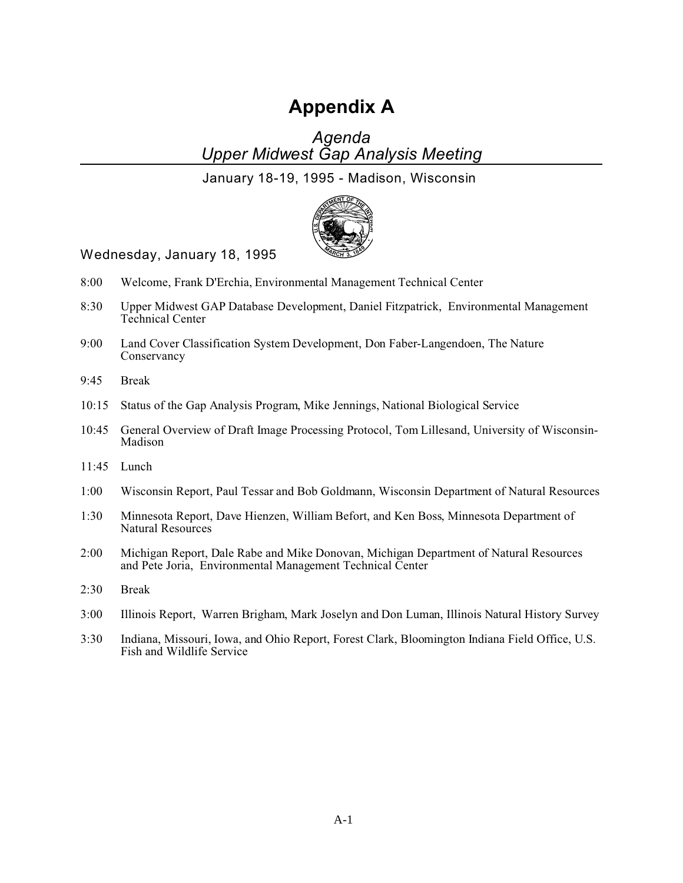# Appendix A

*Agenda*
*Upper Midwest Gap Analysis Meeting*

January 18-19, 1995 - Madison, Wisconsin

## Wednesday, January 18, 1995

8:00 Welcome, Frank D'Erchia, Environmental Management Technical Center

8:30 Upper Midwest GAP Database Development, Daniel Fitzpatrick, Environmental Management Technical Center

9:00 Land Cover Classification System Development, Don Faber-Langendoen, The Nature Conservancy

9:45 Break

10:15 Status of the Gap Analysis Program, Mike Jennings, National Biological Service

10:45 General Overview of Draft Image Processing Protocol, Tom Lillesand, University of Wisconsin-Madison

11:45 Lunch

1:00 Wisconsin Report, Paul Tessar and Bob Goldmann, Wisconsin Department of Natural Resources

1:30 Minnesota Report, Dave Hienzen, William Befort, and Ken Boss, Minnesota Department of Natural Resources

2:00 Michigan Report, Dale Rabe and Mike Donovan, Michigan Department of Natural Resources and Pete Joria, Environmental Management Technical Center

2:30 Break

3:00 Illinois Report, Warren Brigham, Mark Joselyn and Don Luman, Illinois Natural History Survey

3:30 Indiana, Missouri, Iowa, and Ohio Report, Forest Clark, Bloomington Indiana Field Office, U.S. Fish and Wildlife Service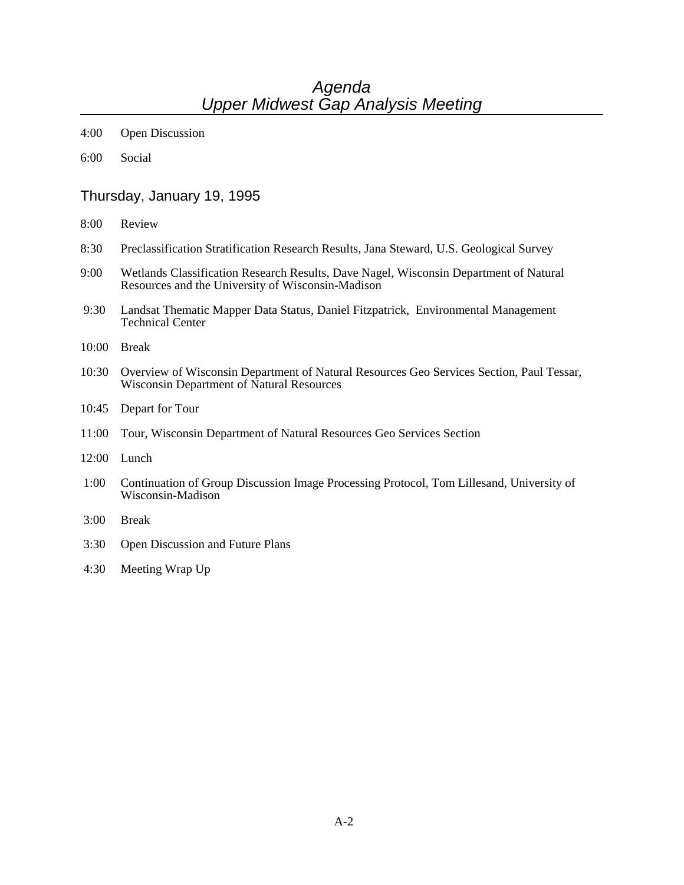# *Agenda*
# *Upper Midwest Gap Analysis Meeting*

4:00 Open Discussion

6:00 Social

## Thursday, January 19, 1995

8:00 Review

8:30 Preclassification Stratification Research Results, Jana Steward, U.S. Geological Survey

9:00 Wetlands Classification Research Results, Dave Nagel, Wisconsin Department of Natural Resources and the University of Wisconsin-Madison

9:30 Landsat Thematic Mapper Data Status, Daniel Fitzpatrick, Environmental Management Technical Center

10:00 Break

10:30 Overview of Wisconsin Department of Natural Resources Geo Services Section, Paul Tessar, Wisconsin Department of Natural Resources

10:45 Depart for Tour

11:00 Tour, Wisconsin Department of Natural Resources Geo Services Section

12:00 Lunch

1:00 Continuation of Group Discussion Image Processing Protocol, Tom Lillesand, University of Wisconsin-Madison

3:00 Break

3:30 Open Discussion and Future Plans

4:30 Meeting Wrap Up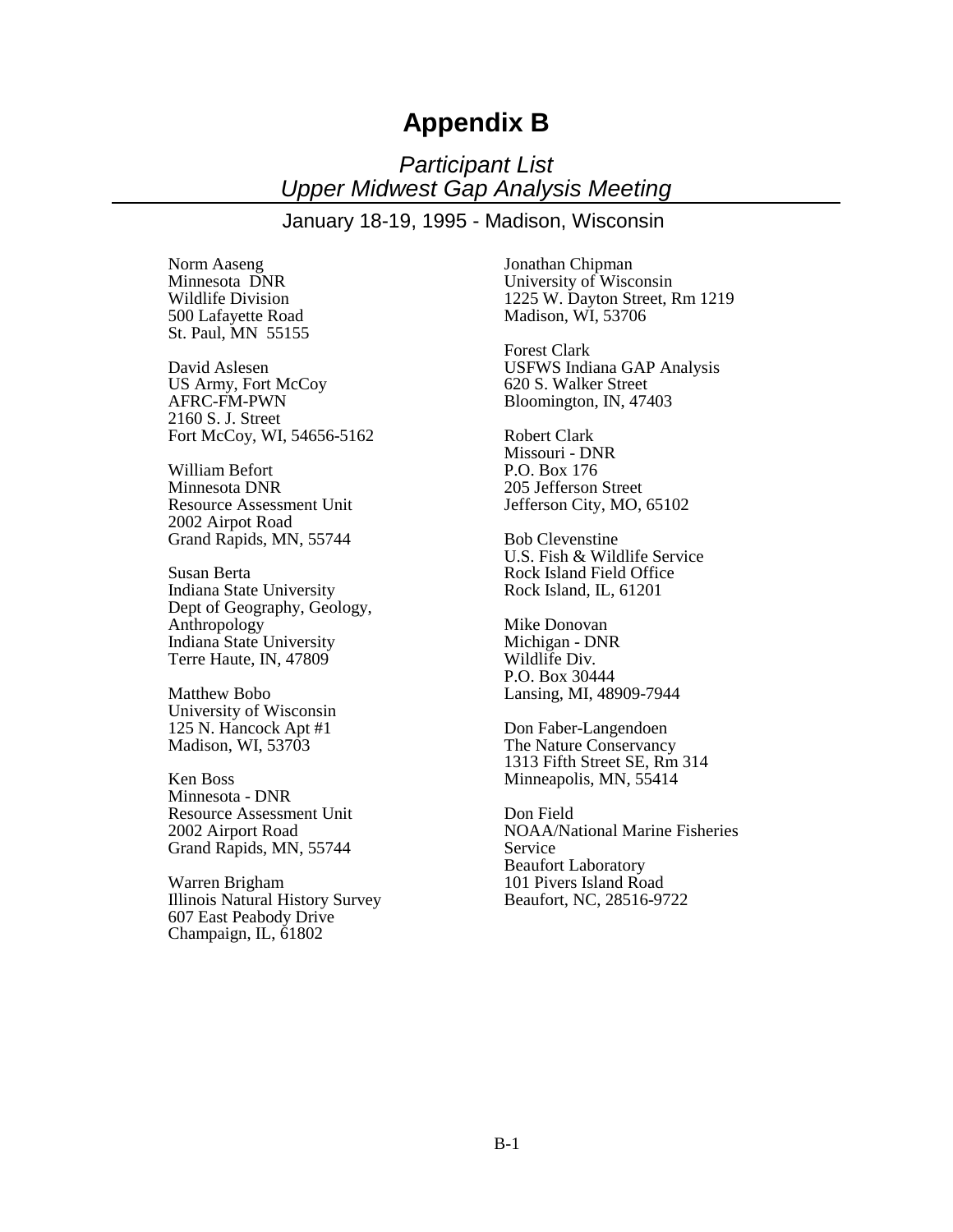# Appendix B

*Participant List*
*Upper Midwest Gap Analysis Meeting*

January 18-19, 1995 - Madison, Wisconsin

Norm Aaseng
Minnesota DNR
Wildlife Division
500 Lafayette Road
St. Paul, MN 55155

David Aslesen
US Army, Fort McCoy
AFRC-FM-PWN
2160 S. J. Street
Fort McCoy, WI, 54656-5162

William Befort
Minnesota DNR
Resource Assessment Unit
2002 Airpot Road
Grand Rapids, MN, 55744

Susan Berta
Indiana State University
Dept of Geography, Geology, Anthropology
Indiana State University
Terre Haute, IN, 47809

Matthew Bobo
University of Wisconsin
125 N. Hancock Apt #1
Madison, WI, 53703

Ken Boss
Minnesota - DNR
Resource Assessment Unit
2002 Airport Road
Grand Rapids, MN, 55744

Warren Brigham
Illinois Natural History Survey
607 East Peabody Drive
Champaign, IL, 61802

Jonathan Chipman
University of Wisconsin
1225 W. Dayton Street, Rm 1219
Madison, WI, 53706

Forest Clark
USFWS Indiana GAP Analysis
620 S. Walker Street
Bloomington, IN, 47403

Robert Clark
Missouri - DNR
P.O. Box 176
205 Jefferson Street
Jefferson City, MO, 65102

Bob Clevenstine
U.S. Fish & Wildlife Service
Rock Island Field Office
Rock Island, IL, 61201

Mike Donovan
Michigan - DNR
Wildlife Div.
P.O. Box 30444
Lansing, MI, 48909-7944

Don Faber-Langendoen
The Nature Conservancy
1313 Fifth Street SE, Rm 314
Minneapolis, MN, 55414

Don Field
NOAA/National Marine Fisheries Service
Beaufort Laboratory
101 Pivers Island Road
Beaufort, NC, 28516-9722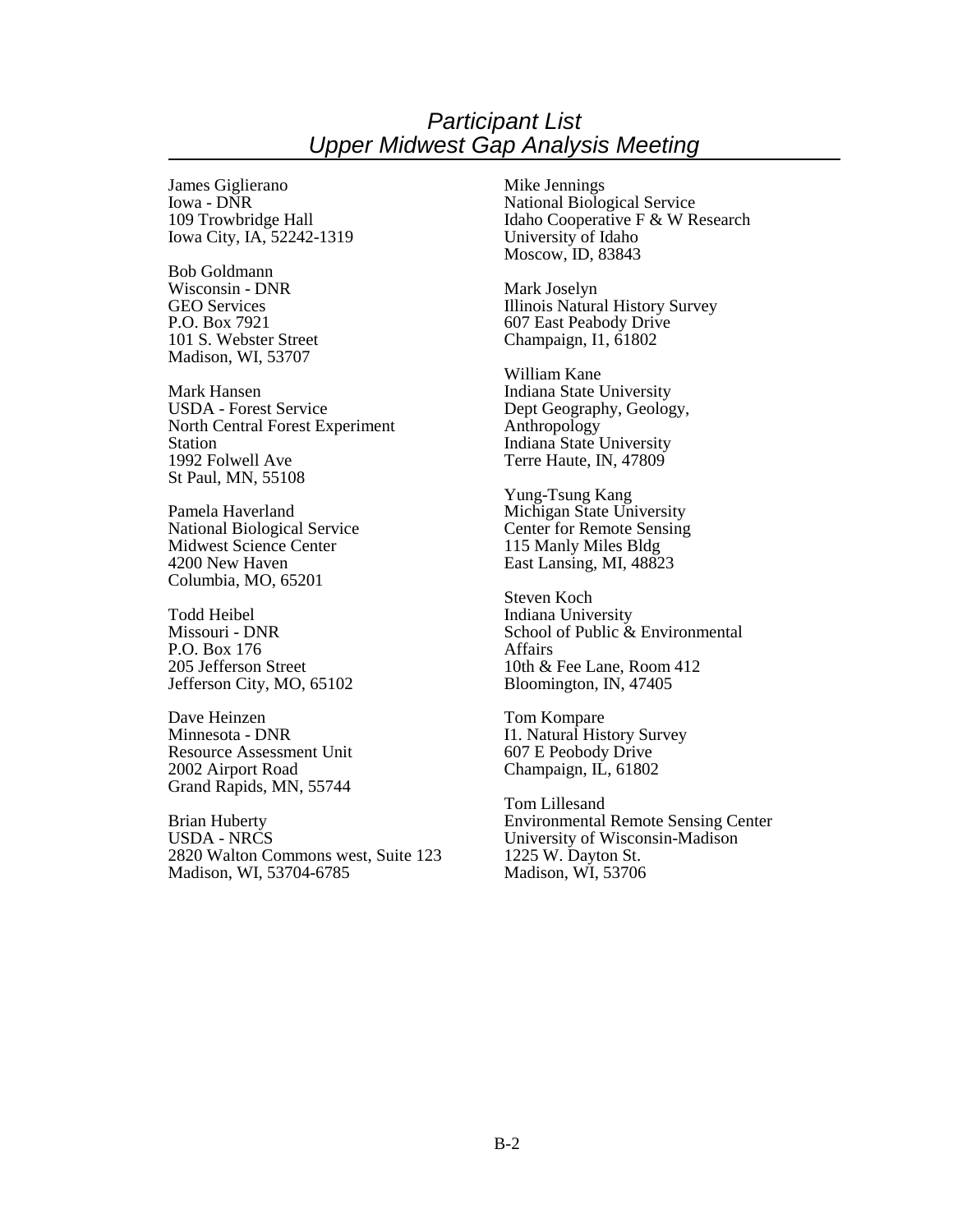# *Participant List*
# *Upper Midwest Gap Analysis Meeting*

James Giglierano
Iowa - DNR
109 Trowbridge Hall
Iowa City, IA, 52242-1319

Bob Goldmann
Wisconsin - DNR
GEO Services
P.O. Box 7921
101 S. Webster Street
Madison, WI, 53707

Mark Hansen
USDA - Forest Service
North Central Forest Experiment Station
1992 Folwell Ave
St Paul, MN, 55108

Pamela Haverland
National Biological Service
Midwest Science Center
4200 New Haven
Columbia, MO, 65201

Todd Heibel
Missouri - DNR
P.O. Box 176
205 Jefferson Street
Jefferson City, MO, 65102

Dave Heinzen
Minnesota - DNR
Resource Assessment Unit
2002 Airport Road
Grand Rapids, MN, 55744

Brian Huberty
USDA - NRCS
2820 Walton Commons west, Suite 123
Madison, WI, 53704-6785

Mike Jennings
National Biological Service
Idaho Cooperative F & W Research
University of Idaho
Moscow, ID, 83843

Mark Joselyn
Illinois Natural History Survey
607 East Peabody Drive
Champaign, I1, 61802

William Kane
Indiana State University
Dept Geography, Geology, Anthropology
Indiana State University
Terre Haute, IN, 47809

Yung-Tsung Kang
Michigan State University
Center for Remote Sensing
115 Manly Miles Bldg
East Lansing, MI, 48823

Steven Koch
Indiana University
School of Public & Environmental Affairs
10th & Fee Lane, Room 412
Bloomington, IN, 47405

Tom Kompare
I1. Natural History Survey
607 E Peobody Drive
Champaign, IL, 61802

Tom Lillesand
Environmental Remote Sensing Center
University of Wisconsin-Madison
1225 W. Dayton St.
Madison, WI, 53706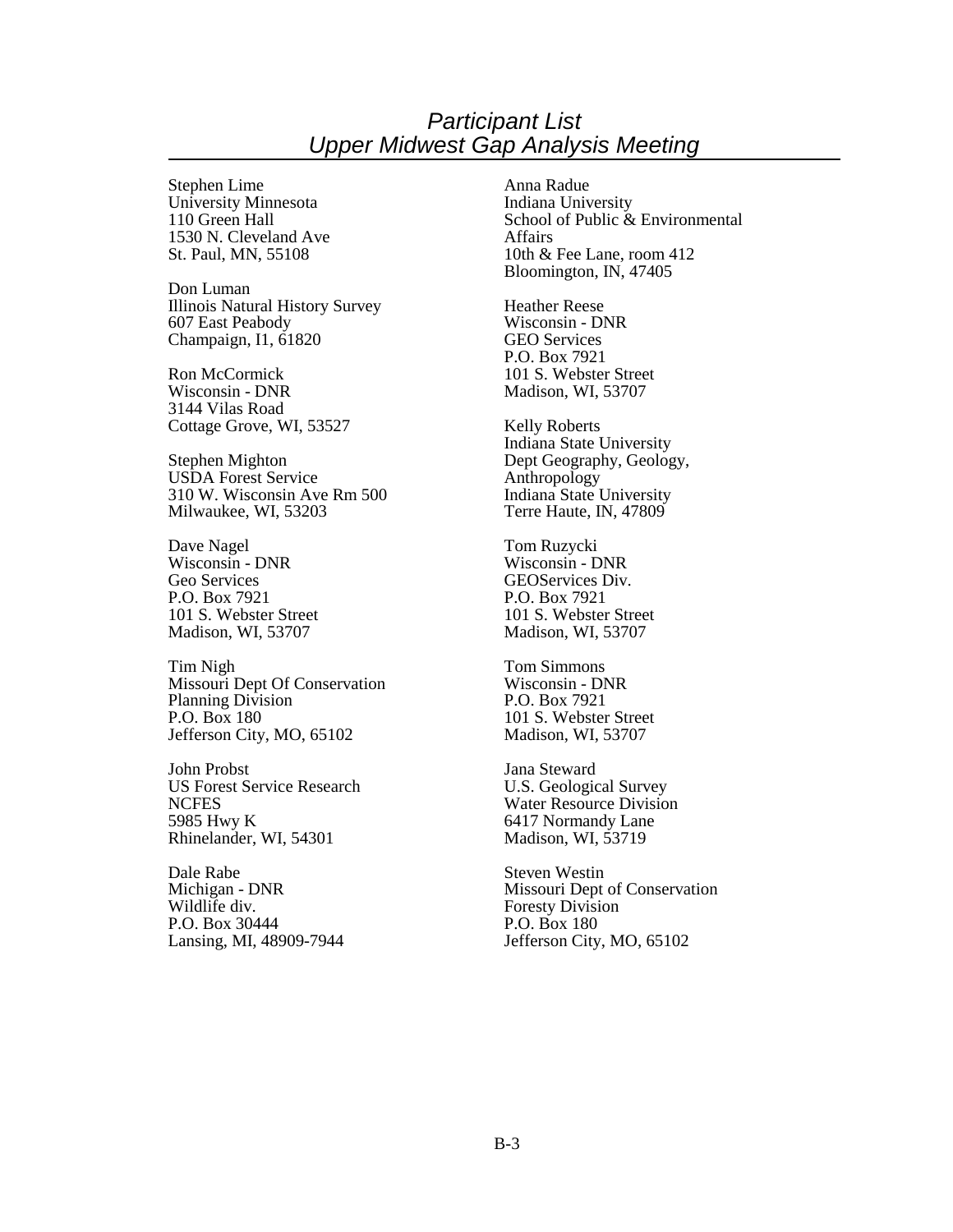# *Participant List*
# *Upper Midwest Gap Analysis Meeting*

Stephen Lime
University Minnesota
110 Green Hall
1530 N. Cleveland Ave
St. Paul, MN, 55108

Don Luman
Illinois Natural History Survey
607 East Peabody
Champaign, I1, 61820

Ron McCormick
Wisconsin - DNR
3144 Vilas Road
Cottage Grove, WI, 53527

Stephen Mighton
USDA Forest Service
310 W. Wisconsin Ave Rm 500
Milwaukee, WI, 53203

Dave Nagel
Wisconsin - DNR
Geo Services
P.O. Box 7921
101 S. Webster Street
Madison, WI, 53707

Tim Nigh
Missouri Dept Of Conservation
Planning Division
P.O. Box 180
Jefferson City, MO, 65102

John Probst
US Forest Service Research
NCFES
5985 Hwy K
Rhinelander, WI, 54301

Dale Rabe
Michigan - DNR
Wildlife div.
P.O. Box 30444
Lansing, MI, 48909-7944

Anna Radue
Indiana University
School of Public & Environmental Affairs
10th & Fee Lane, room 412
Bloomington, IN, 47405

Heather Reese
Wisconsin - DNR
GEO Services
P.O. Box 7921
101 S. Webster Street
Madison, WI, 53707

Kelly Roberts
Indiana State University
Dept Geography, Geology, Anthropology
Indiana State University
Terre Haute, IN, 47809

Tom Ruzycki
Wisconsin - DNR
GEOServices Div.
P.O. Box 7921
101 S. Webster Street
Madison, WI, 53707

Tom Simmons
Wisconsin - DNR
P.O. Box 7921
101 S. Webster Street
Madison, WI, 53707

Jana Steward
U.S. Geological Survey
Water Resource Division
6417 Normandy Lane
Madison, WI, 53719

Steven Westin
Missouri Dept of Conservation
Foresty Division
P.O. Box 180
Jefferson City, MO, 65102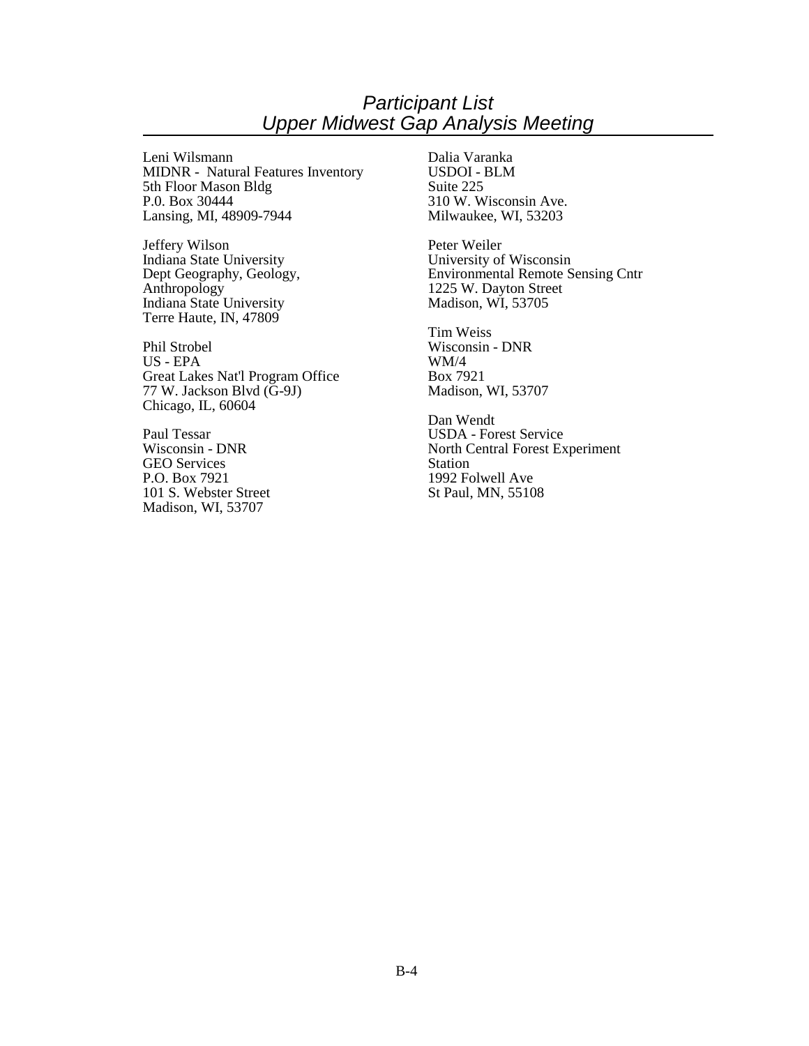# *Participant List*
# *Upper Midwest Gap Analysis Meeting*

Leni Wilsmann
MIDNR - Natural Features Inventory
5th Floor Mason Bldg
P.0. Box 30444
Lansing, MI, 48909-7944

Jeffery Wilson
Indiana State University
Dept Geography, Geology, Anthropology
Indiana State University
Terre Haute, IN, 47809

Phil Strobel
US - EPA
Great Lakes Nat'l Program Office
77 W. Jackson Blvd (G-9J)
Chicago, IL, 60604

Paul Tessar
Wisconsin - DNR
GEO Services
P.O. Box 7921
101 S. Webster Street
Madison, WI, 53707

Dalia Varanka
USDOI - BLM
Suite 225
310 W. Wisconsin Ave.
Milwaukee, WI, 53203

Peter Weiler
University of Wisconsin
Environmental Remote Sensing Cntr
1225 W. Dayton Street
Madison, WI, 53705

Tim Weiss
Wisconsin - DNR
WM/4
Box 7921
Madison, WI, 53707

Dan Wendt
USDA - Forest Service
North Central Forest Experiment Station
1992 Folwell Ave
St Paul, MN, 55108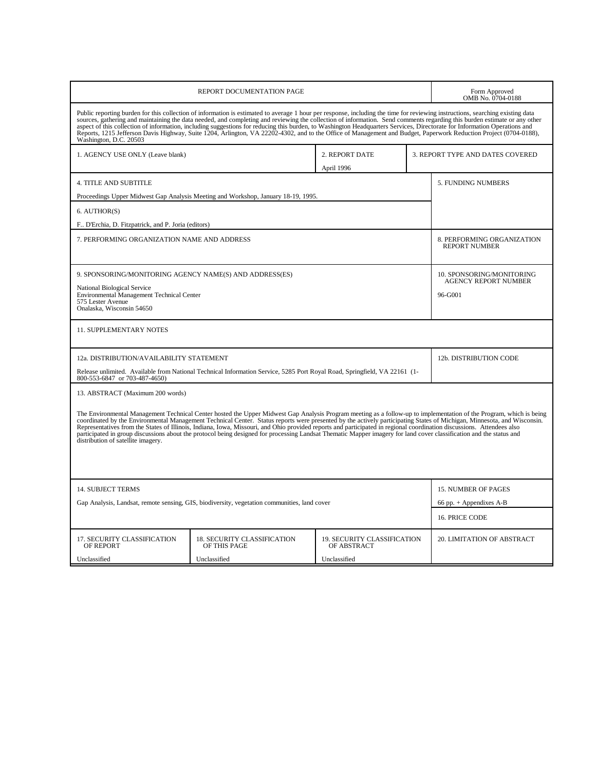| REPORT DOCUMENTATION PAGE | | | Form Approved OMB No. 0704-0188 |
|---|---|---|---|
| Public reporting burden for this collection of information is estimated to average 1 hour per response, including the time for reviewing instructions, searching existing data sources, gathering and maintaining the data needed, and completing and reviewing the collection of information. Send comments regarding this burden estimate or any other aspect of this collection of information, including suggestions for reducing this burden, to Washington Headquarters Services, Directorate for Information Operations and Reports, 1215 Jefferson Davis Highway, Suite 1204, Arlington, VA 22202-4302, and to the Office of Management and Budget, Paperwork Reduction Project (0704-0188), Washington, D.C. 20503 | | | |
| 1. AGENCY USE ONLY (Leave blank) | 2. REPORT DATE<br>April 1996 | 3. REPORT TYPE AND DATES COVERED | |
| 4. TITLE AND SUBTITLE<br>Proceedings Upper Midwest Gap Analysis Meeting and Workshop, January 18-19, 1995. | | | 5. FUNDING NUMBERS |
| 6. AUTHOR(S)<br>F.. D'Erchia, D. Fitzpatrick, and P. Joria (editors) | | | |
| 7. PERFORMING ORGANIZATION NAME AND ADDRESS | | | 8. PERFORMING ORGANIZATION REPORT NUMBER |
| 9. SPONSORING/MONITORING AGENCY NAME(S) AND ADDRESS(ES)<br>National Biological Service<br>Environmental Management Technical Center<br>575 Lester Avenue<br>Onalaska, Wisconsin 54650 | | | 10. SPONSORING/MONITORING AGENCY REPORT NUMBER<br>96-G001 |
| 11. SUPPLEMENTARY NOTES | | | |
| 12a. DISTRIBUTION/AVAILABILITY STATEMENT<br>Release unlimited. Available from National Technical Information Service, 5285 Port Royal Road, Springfield, VA 22161 (1-800-553-6847 or 703-487-4650) | | | 12b. DISTRIBUTION CODE |
| 13. ABSTRACT (Maximum 200 words)<br>The Environmental Management Technical Center hosted the Upper Midwest Gap Analysis Program meeting as a follow-up to implementation of the Program, which is being coordinated by the Environmental Management Technical Center. Status reports were presented by the actively participating States of Michigan, Minnesota, and Wisconsin. Representatives from the States of Illinois, Indiana, Iowa, Missouri, and Ohio provided reports and participated in regional coordination discussions. Attendees also participated in group discussions about the protocol being designed for processing Landsat Thematic Mapper imagery for land cover classification and the status and distribution of satellite imagery. | | | |
| 14. SUBJECT TERMS<br>Gap Analysis, Landsat, remote sensing, GIS, biodiversity, vegetation communities, land cover | | | 15. NUMBER OF PAGES<br>66 pp. + Appendixes A-B |
| | | | 16. PRICE CODE |
| 17. SECURITY CLASSIFICATION OF REPORT<br>Unclassified | 18. SECURITY CLASSIFICATION OF THIS PAGE<br>Unclassified | 19. SECURITY CLASSIFICATION OF ABSTRACT<br>Unclassified | 20. LIMITATION OF ABSTRACT |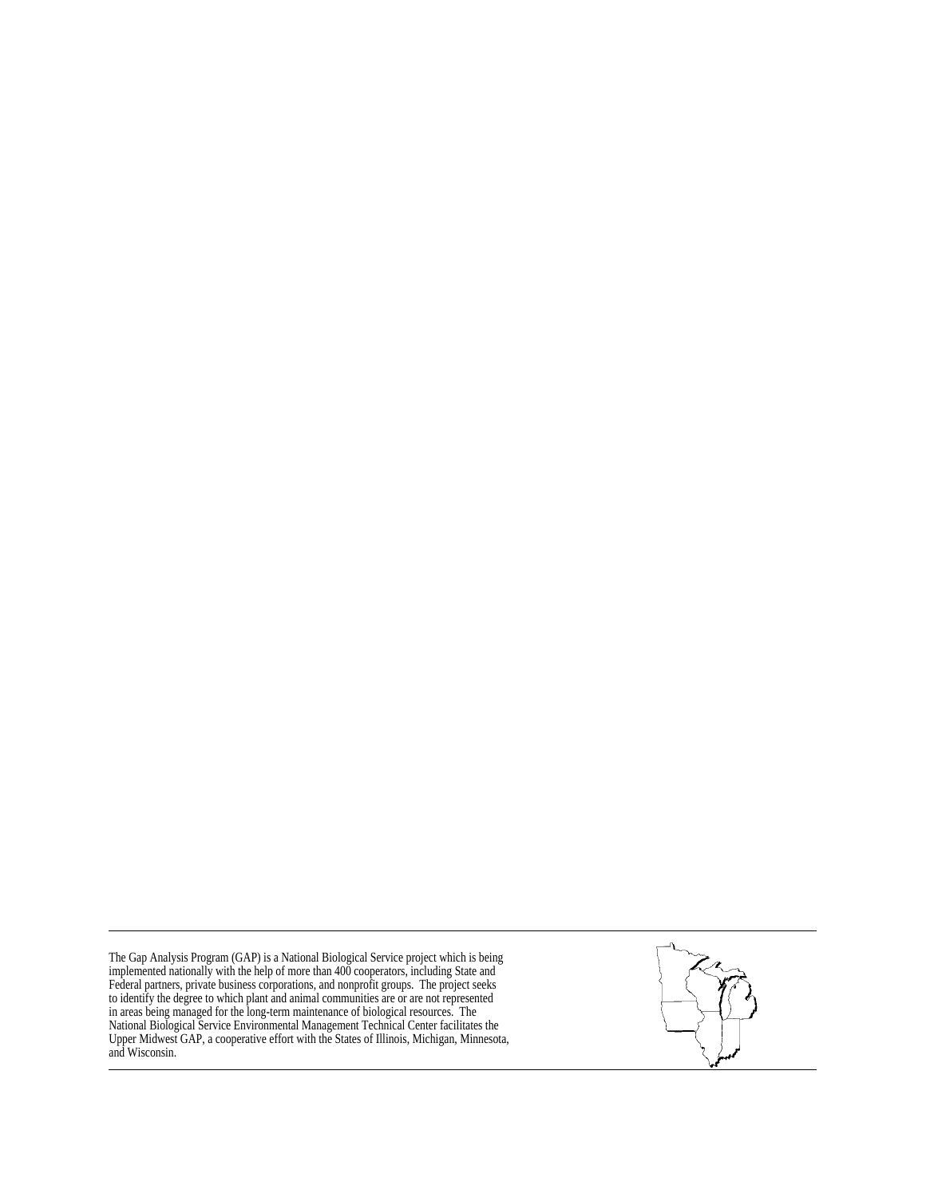The Gap Analysis Program (GAP) is a National Biological Service project which is being implemented nationally with the help of more than 400 cooperators, including State and Federal partners, private business corporations, and nonprofit groups. The project seeks to identify the degree to which plant and animal communities are or are not represented in areas being managed for the long-term maintenance of biological resources. The National Biological Service Environmental Management Technical Center facilitates the Upper Midwest GAP, a cooperative effort with the States of Illinois, Michigan, Minnesota, and Wisconsin.